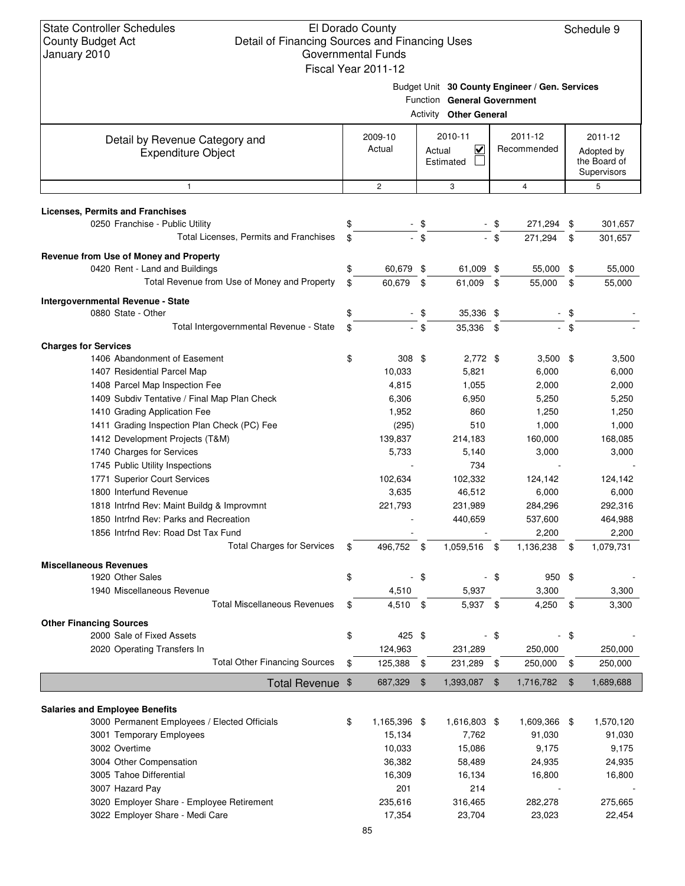State Controller Schedules
County Budget Act
January 2010

El Dorado County
Detail of Financing Sources and Financing Uses
Governmental Funds
Fiscal Year 2011-12

Schedule 9

Budget Unit **30 County Engineer / Gen. Services**
Function **General Government**
Activity **Other General**

| Detail by Revenue Category and Expenditure Object | 2009-10 Actual | 2010-11 Actual ☑ Estimated ☐ | 2011-12 Recommended | 2011-12 Adopted by the Board of Supervisors |
|---|---|---|---|---|
| 1 | 2 | 3 | 4 | 5 |
| **Licenses, Permits and Franchises** | | | | |
| 0250 Franchise - Public Utility | $ - | $ - | $ 271,294 | $ 301,657 |
| Total Licenses, Permits and Franchises | $ - | $ - | $ 271,294 | $ 301,657 |
| **Revenue from Use of Money and Property** | | | | |
| 0420 Rent - Land and Buildings | $ 60,679 | $ 61,009 | $ 55,000 | $ 55,000 |
| Total Revenue from Use of Money and Property | $ 60,679 | $ 61,009 | $ 55,000 | $ 55,000 |
| **Intergovernmental Revenue - State** | | | | |
| 0880 State - Other | $ - | $ 35,336 | $ - | $ - |
| Total Intergovernmental Revenue - State | $ - | $ 35,336 | $ - | $ - |
| **Charges for Services** | | | | |
| 1406 Abandonment of Easement | $ 308 | $ 2,772 | $ 3,500 | $ 3,500 |
| 1407 Residential Parcel Map | 10,033 | 5,821 | 6,000 | 6,000 |
| 1408 Parcel Map Inspection Fee | 4,815 | 1,055 | 2,000 | 2,000 |
| 1409 Subdiv Tentative / Final Map Plan Check | 6,306 | 6,950 | 5,250 | 5,250 |
| 1410 Grading Application Fee | 1,952 | 860 | 1,250 | 1,250 |
| 1411 Grading Inspection Plan Check (PC) Fee | (295) | 510 | 1,000 | 1,000 |
| 1412 Development Projects (T&M) | 139,837 | 214,183 | 160,000 | 168,085 |
| 1740 Charges for Services | 5,733 | 5,140 | 3,000 | 3,000 |
| 1745 Public Utility Inspections | - | 734 | - | - |
| 1771 Superior Court Services | 102,634 | 102,332 | 124,142 | 124,142 |
| 1800 Interfund Revenue | 3,635 | 46,512 | 6,000 | 6,000 |
| 1818 Intrfnd Rev: Maint Buildg & Improvmnt | 221,793 | 231,989 | 284,296 | 292,316 |
| 1850 Intrfnd Rev: Parks and Recreation | - | 440,659 | 537,600 | 464,988 |
| 1856 Intrfnd Rev: Road Dst Tax Fund | - | - | 2,200 | 2,200 |
| Total Charges for Services | $ 496,752 | $ 1,059,516 | $ 1,136,238 | $ 1,079,731 |
| **Miscellaneous Revenues** | | | | |
| 1920 Other Sales | $ - | $ - | $ 950 | $ - |
| 1940 Miscellaneous Revenue | 4,510 | 5,937 | 3,300 | 3,300 |
| Total Miscellaneous Revenues | $ 4,510 | $ 5,937 | $ 4,250 | $ 3,300 |
| **Other Financing Sources** | | | | |
| 2000 Sale of Fixed Assets | $ 425 | $ - | $ - | $ - |
| 2020 Operating Transfers In | 124,963 | 231,289 | 250,000 | 250,000 |
| Total Other Financing Sources | $ 125,388 | $ 231,289 | $ 250,000 | $ 250,000 |
| **Total Revenue** | $ 687,329 | $ 1,393,087 | $ 1,716,782 | $ 1,689,688 |
| **Salaries and Employee Benefits** | | | | |
| 3000 Permanent Employees / Elected Officials | $ 1,165,396 | $ 1,616,803 | $ 1,609,366 | $ 1,570,120 |
| 3001 Temporary Employees | 15,134 | 7,762 | 91,030 | 91,030 |
| 3002 Overtime | 10,033 | 15,086 | 9,175 | 9,175 |
| 3004 Other Compensation | 36,382 | 58,489 | 24,935 | 24,935 |
| 3005 Tahoe Differential | 16,309 | 16,134 | 16,800 | 16,800 |
| 3007 Hazard Pay | 201 | 214 | - | - |
| 3020 Employer Share - Employee Retirement | 235,616 | 316,465 | 282,278 | 275,665 |
| 3022 Employer Share - Medi Care | 17,354 | 23,704 | 23,023 | 22,454 |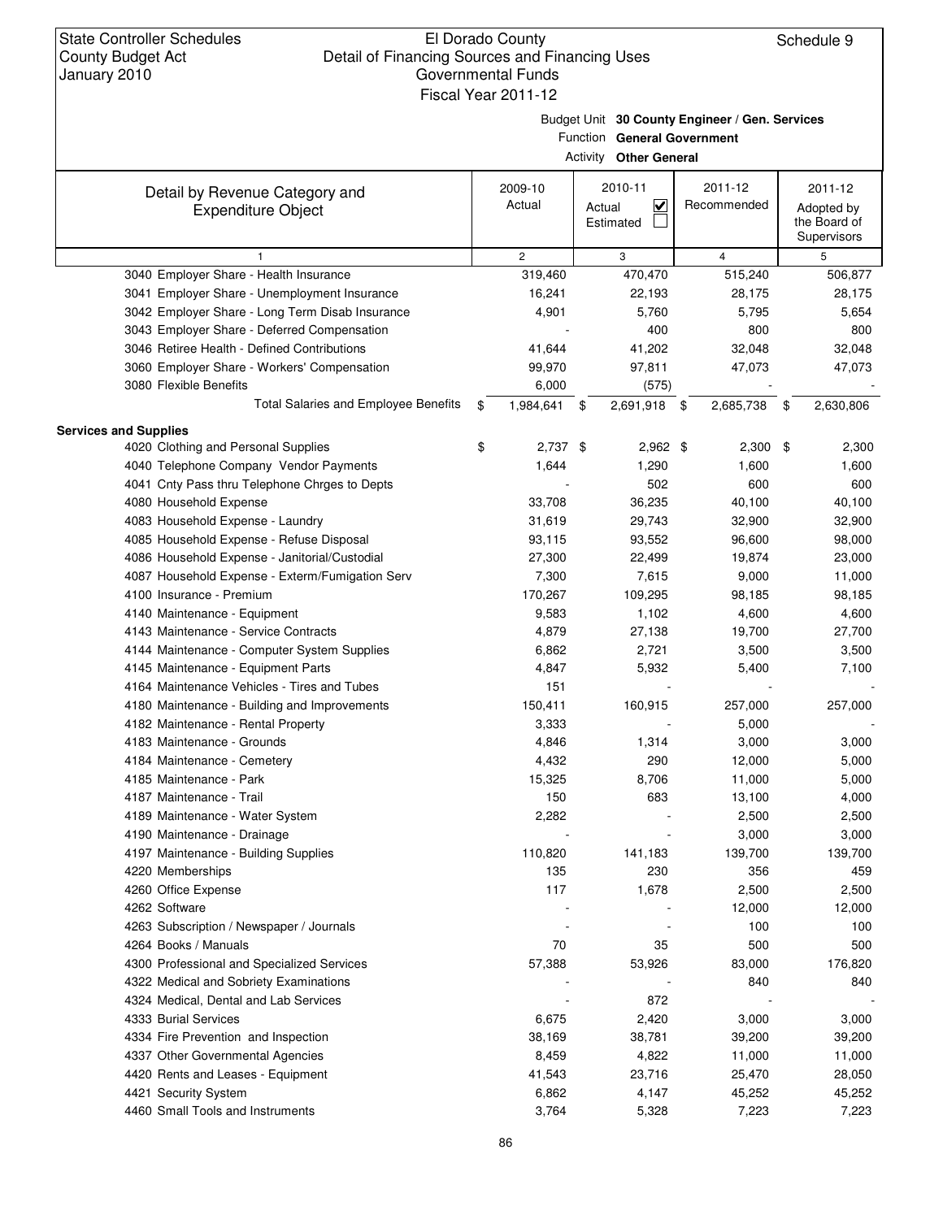State Controller Schedules
County Budget Act
January 2010

# El Dorado County
## Detail of Financing Sources and Financing Uses
Governmental Funds
Fiscal Year 2011-12

Schedule 9

Budget Unit **30 County Engineer / Gen. Services**
Function **General Government**
Activity **Other General**

| Detail by Revenue Category and Expenditure Object | 2009-10 Actual | 2010-11 Actual ☑ Estimated ☐ | 2011-12 Recommended | 2011-12 Adopted by the Board of Supervisors |
|---|---|---|---|---|
| 1 | 2 | 3 | 4 | 5 |
| 3040 Employer Share - Health Insurance | 319,460 | 470,470 | 515,240 | 506,877 |
| 3041 Employer Share - Unemployment Insurance | 16,241 | 22,193 | 28,175 | 28,175 |
| 3042 Employer Share - Long Term Disab Insurance | 4,901 | 5,760 | 5,795 | 5,654 |
| 3043 Employer Share - Deferred Compensation | - | 400 | 800 | 800 |
| 3046 Retiree Health - Defined Contributions | 41,644 | 41,202 | 32,048 | 32,048 |
| 3060 Employer Share - Workers' Compensation | 99,970 | 97,811 | 47,073 | 47,073 |
| 3080 Flexible Benefits | 6,000 | (575) | - | - |
| Total Salaries and Employee Benefits | $ 1,984,641 | $ 2,691,918 | $ 2,685,738 | $ 2,630,806 |
| **Services and Supplies** | | | | |
| 4020 Clothing and Personal Supplies | $ 2,737 | $ 2,962 | $ 2,300 | $ 2,300 |
| 4040 Telephone Company Vendor Payments | 1,644 | 1,290 | 1,600 | 1,600 |
| 4041 Cnty Pass thru Telephone Chrges to Depts | - | 502 | 600 | 600 |
| 4080 Household Expense | 33,708 | 36,235 | 40,100 | 40,100 |
| 4083 Household Expense - Laundry | 31,619 | 29,743 | 32,900 | 32,900 |
| 4085 Household Expense - Refuse Disposal | 93,115 | 93,552 | 96,600 | 98,000 |
| 4086 Household Expense - Janitorial/Custodial | 27,300 | 22,499 | 19,874 | 23,000 |
| 4087 Household Expense - Exterm/Fumigation Serv | 7,300 | 7,615 | 9,000 | 11,000 |
| 4100 Insurance - Premium | 170,267 | 109,295 | 98,185 | 98,185 |
| 4140 Maintenance - Equipment | 9,583 | 1,102 | 4,600 | 4,600 |
| 4143 Maintenance - Service Contracts | 4,879 | 27,138 | 19,700 | 27,700 |
| 4144 Maintenance - Computer System Supplies | 6,862 | 2,721 | 3,500 | 3,500 |
| 4145 Maintenance - Equipment Parts | 4,847 | 5,932 | 5,400 | 7,100 |
| 4164 Maintenance Vehicles - Tires and Tubes | 151 | - | - | - |
| 4180 Maintenance - Building and Improvements | 150,411 | 160,915 | 257,000 | 257,000 |
| 4182 Maintenance - Rental Property | 3,333 | - | 5,000 | - |
| 4183 Maintenance - Grounds | 4,846 | 1,314 | 3,000 | 3,000 |
| 4184 Maintenance - Cemetery | 4,432 | 290 | 12,000 | 5,000 |
| 4185 Maintenance - Park | 15,325 | 8,706 | 11,000 | 5,000 |
| 4187 Maintenance - Trail | 150 | 683 | 13,100 | 4,000 |
| 4189 Maintenance - Water System | 2,282 | - | 2,500 | 2,500 |
| 4190 Maintenance - Drainage | - | - | 3,000 | 3,000 |
| 4197 Maintenance - Building Supplies | 110,820 | 141,183 | 139,700 | 139,700 |
| 4220 Memberships | 135 | 230 | 356 | 459 |
| 4260 Office Expense | 117 | 1,678 | 2,500 | 2,500 |
| 4262 Software | - | - | 12,000 | 12,000 |
| 4263 Subscription / Newspaper / Journals | - | - | 100 | 100 |
| 4264 Books / Manuals | 70 | 35 | 500 | 500 |
| 4300 Professional and Specialized Services | 57,388 | 53,926 | 83,000 | 176,820 |
| 4322 Medical and Sobriety Examinations | - | - | 840 | 840 |
| 4324 Medical, Dental and Lab Services | - | 872 | - | - |
| 4333 Burial Services | 6,675 | 2,420 | 3,000 | 3,000 |
| 4334 Fire Prevention and Inspection | 38,169 | 38,781 | 39,200 | 39,200 |
| 4337 Other Governmental Agencies | 8,459 | 4,822 | 11,000 | 11,000 |
| 4420 Rents and Leases - Equipment | 41,543 | 23,716 | 25,470 | 28,050 |
| 4421 Security System | 6,862 | 4,147 | 45,252 | 45,252 |
| 4460 Small Tools and Instruments | 3,764 | 5,328 | 7,223 | 7,223 |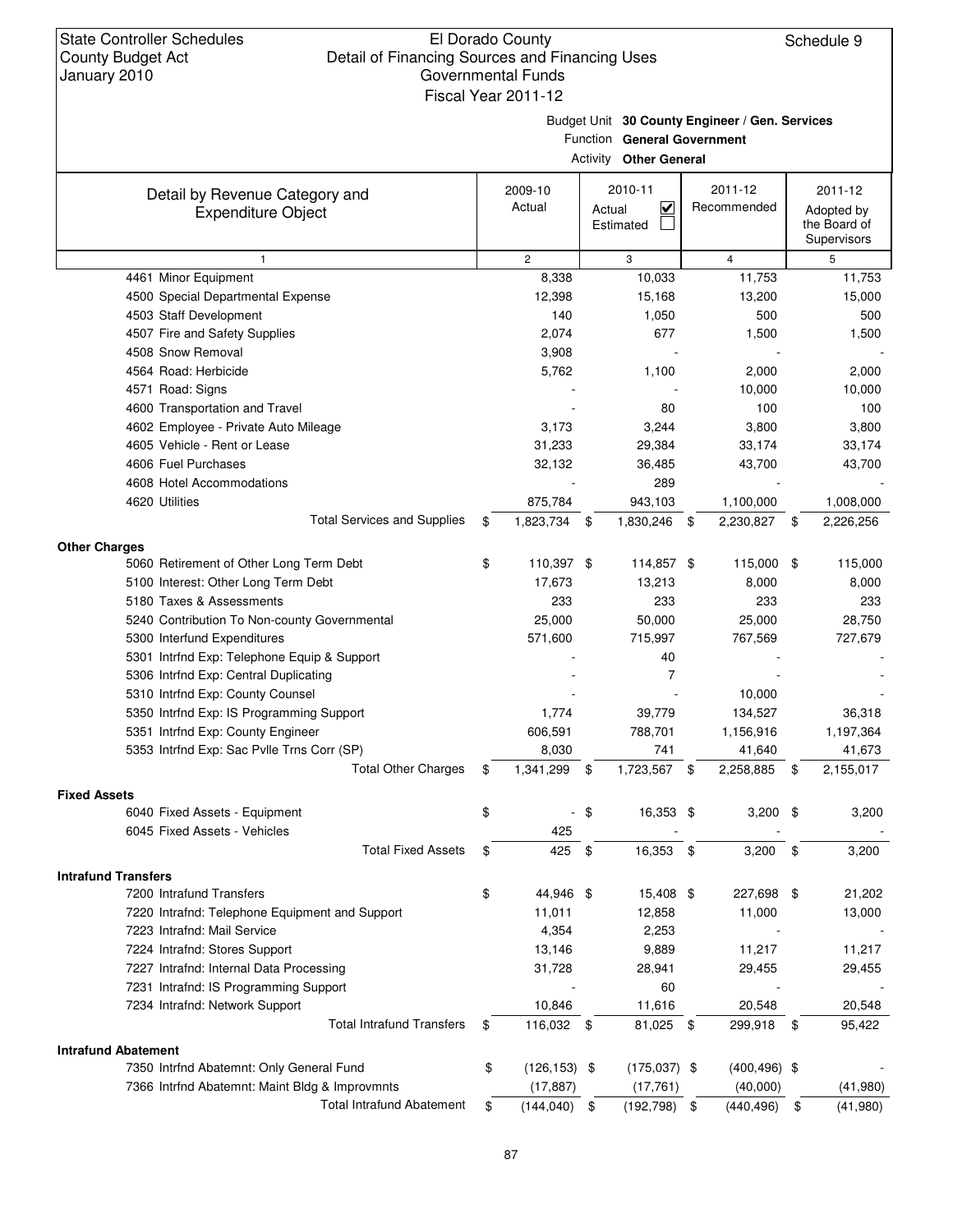State Controller Schedules
County Budget Act
January 2010

El Dorado County
Detail of Financing Sources and Financing Uses
Governmental Funds
Fiscal Year 2011-12

Schedule 9

Budget Unit **30 County Engineer / Gen. Services**
Function **General Government**
Activity **Other General**

| Detail by Revenue Category and Expenditure Object | 2009-10 Actual | 2010-11 Actual ☑ Estimated ☐ | 2011-12 Recommended | 2011-12 Adopted by the Board of Supervisors |
|---|---|---|---|---|
| 1 | 2 | 3 | 4 | 5 |
| 4461 Minor Equipment | 8,338 | 10,033 | 11,753 | 11,753 |
| 4500 Special Departmental Expense | 12,398 | 15,168 | 13,200 | 15,000 |
| 4503 Staff Development | 140 | 1,050 | 500 | 500 |
| 4507 Fire and Safety Supplies | 2,074 | 677 | 1,500 | 1,500 |
| 4508 Snow Removal | 3,908 | - | - | - |
| 4564 Road: Herbicide | 5,762 | 1,100 | 2,000 | 2,000 |
| 4571 Road: Signs | - | - | 10,000 | 10,000 |
| 4600 Transportation and Travel | - | 80 | 100 | 100 |
| 4602 Employee - Private Auto Mileage | 3,173 | 3,244 | 3,800 | 3,800 |
| 4605 Vehicle - Rent or Lease | 31,233 | 29,384 | 33,174 | 33,174 |
| 4606 Fuel Purchases | 32,132 | 36,485 | 43,700 | 43,700 |
| 4608 Hotel Accommodations | - | 289 | - | - |
| 4620 Utilities | 875,784 | 943,103 | 1,100,000 | 1,008,000 |
| Total Services and Supplies | $ 1,823,734 | $ 1,830,246 | $ 2,230,827 | $ 2,226,256 |
| **Other Charges** | | | | |
| 5060 Retirement of Other Long Term Debt | $ 110,397 | $ 114,857 | $ 115,000 | $ 115,000 |
| 5100 Interest: Other Long Term Debt | 17,673 | 13,213 | 8,000 | 8,000 |
| 5180 Taxes & Assessments | 233 | 233 | 233 | 233 |
| 5240 Contribution To Non-county Governmental | 25,000 | 50,000 | 25,000 | 28,750 |
| 5300 Interfund Expenditures | 571,600 | 715,997 | 767,569 | 727,679 |
| 5301 Intrfnd Exp: Telephone Equip & Support | - | 40 | - | - |
| 5306 Intrfnd Exp: Central Duplicating | - | 7 | - | - |
| 5310 Intrfnd Exp: County Counsel | - | - | 10,000 | - |
| 5350 Intrfnd Exp: IS Programming Support | 1,774 | 39,779 | 134,527 | 36,318 |
| 5351 Intrfnd Exp: County Engineer | 606,591 | 788,701 | 1,156,916 | 1,197,364 |
| 5353 Intrfnd Exp: Sac Pvlle Trns Corr (SP) | 8,030 | 741 | 41,640 | 41,673 |
| Total Other Charges | $ 1,341,299 | $ 1,723,567 | $ 2,258,885 | $ 2,155,017 |
| **Fixed Assets** | | | | |
| 6040 Fixed Assets - Equipment | $ - | $ 16,353 | $ 3,200 | $ 3,200 |
| 6045 Fixed Assets - Vehicles | 425 | - | - | - |
| Total Fixed Assets | $ 425 | $ 16,353 | $ 3,200 | $ 3,200 |
| **Intrafund Transfers** | | | | |
| 7200 Intrafund Transfers | $ 44,946 | $ 15,408 | $ 227,698 | $ 21,202 |
| 7220 Intrafnd: Telephone Equipment and Support | 11,011 | 12,858 | 11,000 | 13,000 |
| 7223 Intrafnd: Mail Service | 4,354 | 2,253 | - | - |
| 7224 Intrafnd: Stores Support | 13,146 | 9,889 | 11,217 | 11,217 |
| 7227 Intrafnd: Internal Data Processing | 31,728 | 28,941 | 29,455 | 29,455 |
| 7231 Intrafnd: IS Programming Support | - | 60 | - | - |
| 7234 Intrafnd: Network Support | 10,846 | 11,616 | 20,548 | 20,548 |
| Total Intrafund Transfers | $ 116,032 | $ 81,025 | $ 299,918 | $ 95,422 |
| **Intrafund Abatement** | | | | |
| 7350 Intrfnd Abatemnt: Only General Fund | $ (126,153) | $ (175,037) | $ (400,496) | $ - |
| 7366 Intrfnd Abatemnt: Maint Bldg & Improvmnts | (17,887) | (17,761) | (40,000) | (41,980) |
| Total Intrafund Abatement | $ (144,040) | $ (192,798) | $ (440,496) | $ (41,980) |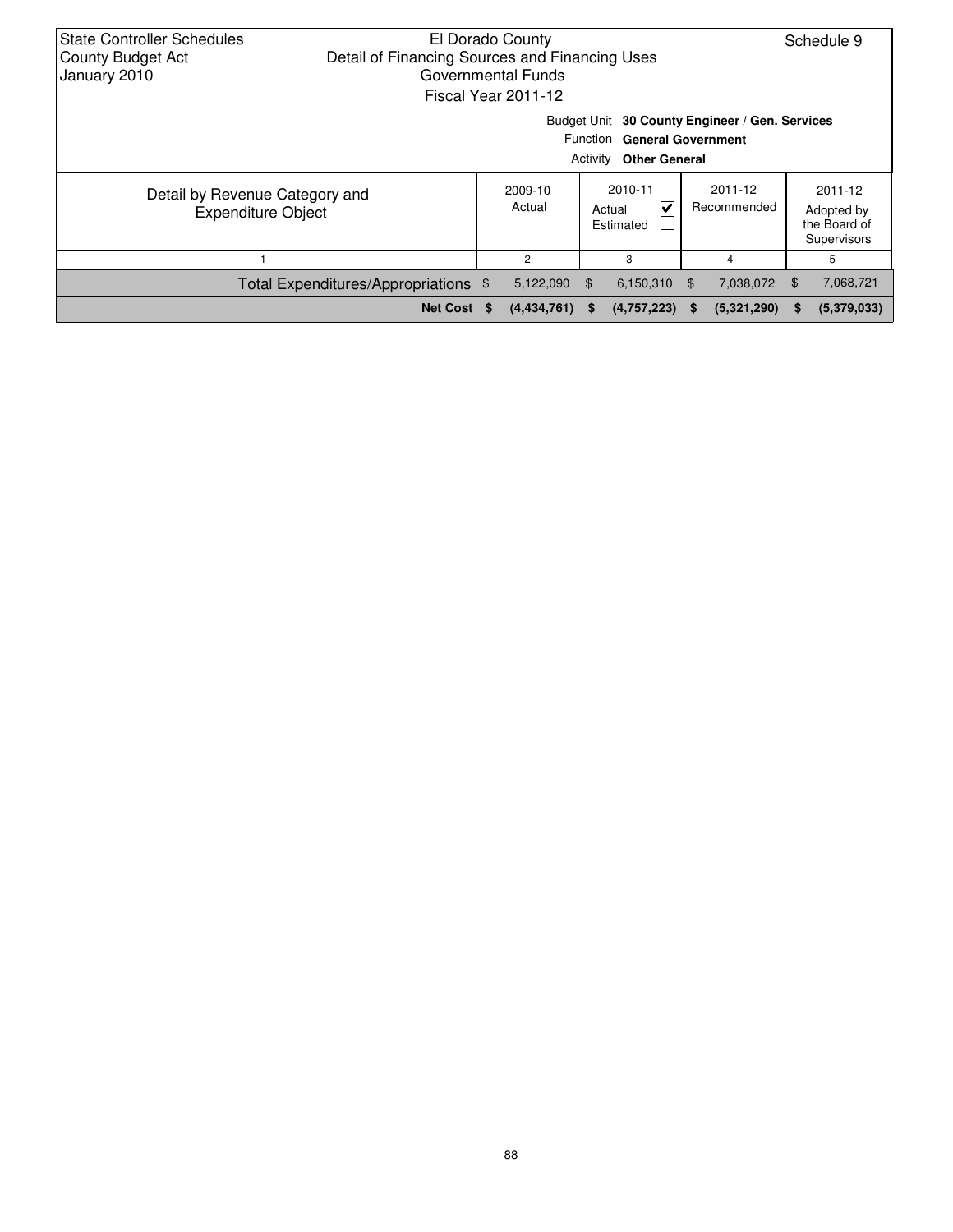State Controller Schedules
County Budget Act
January 2010

El Dorado County
Detail of Financing Sources and Financing Uses
Governmental Funds
Fiscal Year 2011-12

Schedule 9

Budget Unit **30 County Engineer / Gen. Services**
Function **General Government**
Activity **Other General**

| Detail by Revenue Category and Expenditure Object | 2009-10 Actual | 2010-11 Actual ☑ Estimated ☐ | 2011-12 Recommended | 2011-12 Adopted by the Board of Supervisors |
|---|---|---|---|---|
| 1 | 2 | 3 | 4 | 5 |
| Total Expenditures/Appropriations | $ 5,122,090 | $ 6,150,310 | $ 7,038,072 | $ 7,068,721 |
| **Net Cost** | **$ (4,434,761)** | **$ (4,757,223)** | **$ (5,321,290)** | **$ (5,379,033)** |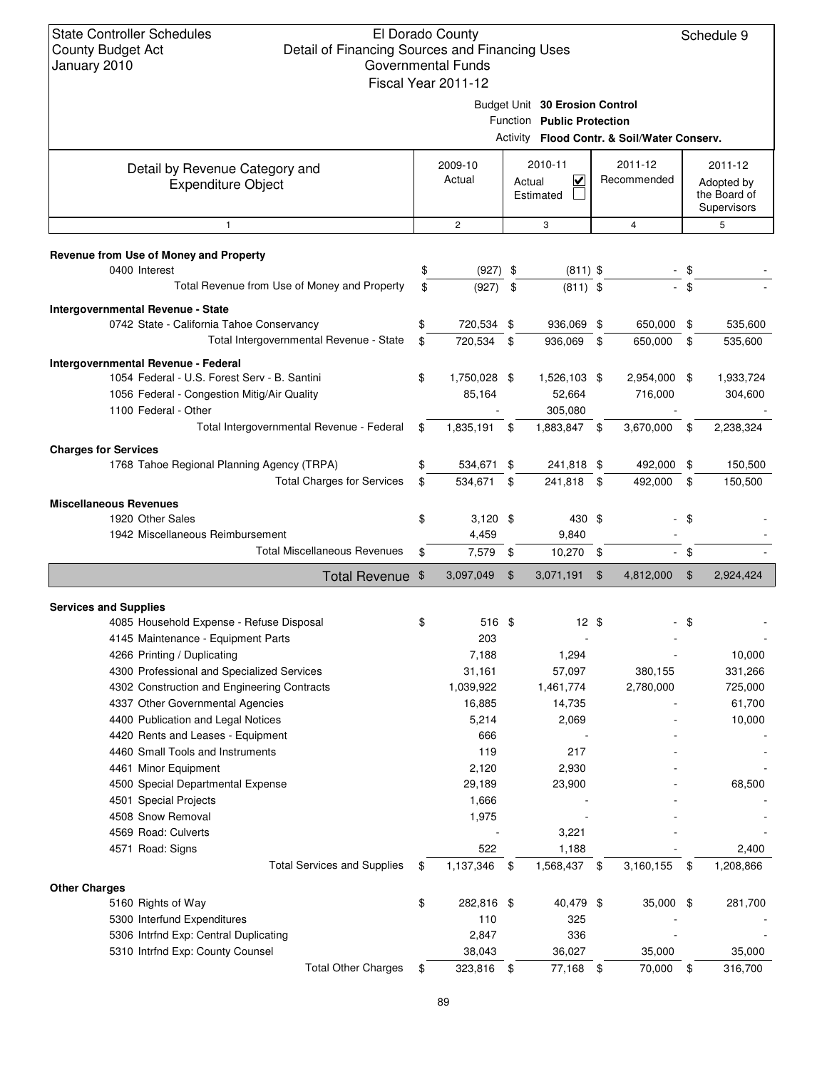State Controller Schedules
County Budget Act
January 2010

El Dorado County
Detail of Financing Sources and Financing Uses
Governmental Funds
Fiscal Year 2011-12

Schedule 9

Budget Unit **30 Erosion Control**
Function **Public Protection**
Activity **Flood Contr. & Soil/Water Conserv.**

| Detail by Revenue Category and Expenditure Object | 2009-10 Actual | 2010-11 Actual ☑ Estimated ☐ | 2011-12 Recommended | 2011-12 Adopted by the Board of Supervisors |
|---|---|---|---|---|
| 1 | 2 | 3 | 4 | 5 |
| **Revenue from Use of Money and Property** | | | | |
| 0400 Interest | $ (927) | $ (811) | $ - | $ - |
| Total Revenue from Use of Money and Property | $ (927) | $ (811) | $ - | $ - |
| **Intergovernmental Revenue - State** | | | | |
| 0742 State - California Tahoe Conservancy | $ 720,534 | $ 936,069 | $ 650,000 | $ 535,600 |
| Total Intergovernmental Revenue - State | $ 720,534 | $ 936,069 | $ 650,000 | $ 535,600 |
| **Intergovernmental Revenue - Federal** | | | | |
| 1054 Federal - U.S. Forest Serv - B. Santini | $ 1,750,028 | $ 1,526,103 | $ 2,954,000 | $ 1,933,724 |
| 1056 Federal - Congestion Mitig/Air Quality | 85,164 | 52,664 | 716,000 | 304,600 |
| 1100 Federal - Other | - | 305,080 | - | - |
| Total Intergovernmental Revenue - Federal | $ 1,835,191 | $ 1,883,847 | $ 3,670,000 | $ 2,238,324 |
| **Charges for Services** | | | | |
| 1768 Tahoe Regional Planning Agency (TRPA) | $ 534,671 | $ 241,818 | $ 492,000 | $ 150,500 |
| Total Charges for Services | $ 534,671 | $ 241,818 | $ 492,000 | $ 150,500 |
| **Miscellaneous Revenues** | | | | |
| 1920 Other Sales | $ 3,120 | $ 430 | $ - | $ - |
| 1942 Miscellaneous Reimbursement | 4,459 | 9,840 | - | - |
| Total Miscellaneous Revenues | $ 7,579 | $ 10,270 | $ - | $ - |
| **Total Revenue** | $ 3,097,049 | $ 3,071,191 | $ 4,812,000 | $ 2,924,424 |
| **Services and Supplies** | | | | |
| 4085 Household Expense - Refuse Disposal | $ 516 | $ 12 | $ - | $ - |
| 4145 Maintenance - Equipment Parts | 203 | - | - | - |
| 4266 Printing / Duplicating | 7,188 | 1,294 | - | 10,000 |
| 4300 Professional and Specialized Services | 31,161 | 57,097 | 380,155 | 331,266 |
| 4302 Construction and Engineering Contracts | 1,039,922 | 1,461,774 | 2,780,000 | 725,000 |
| 4337 Other Governmental Agencies | 16,885 | 14,735 | - | 61,700 |
| 4400 Publication and Legal Notices | 5,214 | 2,069 | - | 10,000 |
| 4420 Rents and Leases - Equipment | 666 | - | - | - |
| 4460 Small Tools and Instruments | 119 | 217 | - | - |
| 4461 Minor Equipment | 2,120 | 2,930 | - | - |
| 4500 Special Departmental Expense | 29,189 | 23,900 | - | 68,500 |
| 4501 Special Projects | 1,666 | - | - | - |
| 4508 Snow Removal | 1,975 | - | - | - |
| 4569 Road: Culverts | - | 3,221 | - | - |
| 4571 Road: Signs | 522 | 1,188 | - | 2,400 |
| Total Services and Supplies | $ 1,137,346 | $ 1,568,437 | $ 3,160,155 | $ 1,208,866 |
| **Other Charges** | | | | |
| 5160 Rights of Way | $ 282,816 | $ 40,479 | $ 35,000 | $ 281,700 |
| 5300 Interfund Expenditures | 110 | 325 | - | - |
| 5306 Intrfnd Exp: Central Duplicating | 2,847 | 336 | - | - |
| 5310 Intrfnd Exp: County Counsel | 38,043 | 36,027 | 35,000 | 35,000 |
| Total Other Charges | $ 323,816 | $ 77,168 | $ 70,000 | $ 316,700 |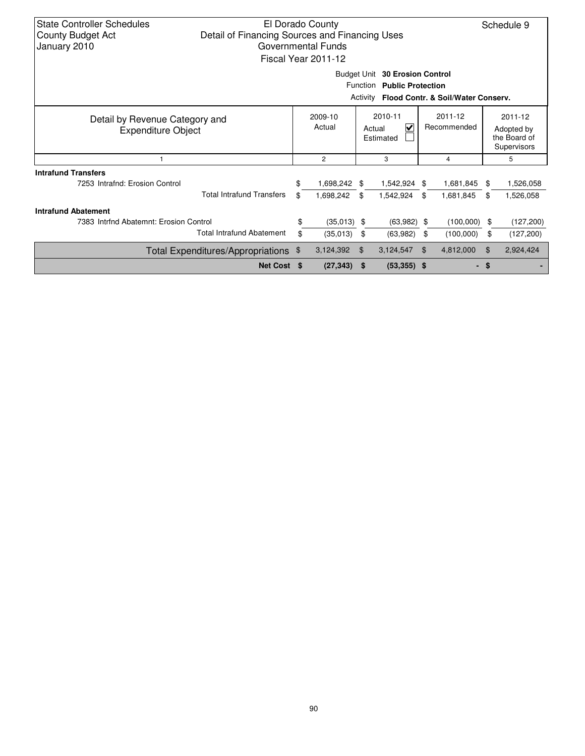State Controller Schedules
County Budget Act
January 2010

El Dorado County
Detail of Financing Sources and Financing Uses
Governmental Funds
Fiscal Year 2011-12

Schedule 9

Budget Unit **30 Erosion Control**
Function **Public Protection**
Activity **Flood Contr. & Soil/Water Conserv.**

| Detail by Revenue Category and Expenditure Object | 2009-10 Actual | 2010-11 Actual ☑ Estimated ☐ | 2011-12 Recommended | 2011-12 Adopted by the Board of Supervisors |
|---|---|---|---|---|
| 1 | 2 | 3 | 4 | 5 |
| **Intrafund Transfers** | | | | |
| 7253 Intrafnd: Erosion Control | $ 1,698,242 | $ 1,542,924 | $ 1,681,845 | $ 1,526,058 |
| Total Intrafund Transfers | $ 1,698,242 | $ 1,542,924 | $ 1,681,845 | $ 1,526,058 |
| **Intrafund Abatement** | | | | |
| 7383 Intrfnd Abatemnt: Erosion Control | $ (35,013) | $ (63,982) | $ (100,000) | $ (127,200) |
| Total Intrafund Abatement | $ (35,013) | $ (63,982) | $ (100,000) | $ (127,200) |
| Total Expenditures/Appropriations | $ 3,124,392 | $ 3,124,547 | $ 4,812,000 | $ 2,924,424 |
| **Net Cost** | **$ (27,343)** | **$ (53,355)** | **$ -** | **$ -** |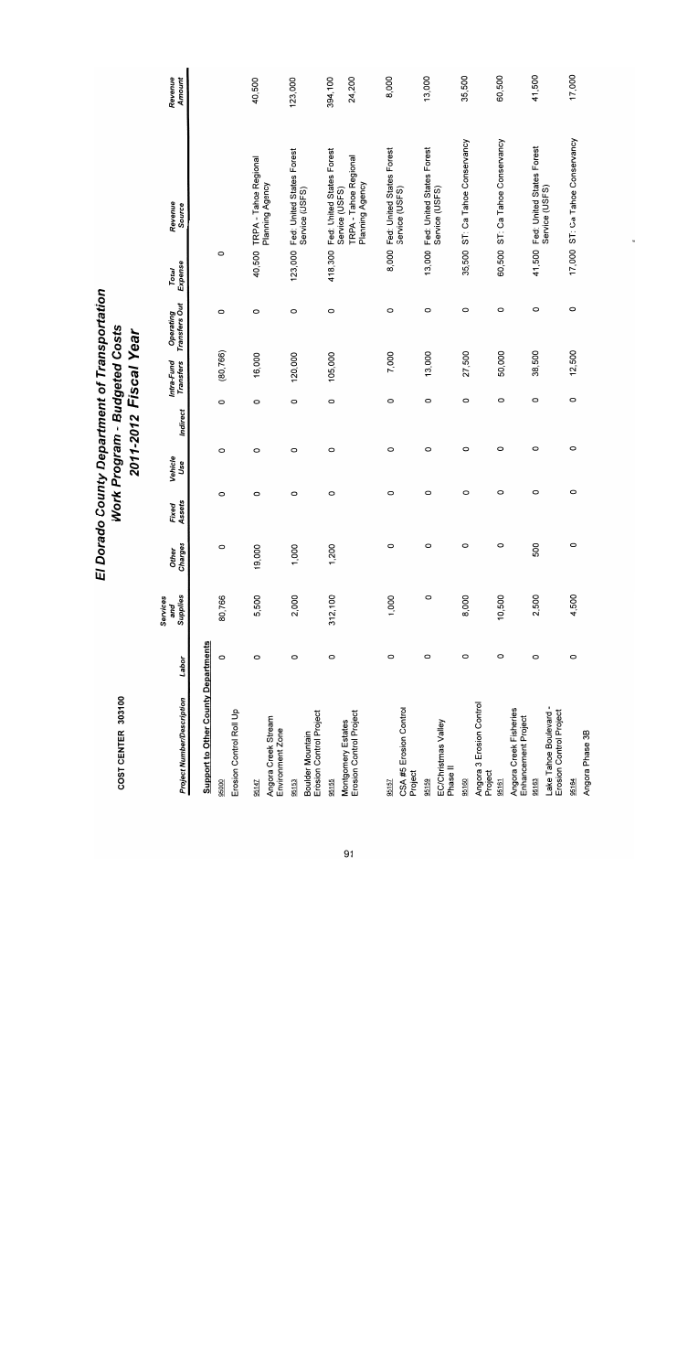# El Dorado County Department of Transportation
## Work Program - Budgeted Costs
## 2011-2012 Fiscal Year

COST CENTER 303100

| Project Number/Description | Labor | Services and Supplies | Other Charges | Fixed Assets | Vehicle Use | Indirect | Intra-Fund Transfers | Operating Transfers Out | Total Expense | Revenue Source | Revenue Amount |
|---|---|---|---|---|---|---|---|---|---|---|---|
| **Support to Other County Departments** | | | | | | | | | | | |
| 95000 Erosion Control Roll Up | 0 | 80,766 | 0 | 0 | 0 | 0 | (80,766) | 0 | 0 | | |
| 95147 Angora Creek Stream Environment Zone | 0 | 5,500 | 19,000 | 0 | 0 | 0 | 16,000 | 0 | 40,500 | TRPA - Tahoe Regional Planning Agency | 40,500 |
| 95153 Boulder Mountain Erosion Control Project | 0 | 2,000 | 1,000 | 0 | 0 | 0 | 120,000 | 0 | 123,000 | Fed: United States Forest Service (USFS) | 123,000 |
| 95155 Montgomery Estates Erosion Control Project | 0 | 312,100 | 1,200 | 0 | 0 | 0 | 105,000 | 0 | 418,300 | Fed: United States Forest Service (USFS) | 394,100 |
| | | | | | | | | | | TRPA - Tahoe Regional Planning Agency | 24,200 |
| 95157 CSA #5 Erosion Control Project | 0 | 1,000 | 0 | 0 | 0 | 0 | 7,000 | 0 | 8,000 | Fed: United States Forest Service (USFS) | 8,000 |
| 95159 EC/Christmas Valley Phase II | 0 | 0 | 0 | 0 | 0 | 0 | 13,000 | 0 | 13,000 | Fed: United States Forest Service (USFS) | 13,000 |
| 95160 Angora 3 Erosion Control Project | 0 | 8,000 | 0 | 0 | 0 | 0 | 27,500 | 0 | 35,500 | ST: Ca Tahoe Conservancy | 35,500 |
| 95161 Angora Creek Fisheries Enhancement Project | 0 | 10,500 | 0 | 0 | 0 | 0 | 50,000 | 0 | 60,500 | ST: Ca Tahoe Conservancy | 60,500 |
| 95163 Lake Tahoe Boulevard - Erosion Control Project | 0 | 2,500 | 500 | 0 | 0 | 0 | 38,500 | 0 | 41,500 | Fed: United States Forest Service (USFS) | 41,500 |
| 95164 Angora Phase 3B | 0 | 4,500 | 0 | 0 | 0 | 0 | 12,500 | 0 | 17,000 | ST: Ca Tahoe Conservancy | 17,000 |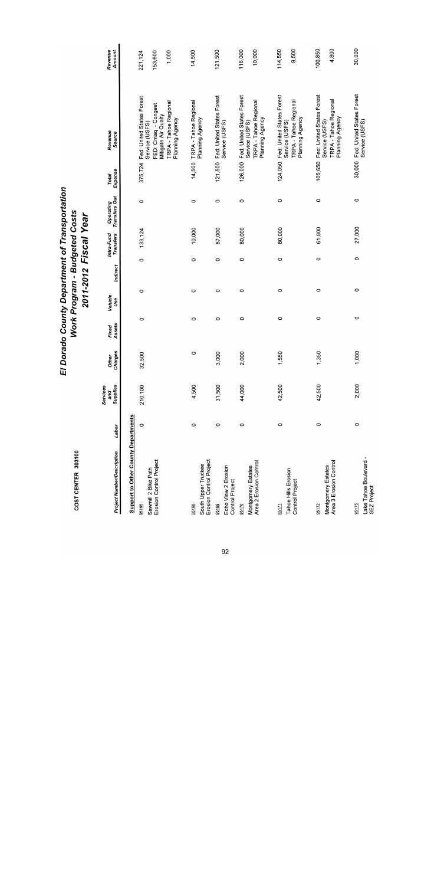# El Dorado County Department of Transportation
## Work Program - Budgeted Costs
## 2011-2012 Fiscal Year

COST CENTER 303100

| Project Number/Description | Labor | Services and Supplies | Other Charges | Fixed Assets | Vehicle Use | Indirect | Intra-Fund Transfers | Operating Transfers Out | Total Expense | Revenue Source | Revenue Amount |
|---|---|---|---|---|---|---|---|---|---|---|---|
| **Support to Other County Departments** | | | | | | | | | | | |
| 95165 Sawmill 2 Bike Path Erosion Control Project | 0 | 210,100 | 32,500 | 0 | 0 | 0 | 133,124 | 0 | 375,724 | Fed: United States Forest Service (USFS) | 221,124 |
| | | | | | | | | | | FED: Cmaq - Congest Mitigatn Air Quality | 153,600 |
| | | | | | | | | | | TRPA - Tahoe Regional Planning Agency | 1,000 |
| 95168 South Upper Truckee Erosion Control Project | 0 | 4,500 | 0 | 0 | 0 | 0 | 10,000 | 0 | 14,500 | TRPA - Tahoe Regional Planning Agency | 14,500 |
| 95169 Echo View 2 Erosion Control Project | 0 | 31,500 | 3,000 | 0 | 0 | 0 | 87,000 | 0 | 121,500 | Fed: United States Forest Service (USFS) | 121,500 |
| 95170 Montgomery Estates Area 2 Erosion Control | 0 | 44,000 | 2,000 | 0 | 0 | 0 | 80,000 | 0 | 126,000 | Fed: United States Forest Service (USFS) | 116,000 |
| | | | | | | | | | | TRPA - Tahoe Regional Planning Agency | 10,000 |
| 95171 Tahoe Hills Erosion Control Project | 0 | 42,500 | 1,550 | 0 | 0 | 0 | 80,000 | 0 | 124,050 | Fed: United States Forest Service (USFS) | 114,550 |
| | | | | | | | | | | TRPA - Tahoe Regional Planning Agency | 9,500 |
| 95172 Montgomery Estates Area 3 Erosion Control | 0 | 42,500 | 1,350 | 0 | 0 | 0 | 61,800 | 0 | 105,650 | Fed: United States Forest Service (USFS) | 100,850 |
| | | | | | | | | | | TRPA - Tahoe Regional Planning Agency | 4,800 |
| 95175 Lake Tahoe Boulevard - SEZ Project | 0 | 2,000 | 1,000 | 0 | 0 | 0 | 27,000 | 0 | 30,000 | Fed: United States Forest Service (USFS) | 30,000 |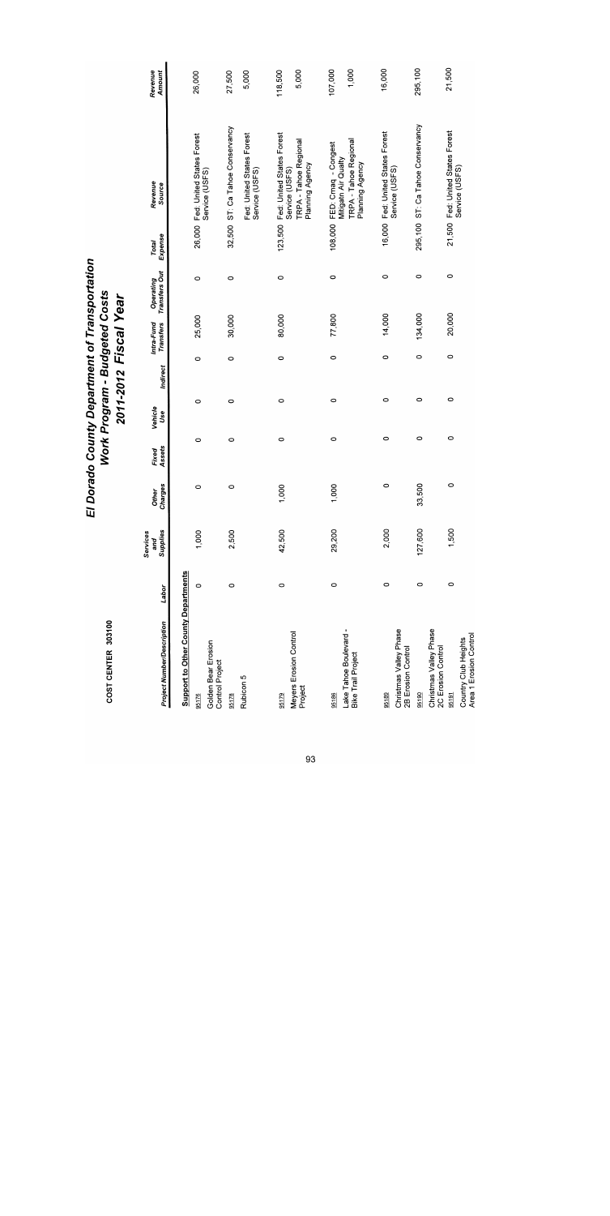COST CENTER 303100

# El Dorado County Department of Transportation
## Work Program - Budgeted Costs
## 2011-2012 Fiscal Year

| Project Number/Description | Labor | Services and Supplies | Other Charges | Fixed Assets | Vehicle Use | Indirect | Intra-Fund Transfers | Operating Transfers Out | Total Expense | Revenue Source | Revenue Amount |
|---|---|---|---|---|---|---|---|---|---|---|---|
| **Support to Other County Departments** | | | | | | | | | | | |
| 95176 Golden Bear Erosion Control Project | 0 | 1,000 | 0 | 0 | 0 | 0 | 25,000 | 0 | 26,000 | Fed: United States Forest Service (USFS) | 26,000 |
| 95178 Rubicon 5 | 0 | 2,500 | 0 | 0 | 0 | 0 | 30,000 | 0 | 32,500 | ST: Ca Tahoe Conservancy | 27,500 |
| | | | | | | | | | | Fed: United States Forest Service (USFS) | 5,000 |
| 95179 Meyers Erosion Control Project | 0 | 42,500 | 1,000 | 0 | 0 | 0 | 80,000 | 0 | 123,500 | Fed: United States Forest Service (USFS) | 118,500 |
| | | | | | | | | | | TRPA - Tahoe Regional Planning Agency | 5,000 |
| 95186 Lake Tahoe Boulevard - Bike Trail Project | 0 | 29,200 | 1,000 | 0 | 0 | 0 | 77,800 | 0 | 108,000 | FED: Cmaq - Congest Mitigatn Air Quality | 107,000 |
| | | | | | | | | | | TRPA - Tahoe Regional Planning Agency | 1,000 |
| 95189 Christmas Valley Phase 2B Erosion Control | 0 | 2,000 | 0 | 0 | 0 | 0 | 14,000 | 0 | 16,000 | Fed: United States Forest Service (USFS) | 16,000 |
| 95190 Christmas Valley Phase 2C Erosion Control | 0 | 127,600 | 33,500 | 0 | 0 | 0 | 134,000 | 0 | 295,100 | ST: Ca Tahoe Conservancy | 295,100 |
| 95191 Country Club Heights Area 1 Erosion Control | 0 | 1,500 | 0 | 0 | 0 | 0 | 20,000 | 0 | 21,500 | Fed: United States Forest Service (USFS) | 21,500 |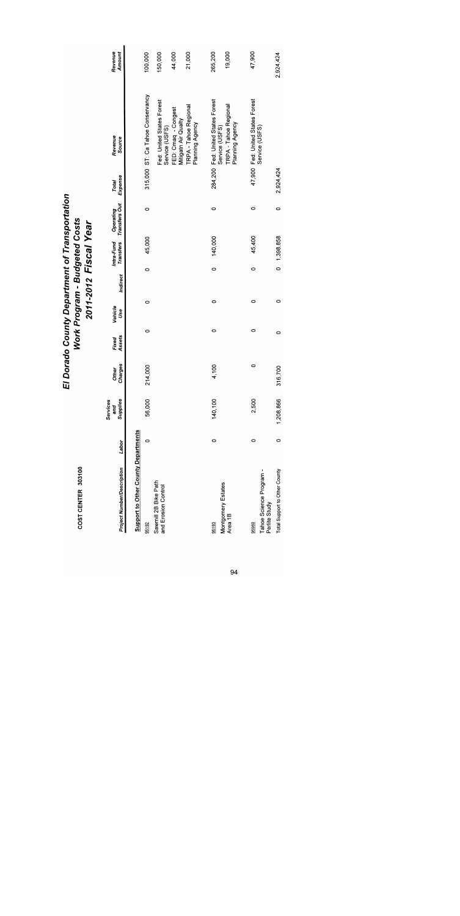# El Dorado County Department of Transportation

## Work Program - Budgeted Costs

## 2011-2012 Fiscal Year

**COST CENTER 303100**

| Project Number/Description | Labor | Services and Supplies | Other Charges | Fixed Assets | Vehicle Use | Indirect | Intra-Fund Transfers | Operating Transfers Out | Total Expense | Revenue Source | Revenue Amount |
|---|---|---|---|---|---|---|---|---|---|---|---|
| **Support to Other County Departments** | | | | | | | | | | | |
| 95182 | 0 | 56,000 | 214,000 | 0 | 0 | 0 | 45,000 | 0 | 315,000 | ST: Ca Tahoe Conservancy | 100,000 |
| Sawmill 2B Bike Path and Erosion Control | | | | | | | | | | Fed: United States Forest Service (USFS) | 150,000 |
| | | | | | | | | | | FED: Cmaq - Congest Mitigatn Air Qualty | 44,000 |
| | | | | | | | | | | TRPA - Tahoe Regional Planning Agency | 21,000 |
| 95193 | 0 | 140,100 | 4,100 | 0 | 0 | 0 | 140,000 | 0 | 284,200 | Fed: United States Forest Service (USFS) | 265,200 |
| Montgomery Estates Area 1B | | | | | | | | | | TRPA - Tahoe Regional Planning Agency | 19,000 |
| 95969 | 0 | 2,500 | 0 | 0 | 0 | 0 | 45,400 | 0 | 47,900 | Fed: United States Forest Service (USFS) | 47,900 |
| Tahoe Science Program - Perlite Study | | | | | | | | | | | |
| Total Support to Other County | 0 | 1,208,866 | 316,700 | 0 | 0 | 0 | 1,398,858 | 0 | 2,924,424 | | 2,924,424 |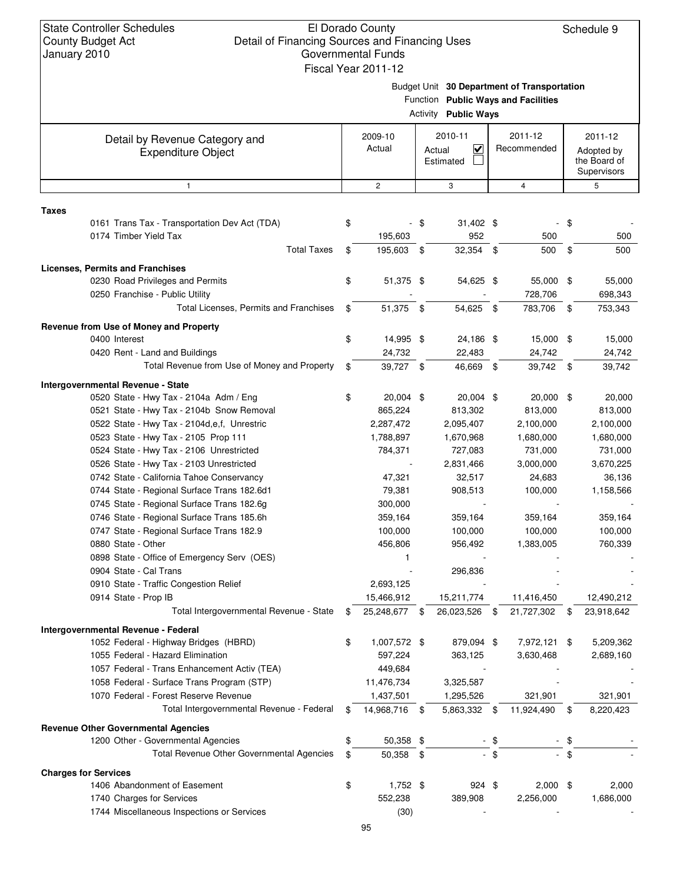State Controller Schedules
County Budget Act
January 2010

El Dorado County
Detail of Financing Sources and Financing Uses
Governmental Funds
Fiscal Year 2011-12

Schedule 9

Budget Unit **30 Department of Transportation**
Function **Public Ways and Facilities**
Activity **Public Ways**

| Detail by Revenue Category and Expenditure Object | 2009-10 Actual | 2010-11 Actual ☑ Estimated ☐ | 2011-12 Recommended | 2011-12 Adopted by the Board of Supervisors |
|---|---|---|---|---|
| 1 | 2 | 3 | 4 | 5 |
| **Taxes** | | | | |
| 0161 Trans Tax - Transportation Dev Act (TDA) | $ - | $ 31,402 | $ - | $ - |
| 0174 Timber Yield Tax | 195,603 | 952 | 500 | 500 |
| Total Taxes | $ 195,603 | $ 32,354 | $ 500 | $ 500 |
| **Licenses, Permits and Franchises** | | | | |
| 0230 Road Privileges and Permits | $ 51,375 | $ 54,625 | $ 55,000 | $ 55,000 |
| 0250 Franchise - Public Utility | - | - | 728,706 | 698,343 |
| Total Licenses, Permits and Franchises | $ 51,375 | $ 54,625 | $ 783,706 | $ 753,343 |
| **Revenue from Use of Money and Property** | | | | |
| 0400 Interest | $ 14,995 | $ 24,186 | $ 15,000 | $ 15,000 |
| 0420 Rent - Land and Buildings | 24,732 | 22,483 | 24,742 | 24,742 |
| Total Revenue from Use of Money and Property | $ 39,727 | $ 46,669 | $ 39,742 | $ 39,742 |
| **Intergovernmental Revenue - State** | | | | |
| 0520 State - Hwy Tax - 2104a Adm / Eng | $ 20,004 | $ 20,004 | $ 20,000 | $ 20,000 |
| 0521 State - Hwy Tax - 2104b Snow Removal | 865,224 | 813,302 | 813,000 | 813,000 |
| 0522 State - Hwy Tax - 2104d,e,f, Unrestric | 2,287,472 | 2,095,407 | 2,100,000 | 2,100,000 |
| 0523 State - Hwy Tax - 2105 Prop 111 | 1,788,897 | 1,670,968 | 1,680,000 | 1,680,000 |
| 0524 State - Hwy Tax - 2106 Unrestricted | 784,371 | 727,083 | 731,000 | 731,000 |
| 0526 State - Hwy Tax - 2103 Unrestricted | - | 2,831,466 | 3,000,000 | 3,670,225 |
| 0742 State - California Tahoe Conservancy | 47,321 | 32,517 | 24,683 | 36,136 |
| 0744 State - Regional Surface Trans 182.6d1 | 79,381 | 908,513 | 100,000 | 1,158,566 |
| 0745 State - Regional Surface Trans 182.6g | 300,000 | - | - | - |
| 0746 State - Regional Surface Trans 185.6h | 359,164 | 359,164 | 359,164 | 359,164 |
| 0747 State - Regional Surface Trans 182.9 | 100,000 | 100,000 | 100,000 | 100,000 |
| 0880 State - Other | 456,806 | 956,492 | 1,383,005 | 760,339 |
| 0898 State - Office of Emergency Serv (OES) | 1 | - | - | - |
| 0904 State - Cal Trans | - | 296,836 | - | - |
| 0910 State - Traffic Congestion Relief | 2,693,125 | - | - | - |
| 0914 State - Prop IB | 15,466,912 | 15,211,774 | 11,416,450 | 12,490,212 |
| Total Intergovernmental Revenue - State | $ 25,248,677 | $ 26,023,526 | $ 21,727,302 | $ 23,918,642 |
| **Intergovernmental Revenue - Federal** | | | | |
| 1052 Federal - Highway Bridges (HBRD) | $ 1,007,572 | $ 879,094 | $ 7,972,121 | $ 5,209,362 |
| 1055 Federal - Hazard Elimination | 597,224 | 363,125 | 3,630,468 | 2,689,160 |
| 1057 Federal - Trans Enhancement Activ (TEA) | 449,684 | - | - | - |
| 1058 Federal - Surface Trans Program (STP) | 11,476,734 | 3,325,587 | - | - |
| 1070 Federal - Forest Reserve Revenue | 1,437,501 | 1,295,526 | 321,901 | 321,901 |
| Total Intergovernmental Revenue - Federal | $ 14,968,716 | $ 5,863,332 | $ 11,924,490 | $ 8,220,423 |
| **Revenue Other Governmental Agencies** | | | | |
| 1200 Other - Governmental Agencies | $ 50,358 | $ - | $ - | $ - |
| Total Revenue Other Governmental Agencies | $ 50,358 | $ - | $ - | $ - |
| **Charges for Services** | | | | |
| 1406 Abandonment of Easement | $ 1,752 | $ 924 | $ 2,000 | $ 2,000 |
| 1740 Charges for Services | 552,238 | 389,908 | 2,256,000 | 1,686,000 |
| 1744 Miscellaneous Inspections or Services | (30) | - | - | - |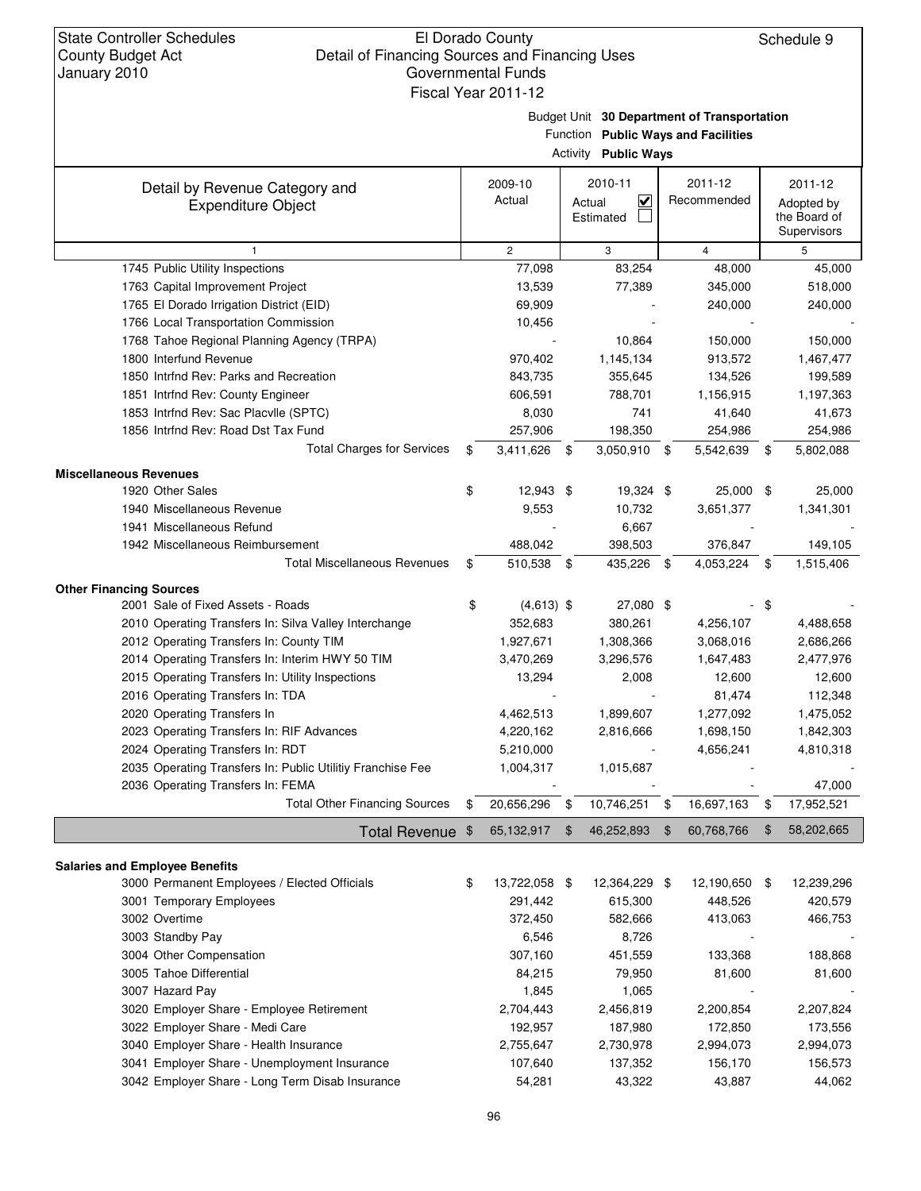State Controller Schedules
County Budget Act
January 2010

El Dorado County
Detail of Financing Sources and Financing Uses
Governmental Funds
Fiscal Year 2011-12

Schedule 9

Budget Unit **30 Department of Transportation**
Function **Public Ways and Facilities**
Activity **Public Ways**

| Detail by Revenue Category and Expenditure Object | 2009-10 Actual | 2010-11 Actual ☑ Estimated ☐ | 2011-12 Recommended | 2011-12 Adopted by the Board of Supervisors |
|---|---|---|---|---|
| 1 | 2 | 3 | 4 | 5 |
| 1745 Public Utility Inspections | 77,098 | 83,254 | 48,000 | 45,000 |
| 1763 Capital Improvement Project | 13,539 | 77,389 | 345,000 | 518,000 |
| 1765 El Dorado Irrigation District (EID) | 69,909 | - | 240,000 | 240,000 |
| 1766 Local Transportation Commission | 10,456 | - | - | - |
| 1768 Tahoe Regional Planning Agency (TRPA) | - | 10,864 | 150,000 | 150,000 |
| 1800 Interfund Revenue | 970,402 | 1,145,134 | 913,572 | 1,467,477 |
| 1850 Intrfnd Rev: Parks and Recreation | 843,735 | 355,645 | 134,526 | 199,589 |
| 1851 Intrfnd Rev: County Engineer | 606,591 | 788,701 | 1,156,915 | 1,197,363 |
| 1853 Intrfnd Rev: Sac Placvlle (SPTC) | 8,030 | 741 | 41,640 | 41,673 |
| 1856 Intrfnd Rev: Road Dst Tax Fund | 257,906 | 198,350 | 254,986 | 254,986 |
| Total Charges for Services | $ 3,411,626 | $ 3,050,910 | $ 5,542,639 | $ 5,802,088 |
| **Miscellaneous Revenues** | | | | |
| 1920 Other Sales | $ 12,943 | $ 19,324 | $ 25,000 | $ 25,000 |
| 1940 Miscellaneous Revenue | 9,553 | 10,732 | 3,651,377 | 1,341,301 |
| 1941 Miscellaneous Refund | - | 6,667 | - | - |
| 1942 Miscellaneous Reimbursement | 488,042 | 398,503 | 376,847 | 149,105 |
| Total Miscellaneous Revenues | $ 510,538 | $ 435,226 | $ 4,053,224 | $ 1,515,406 |
| **Other Financing Sources** | | | | |
| 2001 Sale of Fixed Assets - Roads | $ (4,613) | $ 27,080 | $ - | $ - |
| 2010 Operating Transfers In: Silva Valley Interchange | 352,683 | 380,261 | 4,256,107 | 4,488,658 |
| 2012 Operating Transfers In: County TIM | 1,927,671 | 1,308,366 | 3,068,016 | 2,686,266 |
| 2014 Operating Transfers In: Interim HWY 50 TIM | 3,470,269 | 3,296,576 | 1,647,483 | 2,477,976 |
| 2015 Operating Transfers In: Utility Inspections | 13,294 | 2,008 | 12,600 | 12,600 |
| 2016 Operating Transfers In: TDA | - | - | 81,474 | 112,348 |
| 2020 Operating Transfers In | 4,462,513 | 1,899,607 | 1,277,092 | 1,475,052 |
| 2023 Operating Transfers In: RIF Advances | 4,220,162 | 2,816,666 | 1,698,150 | 1,842,303 |
| 2024 Operating Transfers In: RDT | 5,210,000 | - | 4,656,241 | 4,810,318 |
| 2035 Operating Transfers In: Public Utilitiy Franchise Fee | 1,004,317 | 1,015,687 | - | - |
| 2036 Operating Transfers In: FEMA | - | - | - | 47,000 |
| Total Other Financing Sources | $ 20,656,296 | $ 10,746,251 | $ 16,697,163 | $ 17,952,521 |
| **Total Revenue** | $ 65,132,917 | $ 46,252,893 | $ 60,768,766 | $ 58,202,665 |
| **Salaries and Employee Benefits** | | | | |
| 3000 Permanent Employees / Elected Officials | $ 13,722,058 | $ 12,364,229 | $ 12,190,650 | $ 12,239,296 |
| 3001 Temporary Employees | 291,442 | 615,300 | 448,526 | 420,579 |
| 3002 Overtime | 372,450 | 582,666 | 413,063 | 466,753 |
| 3003 Standby Pay | 6,546 | 8,726 | - | - |
| 3004 Other Compensation | 307,160 | 451,559 | 133,368 | 188,868 |
| 3005 Tahoe Differential | 84,215 | 79,950 | 81,600 | 81,600 |
| 3007 Hazard Pay | 1,845 | 1,065 | - | - |
| 3020 Employer Share - Employee Retirement | 2,704,443 | 2,456,819 | 2,200,854 | 2,207,824 |
| 3022 Employer Share - Medi Care | 192,957 | 187,980 | 172,850 | 173,556 |
| 3040 Employer Share - Health Insurance | 2,755,647 | 2,730,978 | 2,994,073 | 2,994,073 |
| 3041 Employer Share - Unemployment Insurance | 107,640 | 137,352 | 156,170 | 156,573 |
| 3042 Employer Share - Long Term Disab Insurance | 54,281 | 43,322 | 43,887 | 44,062 |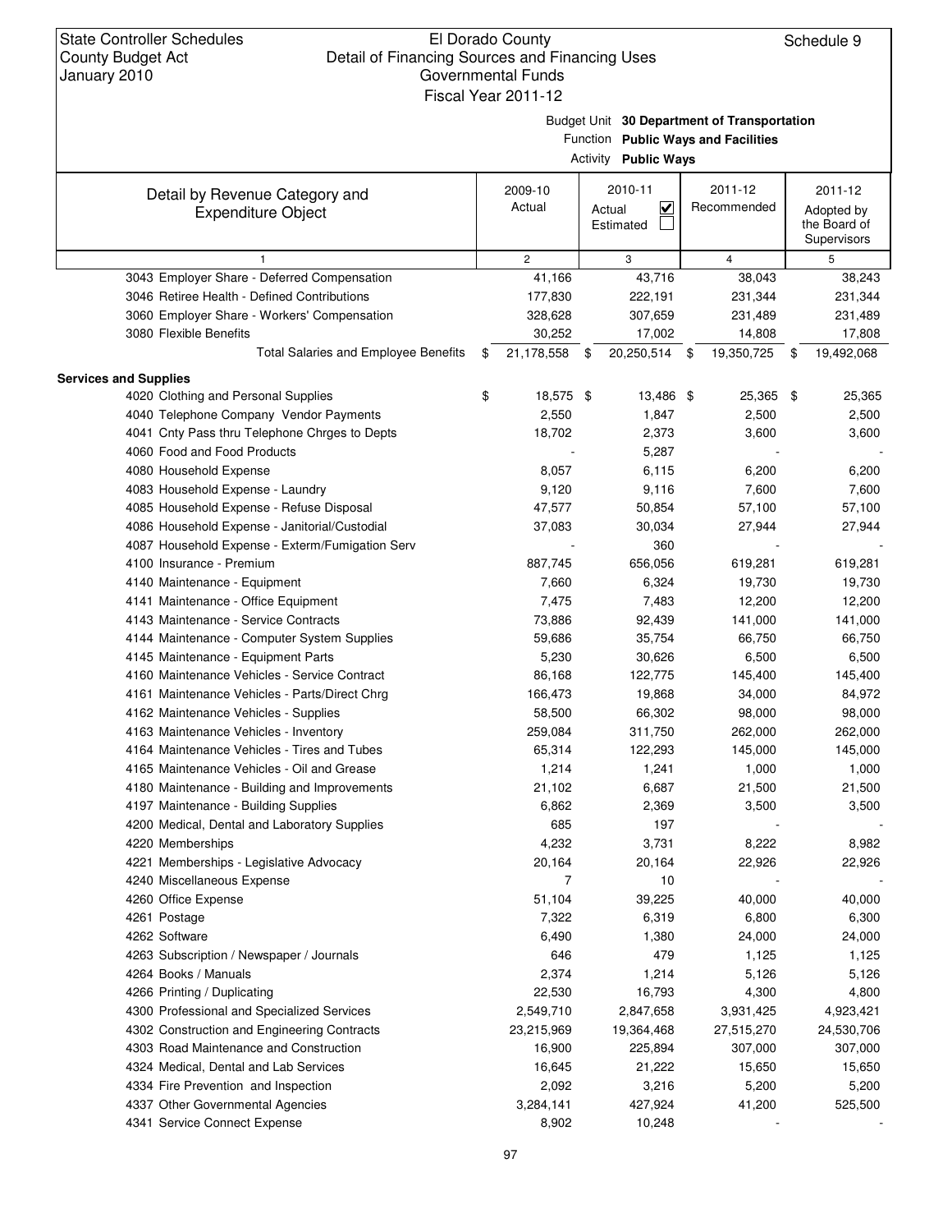State Controller Schedules
County Budget Act
January 2010

El Dorado County
Detail of Financing Sources and Financing Uses
Governmental Funds
Fiscal Year 2011-12

Schedule 9

Budget Unit **30 Department of Transportation**
Function **Public Ways and Facilities**
Activity **Public Ways**

| Detail by Revenue Category and Expenditure Object | 2009-10 Actual | 2010-11 Actual ☑ Estimated ☐ | 2011-12 Recommended | 2011-12 Adopted by the Board of Supervisors |
|---|---|---|---|---|
| 1 | 2 | 3 | 4 | 5 |
| 3043 Employer Share - Deferred Compensation | 41,166 | 43,716 | 38,043 | 38,243 |
| 3046 Retiree Health - Defined Contributions | 177,830 | 222,191 | 231,344 | 231,344 |
| 3060 Employer Share - Workers' Compensation | 328,628 | 307,659 | 231,489 | 231,489 |
| 3080 Flexible Benefits | 30,252 | 17,002 | 14,808 | 17,808 |
| Total Salaries and Employee Benefits | $ 21,178,558 | $ 20,250,514 | $ 19,350,725 | $ 19,492,068 |
| **Services and Supplies** | | | | |
| 4020 Clothing and Personal Supplies | $ 18,575 | $ 13,486 | $ 25,365 | $ 25,365 |
| 4040 Telephone Company Vendor Payments | 2,550 | 1,847 | 2,500 | 2,500 |
| 4041 Cnty Pass thru Telephone Chrges to Depts | 18,702 | 2,373 | 3,600 | 3,600 |
| 4060 Food and Food Products | - | 5,287 | - | - |
| 4080 Household Expense | 8,057 | 6,115 | 6,200 | 6,200 |
| 4083 Household Expense - Laundry | 9,120 | 9,116 | 7,600 | 7,600 |
| 4085 Household Expense - Refuse Disposal | 47,577 | 50,854 | 57,100 | 57,100 |
| 4086 Household Expense - Janitorial/Custodial | 37,083 | 30,034 | 27,944 | 27,944 |
| 4087 Household Expense - Exterm/Fumigation Serv | - | 360 | - | - |
| 4100 Insurance - Premium | 887,745 | 656,056 | 619,281 | 619,281 |
| 4140 Maintenance - Equipment | 7,660 | 6,324 | 19,730 | 19,730 |
| 4141 Maintenance - Office Equipment | 7,475 | 7,483 | 12,200 | 12,200 |
| 4143 Maintenance - Service Contracts | 73,886 | 92,439 | 141,000 | 141,000 |
| 4144 Maintenance - Computer System Supplies | 59,686 | 35,754 | 66,750 | 66,750 |
| 4145 Maintenance - Equipment Parts | 5,230 | 30,626 | 6,500 | 6,500 |
| 4160 Maintenance Vehicles - Service Contract | 86,168 | 122,775 | 145,400 | 145,400 |
| 4161 Maintenance Vehicles - Parts/Direct Chrg | 166,473 | 19,868 | 34,000 | 84,972 |
| 4162 Maintenance Vehicles - Supplies | 58,500 | 66,302 | 98,000 | 98,000 |
| 4163 Maintenance Vehicles - Inventory | 259,084 | 311,750 | 262,000 | 262,000 |
| 4164 Maintenance Vehicles - Tires and Tubes | 65,314 | 122,293 | 145,000 | 145,000 |
| 4165 Maintenance Vehicles - Oil and Grease | 1,214 | 1,241 | 1,000 | 1,000 |
| 4180 Maintenance - Building and Improvements | 21,102 | 6,687 | 21,500 | 21,500 |
| 4197 Maintenance - Building Supplies | 6,862 | 2,369 | 3,500 | 3,500 |
| 4200 Medical, Dental and Laboratory Supplies | 685 | 197 | - | - |
| 4220 Memberships | 4,232 | 3,731 | 8,222 | 8,982 |
| 4221 Memberships - Legislative Advocacy | 20,164 | 20,164 | 22,926 | 22,926 |
| 4240 Miscellaneous Expense | 7 | 10 | - | - |
| 4260 Office Expense | 51,104 | 39,225 | 40,000 | 40,000 |
| 4261 Postage | 7,322 | 6,319 | 6,800 | 6,300 |
| 4262 Software | 6,490 | 1,380 | 24,000 | 24,000 |
| 4263 Subscription / Newspaper / Journals | 646 | 479 | 1,125 | 1,125 |
| 4264 Books / Manuals | 2,374 | 1,214 | 5,126 | 5,126 |
| 4266 Printing / Duplicating | 22,530 | 16,793 | 4,300 | 4,800 |
| 4300 Professional and Specialized Services | 2,549,710 | 2,847,658 | 3,931,425 | 4,923,421 |
| 4302 Construction and Engineering Contracts | 23,215,969 | 19,364,468 | 27,515,270 | 24,530,706 |
| 4303 Road Maintenance and Construction | 16,900 | 225,894 | 307,000 | 307,000 |
| 4324 Medical, Dental and Lab Services | 16,645 | 21,222 | 15,650 | 15,650 |
| 4334 Fire Prevention and Inspection | 2,092 | 3,216 | 5,200 | 5,200 |
| 4337 Other Governmental Agencies | 3,284,141 | 427,924 | 41,200 | 525,500 |
| 4341 Service Connect Expense | 8,902 | 10,248 | - | - |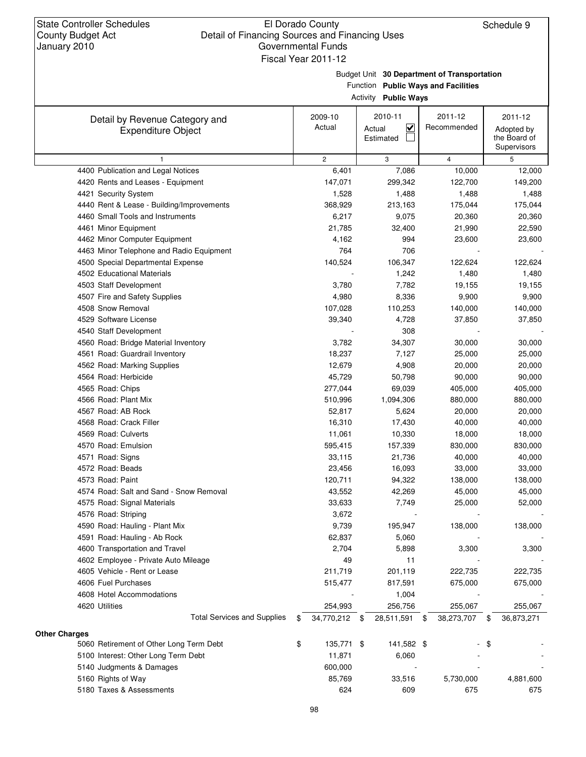State Controller Schedules
County Budget Act
January 2010

El Dorado County
Detail of Financing Sources and Financing Uses
Governmental Funds
Fiscal Year 2011-12

Schedule 9

Budget Unit **30 Department of Transportation**
Function **Public Ways and Facilities**
Activity **Public Ways**

| Detail by Revenue Category and Expenditure Object | 2009-10 Actual | 2010-11 Actual ☑ Estimated ☐ | 2011-12 Recommended | 2011-12 Adopted by the Board of Supervisors |
|---|---|---|---|---|
| 1 | 2 | 3 | 4 | 5 |
| 4400 Publication and Legal Notices | 6,401 | 7,086 | 10,000 | 12,000 |
| 4420 Rents and Leases - Equipment | 147,071 | 299,342 | 122,700 | 149,200 |
| 4421 Security System | 1,528 | 1,488 | 1,488 | 1,488 |
| 4440 Rent & Lease - Building/Improvements | 368,929 | 213,163 | 175,044 | 175,044 |
| 4460 Small Tools and Instruments | 6,217 | 9,075 | 20,360 | 20,360 |
| 4461 Minor Equipment | 21,785 | 32,400 | 21,990 | 22,590 |
| 4462 Minor Computer Equipment | 4,162 | 994 | 23,600 | 23,600 |
| 4463 Minor Telephone and Radio Equipment | 764 | 706 | - | - |
| 4500 Special Departmental Expense | 140,524 | 106,347 | 122,624 | 122,624 |
| 4502 Educational Materials | - | 1,242 | 1,480 | 1,480 |
| 4503 Staff Development | 3,780 | 7,782 | 19,155 | 19,155 |
| 4507 Fire and Safety Supplies | 4,980 | 8,336 | 9,900 | 9,900 |
| 4508 Snow Removal | 107,028 | 110,253 | 140,000 | 140,000 |
| 4529 Software License | 39,340 | 4,728 | 37,850 | 37,850 |
| 4540 Staff Development | - | 308 | - | - |
| 4560 Road: Bridge Material Inventory | 3,782 | 34,307 | 30,000 | 30,000 |
| 4561 Road: Guardrail Inventory | 18,237 | 7,127 | 25,000 | 25,000 |
| 4562 Road: Marking Supplies | 12,679 | 4,908 | 20,000 | 20,000 |
| 4564 Road: Herbicide | 45,729 | 50,798 | 90,000 | 90,000 |
| 4565 Road: Chips | 277,044 | 69,039 | 405,000 | 405,000 |
| 4566 Road: Plant Mix | 510,996 | 1,094,306 | 880,000 | 880,000 |
| 4567 Road: AB Rock | 52,817 | 5,624 | 20,000 | 20,000 |
| 4568 Road: Crack Filler | 16,310 | 17,430 | 40,000 | 40,000 |
| 4569 Road: Culverts | 11,061 | 10,330 | 18,000 | 18,000 |
| 4570 Road: Emulsion | 595,415 | 157,339 | 830,000 | 830,000 |
| 4571 Road: Signs | 33,115 | 21,736 | 40,000 | 40,000 |
| 4572 Road: Beads | 23,456 | 16,093 | 33,000 | 33,000 |
| 4573 Road: Paint | 120,711 | 94,322 | 138,000 | 138,000 |
| 4574 Road: Salt and Sand - Snow Removal | 43,552 | 42,269 | 45,000 | 45,000 |
| 4575 Road: Signal Materials | 33,633 | 7,749 | 25,000 | 52,000 |
| 4576 Road: Striping | 3,672 | - | - | - |
| 4590 Road: Hauling - Plant Mix | 9,739 | 195,947 | 138,000 | 138,000 |
| 4591 Road: Hauling - Ab Rock | 62,837 | 5,060 | - | - |
| 4600 Transportation and Travel | 2,704 | 5,898 | 3,300 | 3,300 |
| 4602 Employee - Private Auto Mileage | 49 | 11 | - | - |
| 4605 Vehicle - Rent or Lease | 211,719 | 201,119 | 222,735 | 222,735 |
| 4606 Fuel Purchases | 515,477 | 817,591 | 675,000 | 675,000 |
| 4608 Hotel Accommodations | - | 1,004 | - | - |
| 4620 Utilities | 254,993 | 256,756 | 255,067 | 255,067 |
| Total Services and Supplies | $ 34,770,212 | $ 28,511,591 | $ 38,273,707 | $ 36,873,271 |
| **Other Charges** | | | | |
| 5060 Retirement of Other Long Term Debt | $ 135,771 | $ 141,582 | $ - | $ - |
| 5100 Interest: Other Long Term Debt | 11,871 | 6,060 | - | - |
| 5140 Judgments & Damages | 600,000 | - | - | - |
| 5160 Rights of Way | 85,769 | 33,516 | 5,730,000 | 4,881,600 |
| 5180 Taxes & Assessments | 624 | 609 | 675 | 675 |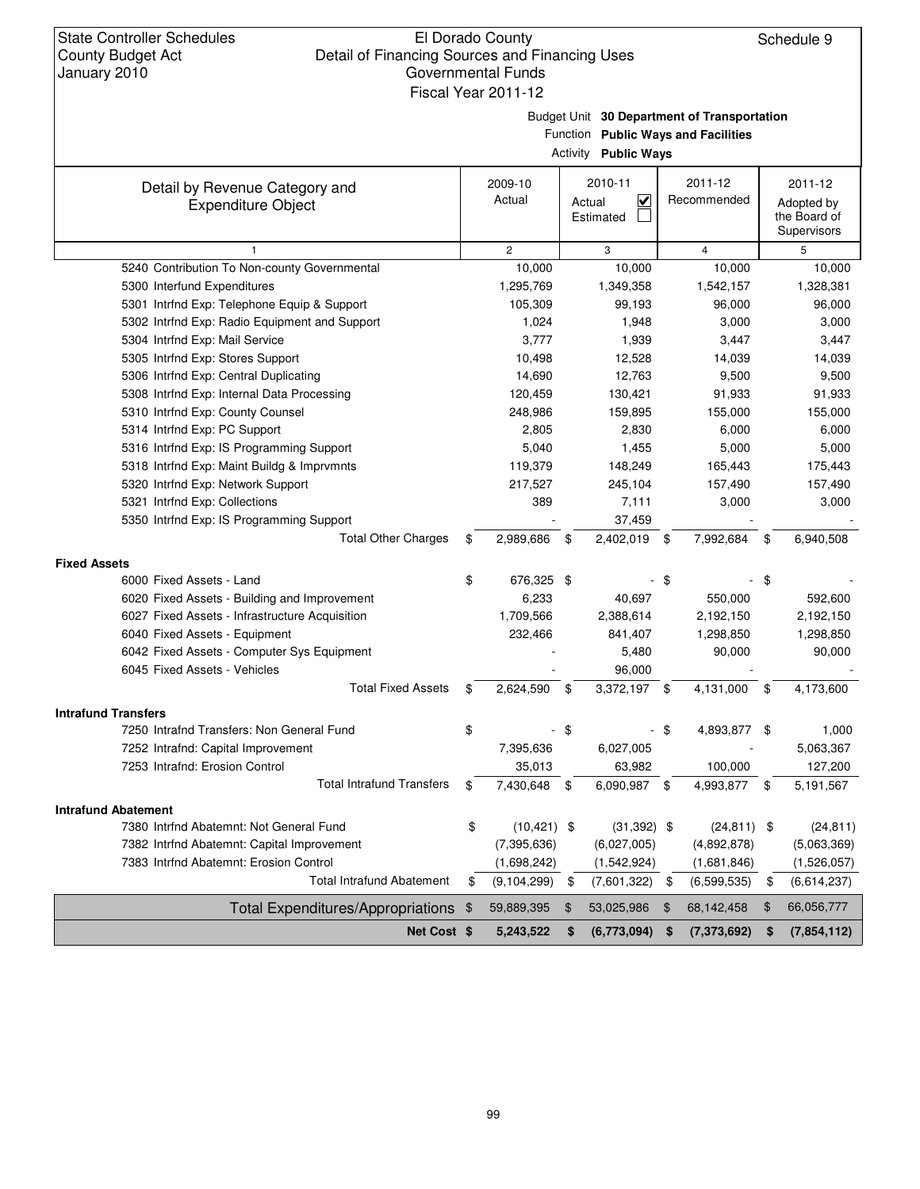State Controller Schedules
County Budget Act
January 2010

El Dorado County
Detail of Financing Sources and Financing Uses
Governmental Funds
Fiscal Year 2011-12

Schedule 9

Budget Unit **30 Department of Transportation**
Function **Public Ways and Facilities**
Activity **Public Ways**

| Detail by Revenue Category and Expenditure Object | 2009-10 Actual | 2010-11 Actual ☑ Estimated ☐ | 2011-12 Recommended | 2011-12 Adopted by the Board of Supervisors |
|---|---|---|---|---|
| 1 | 2 | 3 | 4 | 5 |
| 5240 Contribution To Non-county Governmental | 10,000 | 10,000 | 10,000 | 10,000 |
| 5300 Interfund Expenditures | 1,295,769 | 1,349,358 | 1,542,157 | 1,328,381 |
| 5301 Intrfnd Exp: Telephone Equip & Support | 105,309 | 99,193 | 96,000 | 96,000 |
| 5302 Intrfnd Exp: Radio Equipment and Support | 1,024 | 1,948 | 3,000 | 3,000 |
| 5304 Intrfnd Exp: Mail Service | 3,777 | 1,939 | 3,447 | 3,447 |
| 5305 Intrfnd Exp: Stores Support | 10,498 | 12,528 | 14,039 | 14,039 |
| 5306 Intrfnd Exp: Central Duplicating | 14,690 | 12,763 | 9,500 | 9,500 |
| 5308 Intrfnd Exp: Internal Data Processing | 120,459 | 130,421 | 91,933 | 91,933 |
| 5310 Intrfnd Exp: County Counsel | 248,986 | 159,895 | 155,000 | 155,000 |
| 5314 Intrfnd Exp: PC Support | 2,805 | 2,830 | 6,000 | 6,000 |
| 5316 Intrfnd Exp: IS Programming Support | 5,040 | 1,455 | 5,000 | 5,000 |
| 5318 Intrfnd Exp: Maint Buildg & Imprvmnts | 119,379 | 148,249 | 165,443 | 175,443 |
| 5320 Intrfnd Exp: Network Support | 217,527 | 245,104 | 157,490 | 157,490 |
| 5321 Intrfnd Exp: Collections | 389 | 7,111 | 3,000 | 3,000 |
| 5350 Intrfnd Exp: IS Programming Support | - | 37,459 | - | - |
| Total Other Charges | $ 2,989,686 | $ 2,402,019 | $ 7,992,684 | $ 6,940,508 |
| **Fixed Assets** | | | | |
| 6000 Fixed Assets - Land | $ 676,325 | $ - | $ - | $ - |
| 6020 Fixed Assets - Building and Improvement | 6,233 | 40,697 | 550,000 | 592,600 |
| 6027 Fixed Assets - Infrastructure Acquisition | 1,709,566 | 2,388,614 | 2,192,150 | 2,192,150 |
| 6040 Fixed Assets - Equipment | 232,466 | 841,407 | 1,298,850 | 1,298,850 |
| 6042 Fixed Assets - Computer Sys Equipment | - | 5,480 | 90,000 | 90,000 |
| 6045 Fixed Assets - Vehicles | - | 96,000 | - | - |
| Total Fixed Assets | $ 2,624,590 | $ 3,372,197 | $ 4,131,000 | $ 4,173,600 |
| **Intrafund Transfers** | | | | |
| 7250 Intrafnd Transfers: Non General Fund | $ - | $ - | $ 4,893,877 | $ 1,000 |
| 7252 Intrafnd: Capital Improvement | 7,395,636 | 6,027,005 | - | 5,063,367 |
| 7253 Intrafnd: Erosion Control | 35,013 | 63,982 | 100,000 | 127,200 |
| Total Intrafund Transfers | $ 7,430,648 | $ 6,090,987 | $ 4,993,877 | $ 5,191,567 |
| **Intrafund Abatement** | | | | |
| 7380 Intrfnd Abatemnt: Not General Fund | $ (10,421) | $ (31,392) | $ (24,811) | $ (24,811) |
| 7382 Intrfnd Abatemnt: Capital Improvement | (7,395,636) | (6,027,005) | (4,892,878) | (5,063,369) |
| 7383 Intrfnd Abatemnt: Erosion Control | (1,698,242) | (1,542,924) | (1,681,846) | (1,526,057) |
| Total Intrafund Abatement | $ (9,104,299) | $ (7,601,322) | $ (6,599,535) | $ (6,614,237) |
| Total Expenditures/Appropriations | $ 59,889,395 | $ 53,025,986 | $ 68,142,458 | $ 66,056,777 |
| **Net Cost** | **$ 5,243,522** | **$ (6,773,094)** | **$ (7,373,692)** | **$ (7,854,112)** |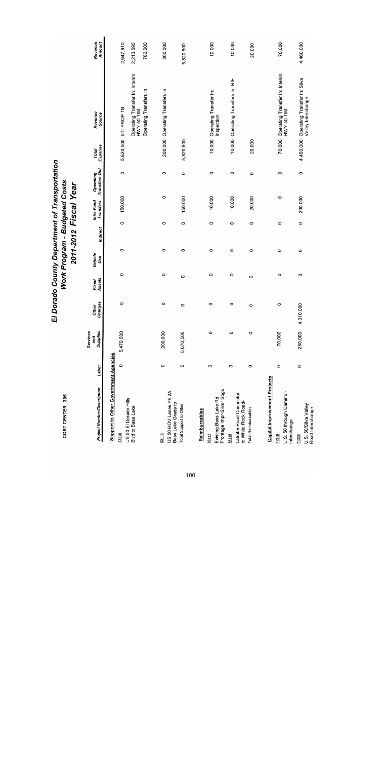COST CENTER 305

# El Dorado County Department of Transportation
## Work Program - Budgeted Costs
## 2011-2012 Fiscal Year

| Project Number/Description | Labor | Services and Supplies | Other Charges | Fixed Assets | Vehicle Use | Indirect | Intra-Fund Transfers | Operating Transfers Out | Total Expense | Revenue Source | Revenue Amount |
|---|---|---|---|---|---|---|---|---|---|---|---|
| **Support to Other Government Agencies** | | | | | | | | | | | |
| 53110 US 50 El Dorado Hills Blvd to Bass Lake | 0 | 5,470,500 | 0 | 0 | 0 | 0 | 150,000 | 0 | 5,620,500 | ST: PROP 1B | 2,647,910 |
| | | | | | | | | | | Operating Transfer In: Interim HWY 50 TIM | 2,210,590 |
| | | | | | | | | | | Operating Transfers In | 762,000 |
| 53113 US 50 HOV Lanes Ph 2A Bass Lake Grade to | 0 | 200,000 | 0 | 0 | 0 | 0 | 0 | 0 | 200,000 | Operating Transfers In | 200,000 |
| Total Support to Other | 0 | 5,670,500 | 0 | 0 | 0 | 0 | 150,000 | 0 | 5,820,500 | | 5,820,500 |
| **Reimbursables** | | | | | | | | | | | |
| 66115 Existing Bass Lake Rd Frontage Impr-Silver Spgs | 0 | 0 | 0 | 0 | 0 | 0 | 10,000 | 0 | 10,000 | Operating Transfer In: Inspection | 10,000 |
| 66116 Latrobe Road Connector to White Rock Road- | 0 | 0 | 0 | 0 | 0 | 0 | 10,000 | 0 | 10,000 | Operating Transfers In: RIF | 10,000 |
| Total Reimbursables | 0 | 0 | 0 | 0 | 0 | 0 | 20,000 | 0 | 20,000 | | 20,000 |
| **Capital Improvement Projects** | | | | | | | | | | | |
| 71319 U.S. 50 through Camino - Interchange | 0 | 70,000 | 0 | 0 | 0 | 0 | 0 | 0 | 70,000 | Operating Transfer In: Interim HWY 50 TIM | 70,000 |
| 71328 U.S. 50/Silva Valley Road Interchange | 0 | 250,000 | 4,010,000 | 0 | 0 | 0 | 200,000 | 0 | 4,460,000 | Operating Transfer In: Silva Valley Interchange | 4,460,000 |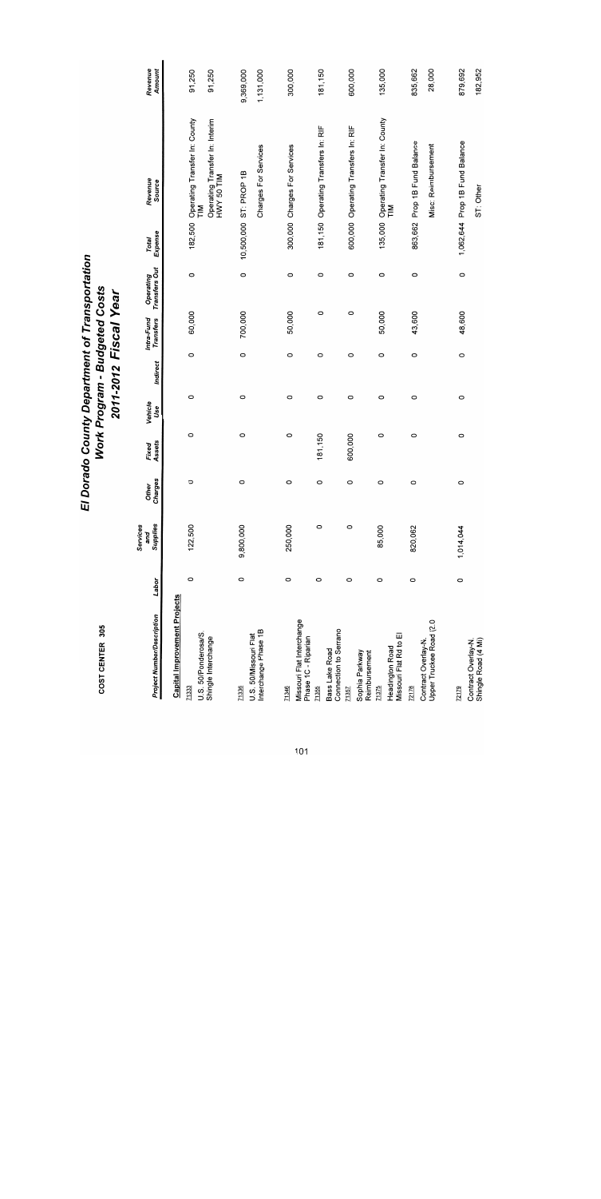# El Dorado County Department of Transportation
## Work Program - Budgeted Costs
## 2011-2012 Fiscal Year

COST CENTER 305

| Project Number/Description | Labor | Services and Supplies | Other Charges | Fixed Assets | Vehicle Use | Indirect | Intra-Fund Transfers | Operating Transfers Out | Total Expense | Revenue Source | Revenue Amount |
|---|---|---|---|---|---|---|---|---|---|---|---|
| **Capital Improvement Projects** | | | | | | | | | | | |
| 71333 U.S. 50/Ponderosa/S. Shingle Interchange | 0 | 122,500 | 0 | 0 | 0 | 0 | 60,000 | 0 | 182,500 | Operating Transfer In: County TIM | 91,250 |
| | | | | | | | | | | Operating Transfer In: Interim HWY 50 TIM | 91,250 |
| 71336 U.S. 50/Missouri Flat Interchange Phase 1B | 0 | 9,800,000 | 0 | 0 | 0 | 0 | 700,000 | 0 | 10,500,000 | ST: PROP 1B | 9,369,000 |
| | | | | | | | | | | Charges For Services | 1,131,000 |
| 71346 Missouri Flat Interchange Phase 1C - Riparian | 0 | 250,000 | 0 | 0 | 0 | 0 | 50,000 | 0 | 300,000 | Charges For Services | 300,000 |
| 71355 Bass Lake Road Connection to Serrano | 0 | 0 | 0 | 181,150 | 0 | 0 | 0 | 0 | 181,150 | Operating Transfers In: RIF | 181,150 |
| 71357 Sophia Parkway Reimbursement | 0 | 0 | 0 | 600,000 | 0 | 0 | 0 | 0 | 600,000 | Operating Transfers In: RIF | 600,000 |
| 71375 Headington Road Missouri Flat Rd to El | 0 | 85,000 | 0 | 0 | 0 | 0 | 50,000 | 0 | 135,000 | Operating Transfer In: County TIM | 135,000 |
| 72178 Contract Overlay-N. Upper Truckee Road (2.0 | 0 | 820,062 | 0 | 0 | 0 | 0 | 43,600 | 0 | 863,662 | Prop 1B Fund Balance | 835,662 |
| | | | | | | | | | | Misc: Reimbursement | 28,000 |
| 72179 Contract Overlay-N. Shingle Road (4 MI) | 0 | 1,014,044 | 0 | 0 | 0 | 0 | 48,600 | 0 | 1,062,644 | Prop 1B Fund Balance | 879,692 |
| | | | | | | | | | | ST: Other | 182,952 |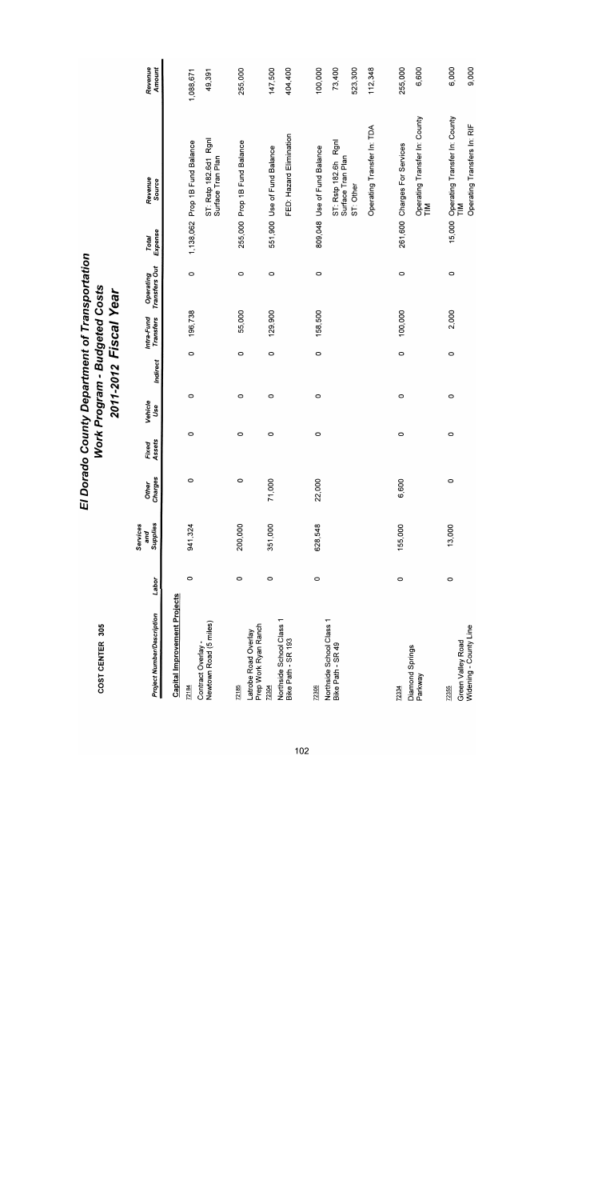# El Dorado County Department of Transportation
## Work Program - Budgeted Costs
## 2011-2012 Fiscal Year

COST CENTER 305

| Project Number/Description | Labor | Services and Supplies | Other Charges | Fixed Assets | Vehicle Use | Indirect | Intra-Fund Transfers | Operating Transfers Out | Total Expense | Revenue Source | Revenue Amount |
|---|---|---|---|---|---|---|---|---|---|---|---|
| **Capital Improvement Projects** | | | | | | | | | | | |
| 72184 Contract Overlay - Newtown Road (5 miles) | 0 | 941,324 | 0 | 0 | 0 | 0 | 196,738 | 0 | 1,138,062 | Prop 1B Fund Balance | 1,088,671 |
| | | | | | | | | | | ST: Rstp 182.6d1 Rgnl Surface Tran Plan | 49,391 |
| 72185 Latrobe Road Overlay Prep Work Ryan Ranch | 0 | 200,000 | 0 | 0 | 0 | 0 | 55,000 | 0 | 255,000 | Prop 1B Fund Balance | 255,000 |
| 72304 Northside School Class 1 Bike Path - SR 193 | 0 | 351,000 | 71,000 | 0 | 0 | 0 | 129,900 | 0 | 551,900 | Use of Fund Balance | 147,500 |
| | | | | | | | | | | FED: Hazard Elimination | 404,400 |
| 72306 Northside School Class 1 Bike Path - SR 49 | 0 | 628,548 | 22,000 | 0 | 0 | 0 | 158,500 | 0 | 809,048 | Use of Fund Balance | 100,000 |
| | | | | | | | | | | ST: Rstp 182.6h Rgnl Surface Tran Plan | 73,400 |
| | | | | | | | | | | ST: Other | 523,300 |
| | | | | | | | | | | Operating Transfer In: TDA | 112,348 |
| 72334 Diamond Springs Parkway | 0 | 155,000 | 6,600 | 0 | 0 | 0 | 100,000 | 0 | 261,600 | Charges For Services | 255,000 |
| | | | | | | | | | | Operating Transfer In: County TIM | 6,600 |
| 72355 Green Valley Road Widening - County Line | 0 | 13,000 | 0 | 0 | 0 | 0 | 2,000 | 0 | 15,000 | Operating Transfer In: County TIM | 6,000 |
| | | | | | | | | | | Operating Transfers In: RIF | 9,000 |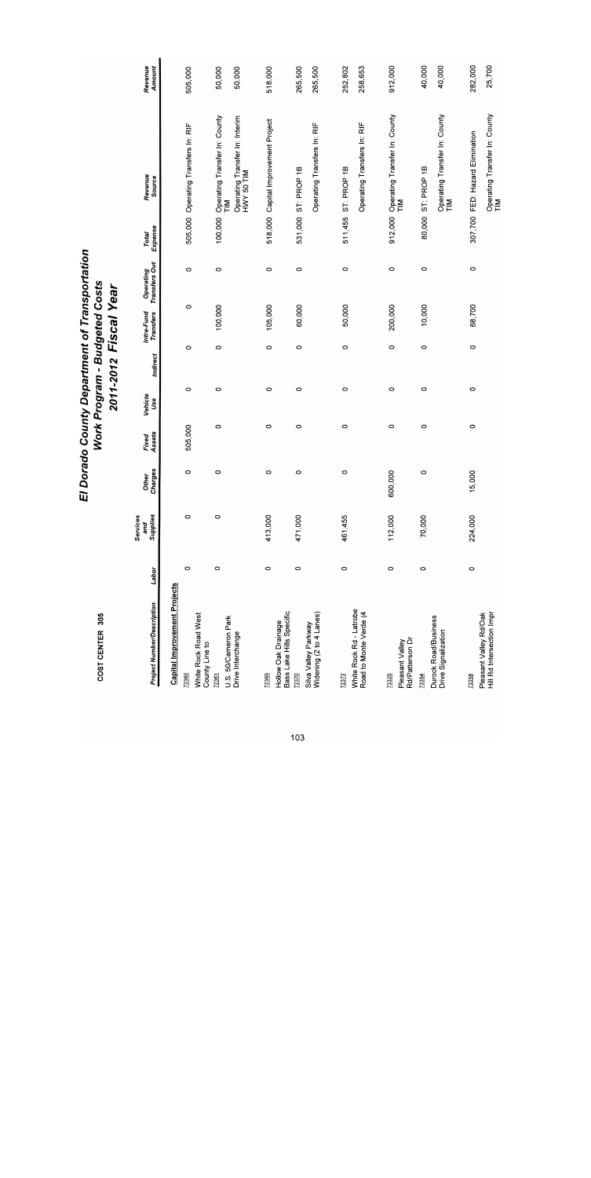COST CENTER 305

# El Dorado County Department of Transportation
## Work Program - Budgeted Costs
### 2011-2012 Fiscal Year

| Project Number/Description | Labor | Services and Supplies | Other Charges | Fixed Assets | Vehicle Use | Indirect | IntraFund Transfers | Operating Transfers Out | Total Expense | Revenue Source | Revenue Amount |
|---|---|---|---|---|---|---|---|---|---|---|---|
| **Capital Improvement Projects** | | | | | | | | | | | |
| 72360<br>White Rock Road West County Line to | 0 | 0 | 0 | 505,000 | 0 | 0 | 0 | 0 | 505,000 | Operating Transfers In: RIF | 505,000 |
| 72361<br>U.S. 50/Cameron Park Drive Interchange | 0 | 0 | 0 | 0 | 0 | 0 | 100,000 | 0 | 100,000 | Operating Transfer In: County TIM | 50,000 |
| | | | | | | | | | | Operating Transfer In: Interim HWY 50 TIM | 50,000 |
| 72369<br>Hollow Oak Drainage Bass Lake Hills Specific | 0 | 413,000 | 0 | 0 | 0 | 0 | 105,000 | 0 | 518,000 | Capital Improvement Project | 518,000 |
| 72370<br>Silva Valley Parkway Widening (2 to 4 Lanes) | 0 | 471,000 | 0 | 0 | 0 | 0 | 60,000 | 0 | 531,000 | ST: PROP 1B | 265,500 |
| | | | | | | | | | | Operating Transfers In: RIF | 265,500 |
| 72372<br>White Rock Rd - Latrobe Road to Monte Verde (4 | 0 | 461,455 | 0 | 0 | 0 | 0 | 50,000 | 0 | 511,455 | ST: PROP 1B | 252,802 |
| | | | | | | | | | | Operating Transfers In: RIF | 258,653 |
| 73320<br>Pleasant Valley Rd/Patterson Dr | 0 | 112,000 | 600,000 | 0 | 0 | 0 | 200,000 | 0 | 912,000 | Operating Transfer In: County TIM | 912,000 |
| 73354<br>Durock Road/Business Drive Signalization | 0 | 70,000 | 0 | 0 | 0 | 0 | 10,000 | 0 | 80,000 | ST: PROP 1B | 40,000 |
| | | | | | | | | | | Operating Transfer In: County TIM | 40,000 |
| 73358<br>Pleasant Valley Rd/Oak Hill Rd Intersection Impr | 0 | 224,000 | 15,000 | 0 | 0 | 0 | 68,700 | 0 | 307,700 | FED: Hazard Elimination | 282,000 |
| | | | | | | | | | | Operating Transfer In: County TIM | 25,700 |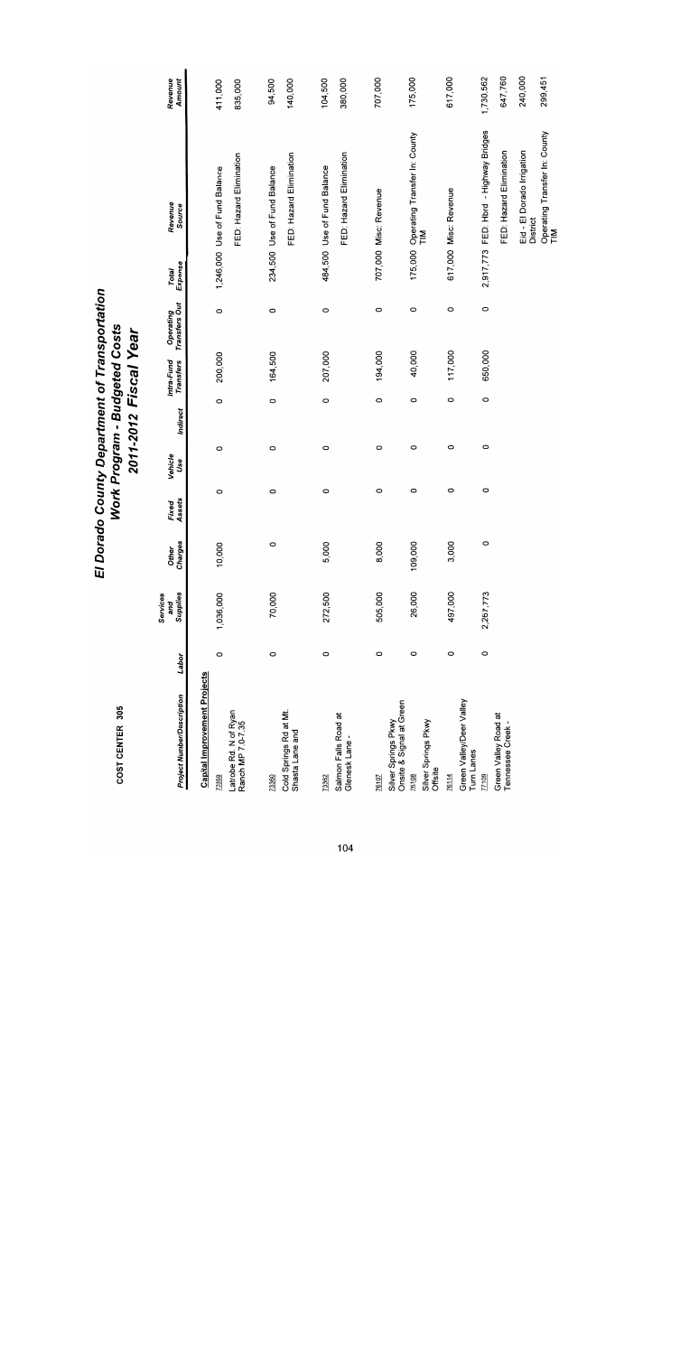# El Dorado County Department of Transportation

## Work Program - Budgeted Costs

## 2011-2012 Fiscal Year

COST CENTER 305

| Project Number/Description | Labor | Services and Supplies | Other Charges | Fixed Assets | Vehicle Use | Indirect | Intra-Fund Transfers | Operating Transfers Out | Total Expense | Revenue Source | Revenue Amount |
|---|---|---|---|---|---|---|---|---|---|---|---|
| **Capital Improvement Projects** | | | | | | | | | | | |
| 73359 Latrobe Rd. N of Ryan Ranch MP 7.0-7.35 | 0 | 1,036,000 | 10,000 | 0 | 0 | 0 | 200,000 | 0 | 1,246,000 | Use of Fund Balance | 411,000 |
| | | | | | | | | | | FED: Hazard Elimination | 835,000 |
| 73360 Cold Springs Rd at Mt. Shasta Lane and | 0 | 70,000 | 0 | 0 | 0 | 0 | 164,500 | 0 | 234,500 | Use of Fund Balance | 94,500 |
| | | | | | | | | | | FED: Hazard Elimination | 140,000 |
| 73362 Salmon Falls Road at Glenesk Lane - | 0 | 272,500 | 5,000 | 0 | 0 | 0 | 207,000 | 0 | 484,500 | Use of Fund Balance | 104,500 |
| | | | | | | | | | | FED: Hazard Elimination | 380,000 |
| 76107 Silver Springs Pkwy Onsite & Signal at Green | 0 | 505,000 | 8,000 | 0 | 0 | 0 | 194,000 | 0 | 707,000 | Misc. Revenue | 707,000 |
| 76108 Silver Springs Pkwy Offsite | 0 | 26,000 | 109,000 | 0 | 0 | 0 | 40,000 | 0 | 175,000 | Operating Transfer In: County TIM | 175,000 |
| 76114 Green Valley/Deer Valley Turn Lanes | 0 | 497,000 | 3,000 | 0 | 0 | 0 | 117,000 | 0 | 617,000 | Misc. Revenue | 617,000 |
| 77109 Green Valley Road at Tennessee Creek - | 0 | 2,267,773 | 0 | 0 | 0 | 0 | 650,000 | 0 | 2,917,773 | FED: Hbrd - Highway Bridges | 1,730,562 |
| | | | | | | | | | | FED: Hazard Elimination | 647,760 |
| | | | | | | | | | | Eid - El Dorado Irrigation District | 240,000 |
| | | | | | | | | | | Operating Transfer In: County TIM | 299,451 |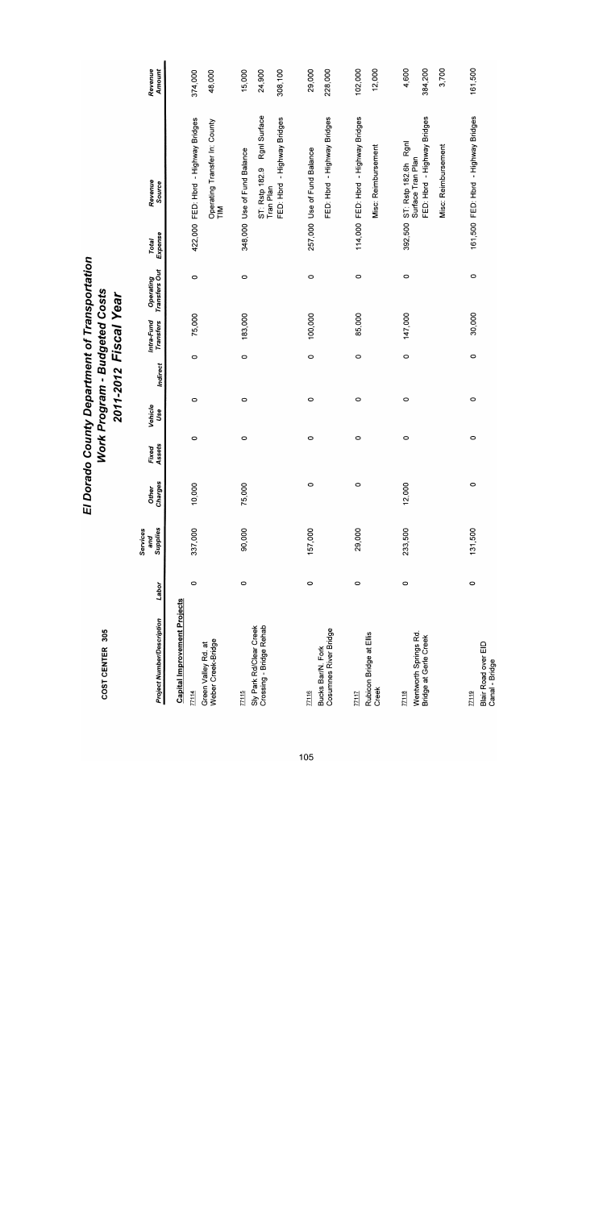COST CENTER 305

# El Dorado County Department of Transportation
## Work Program - Budgeted Costs
## 2011-2012 Fiscal Year

| Project Number/Description | Labor | Services and Supplies | Other Charges | Fixed Assets | Vehicle Use | Indirect | Intra-Fund Transfers | Operating Transfers Out | Total Expense | Revenue Source | Revenue Amount |
|---|---|---|---|---|---|---|---|---|---|---|---|
| **Capital Improvement Projects** | | | | | | | | | | | |
| 77114 Green Valley Rd. at Weber Creek-Bridge | 0 | 337,000 | 10,000 | 0 | 0 | 0 | 75,000 | 0 | 422,000 | FED: Hbrd - Highway Bridges | 374,000 |
| | | | | | | | | | | Operating Transfer In: County TIM | 48,000 |
| 77115 Sly Park Rd/Clear Creek Crossing - Bridge Rehab | 0 | 90,000 | 75,000 | 0 | 0 | 0 | 183,000 | 0 | 348,000 | Use of Fund Balance | 15,000 |
| | | | | | | | | | | ST: Rstp 182.9 Rgnl Surface Tran Plan | 24,900 |
| | | | | | | | | | | FED: Hbrd - Highway Bridges | 308,100 |
| 77116 Bucks Bar/N. Fork Cosumnes River Bridge | 0 | 157,000 | 0 | 0 | 0 | 0 | 100,000 | 0 | 257,000 | Use of Fund Balance | 29,000 |
| | | | | | | | | | | FED: Hbrd - Highway Bridges | 228,000 |
| 77117 Rubicon Bridge at Ellis Creek | 0 | 29,000 | 0 | 0 | 0 | 0 | 85,000 | 0 | 114,000 | FED: Hbrd - Highway Bridges | 102,000 |
| | | | | | | | | | | Misc: Reimbursement | 12,000 |
| 77118 Wentworth Springs Rd. Bridge at Gerle Creek | 0 | 233,500 | 12,000 | 0 | 0 | 0 | 147,000 | 0 | 392,500 | ST: Rstp 182.6h Rgnl Surface Tran Plan | 4,600 |
| | | | | | | | | | | FED: Hbrd - Highway Bridges | 384,200 |
| | | | | | | | | | | Misc: Reimbursement | 3,700 |
| 77119 Blair Road over EID Canal - Bridge | 0 | 131,500 | 0 | 0 | 0 | 0 | 30,000 | 0 | 161,500 | FED: Hbrd - Highway Bridges | 161,500 |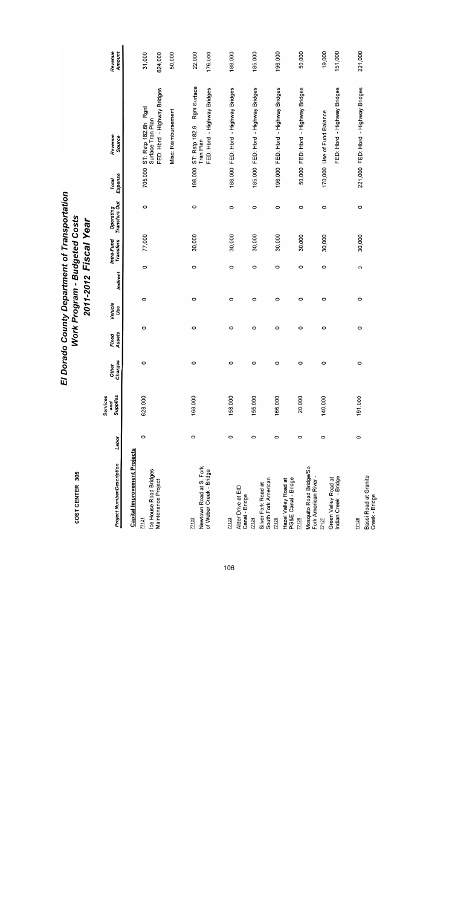# El Dorado County Department of Transportation
## Work Program - Budgeted Costs
## 2011-2012 Fiscal Year

COST CENTER 305

| Project Number/Description | Labor | Services and Supplies | Other Charges | Fixed Assets | Vehicle Use | Indirect | Intra-Fund Transfers | Operating Transfers Out | Total Expense | Revenue Source | Revenue Amount |
|---|---|---|---|---|---|---|---|---|---|---|---|
| **Capital Improvement Projects** | | | | | | | | | | | |
| 77121 Ice House Road Bridges Maintenance Project | 0 | 628,000 | 0 | 0 | 0 | 0 | 77,000 | 0 | 705,000 | ST: Rstp 182.6h Rgnl Surface Tran Plan | 31,000 |
| | | | | | | | | | | FED: Hbrd - Highway Bridges | 624,000 |
| | | | | | | | | | | Misc: Reimbursement | 50,000 |
| 77122 Newtown Road at S. Fork of Weber Creek - Bridge | 0 | 168,000 | 0 | 0 | 0 | 0 | 30,000 | 0 | 198,000 | ST: Rstp 182.9 Rgnl Surface Tran Plan | 22,000 |
| | | | | | | | | | | FED: Hbrd - Highway Bridges | 176,000 |
| 77123 Alder Drive at EID Canal - Bridge | 0 | 158,000 | 0 | 0 | 0 | 0 | 30,000 | 0 | 188,000 | FED: Hbrd - Highway Bridges | 188,000 |
| 77124 Silver Fork Road at South Fork American | 0 | 155,000 | 0 | 0 | 0 | 0 | 30,000 | 0 | 185,000 | FED: Hbrd - Highway Bridges | 185,000 |
| 77125 Hazel Valley Road at PG&E Canal - Bridge | 0 | 166,000 | 0 | 0 | 0 | 0 | 30,000 | 0 | 196,000 | FED: Hbrd - Highway Bridges | 196,000 |
| 77126 Mosquito Road Bridge/So Fork American River - | 0 | 20,000 | 0 | 0 | 0 | 0 | 30,000 | 0 | 50,000 | FED: Hbrd - Highway Bridges | 50,000 |
| 77127 Green Valley Road at Indian Creek - Bridge | 0 | 140,000 | 0 | 0 | 0 | 0 | 30,000 | 0 | 170,000 | Use of Fund Balance | 19,000 |
| | | | | | | | | | | FED: Hbrd - Highway Bridges | 151,000 |
| 77128 Bassi Road at Granite Creek - Bridge | 0 | 191,000 | 0 | 0 | 0 | 0 | 30,000 | 0 | 221,000 | FED: Hbrd - Highway Bridges | 221,000 |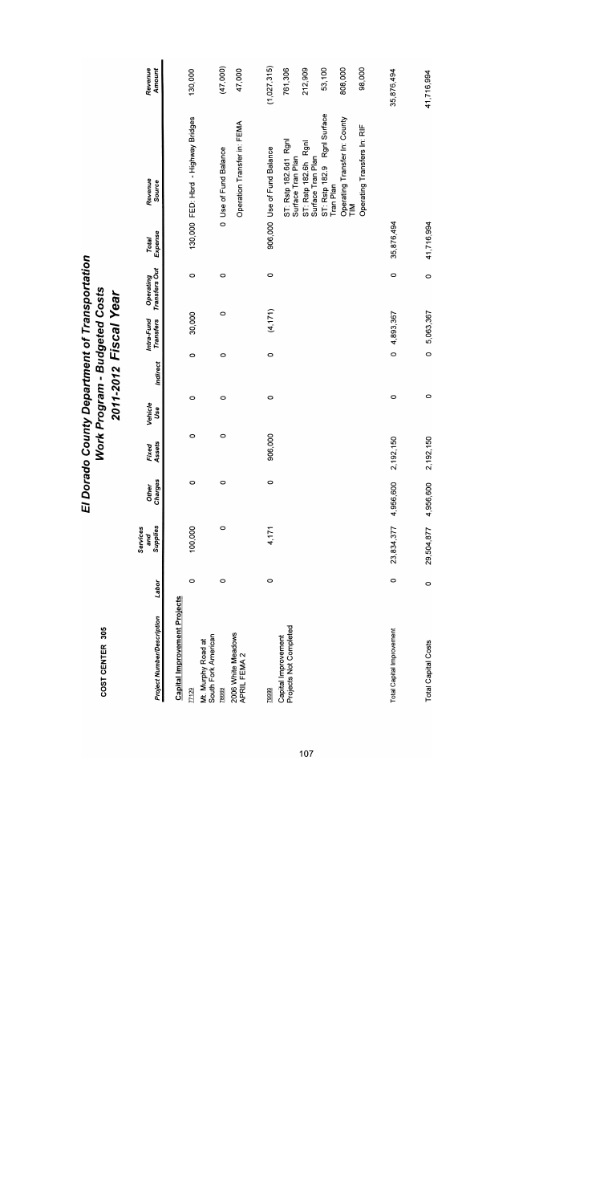# El Dorado County Department of Transportation
## Work Program - Budgeted Costs
## 2011-2012 Fiscal Year

**COST CENTER 305**

| Project Number/Description | Labor | Services and Supplies | Other Charges | Fixed Assets | Vehicle Use | Indirect | Intra-Fund Transfers | Operating Transfers Out | Total Expense | Revenue Source | Revenue Amount |
|---|---|---|---|---|---|---|---|---|---|---|---|
| **Capital Improvement Projects** | | | | | | | | | | | |
| 77129 Mt. Murphy Road at South Fork American | 0 | 100,000 | 0 | 0 | 0 | 0 | 30,000 | 0 | 130,000 | FED: Hbrd - Highway Bridges | 130,000 |
| 78669 2006 White Meadows APRIL FEMA 2 | 0 | 0 | 0 | 0 | 0 | 0 | 0 | 0 | 0 | Use of Fund Balance | (47,000) |
| | | | | | | | | | | Operation Transfer in: FEMA | 47,000 |
| 79999 Capital Improvement Projects Not Completed | 0 | 4,171 | 0 | 906,000 | 0 | 0 | (4,171) | 0 | 906,000 | Use of Fund Balance | (1,027,315) |
| | | | | | | | | | | ST: Rstp 182.6d1 Rgnl Surface Tran Plan | 761,306 |
| | | | | | | | | | | ST: Rstp 182.6h Rgnl Surface Tran Plan | 212,909 |
| | | | | | | | | | | ST: Rstp 182.9 Rgnl Surface Tran Plan | 53,100 |
| | | | | | | | | | | Operating Transfer In: County TIM | 808,000 |
| | | | | | | | | | | Operating Transfers In: RIF | 98,000 |
| Total Capital Improvement | 0 | 23,834,377 | 4,956,600 | 2,192,150 | 0 | 0 | 4,893,367 | 0 | 35,876,494 | | 35,876,494 |
| Total Capital Costs | 0 | 29,504,877 | 4,956,600 | 2,192,150 | 0 | 0 | 5,063,367 | 0 | 41,716,994 | | 41,716,994 |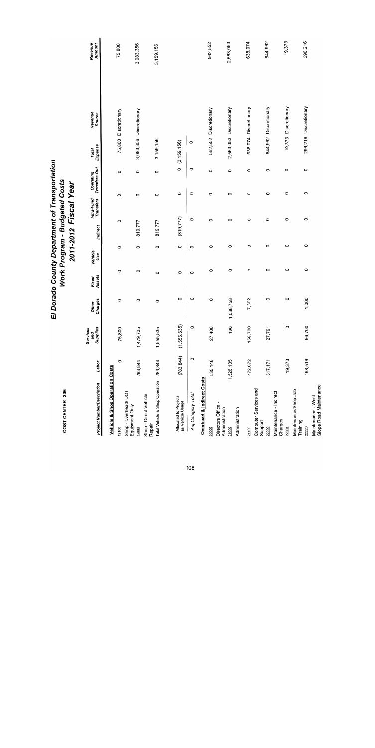# El Dorado County Department of Transportation

## Work Program - Budgeted Costs

## 2011-2012 Fiscal Year

COST CENTER 306

| Project Number/Description | Labor | Services and Supplies | Other Charges | Fixed Assets | Vehicle Use | Indirect | Intra-Fund Transfers | Operating Transfers Out | Total Expense | Revenue Source | Revenue Amount |
|---|---|---|---|---|---|---|---|---|---|---|---|
| **Vehicle & Shop Operation Costs** | | | | | | | | | | | |
| 12100 Shop - Overhead/ DOT Equipment Only | 0 | 75,800 | 0 | 0 | 0 | 0 | 0 | 0 | 75,800 | Discretionary | 75,800 |
| 12300 Shop - Direct Vehicle Repair | 783,844 | 1,479,735 | 0 | 0 | 0 | 819,777 | 0 | 0 | 3,083,356 | Discretionary | 3,083,356 |
| Total Vehicle & Shop Operation | 783,844 | 1,555,535 | 0 | 0 | 0 | 819,777 | 0 | 0 | 3,159,156 | | 3,159,156 |
| Allocated to Projects as Vehicle Usage | (783,844) | (1,555,535) | 0 | 0 | 0 | (819,777) | 0 | 0 | (3,159,156) | | |
| *Adj Category Total* | 0 | 0 | 0 | 0 | 0 | 0 | 0 | 0 | 0 | | |
| **Overhead & Indirect Costs** | | | | | | | | | | | |
| 20000 Directors Office - Administration | 535,146 | 27,406 | 0 | 0 | 0 | 0 | 0 | 0 | 562,552 | Discretionary | 562,552 |
| 21000 Administration | 1,526,105 | 100 | 1,036,758 | 0 | 0 | 0 | 0 | 0 | 2,563,053 | Discretionary | 2,563,053 |
| 21100 Computer Services and Support | 472,072 | 158,700 | 7,302 | 0 | 0 | 0 | 0 | 0 | 638,074 | Discretionary | 638,074 |
| 22000 Maintenance - Indirect Charges | 617,171 | 27,791 | 0 | 0 | 0 | 0 | 0 | 0 | 644,962 | Discretionary | 644,962 |
| 22001 Maintenance/Shop Job Training | 19,373 | 0 | 0 | 0 | 0 | 0 | 0 | 0 | 19,373 | Discretionary | 19,373 |
| 22220 Maintenance - West Slope Road Maintenance | 198,516 | 96,700 | 1,000 | 0 | 0 | 0 | 0 | 0 | 296,216 | Discretionary | 296,216 |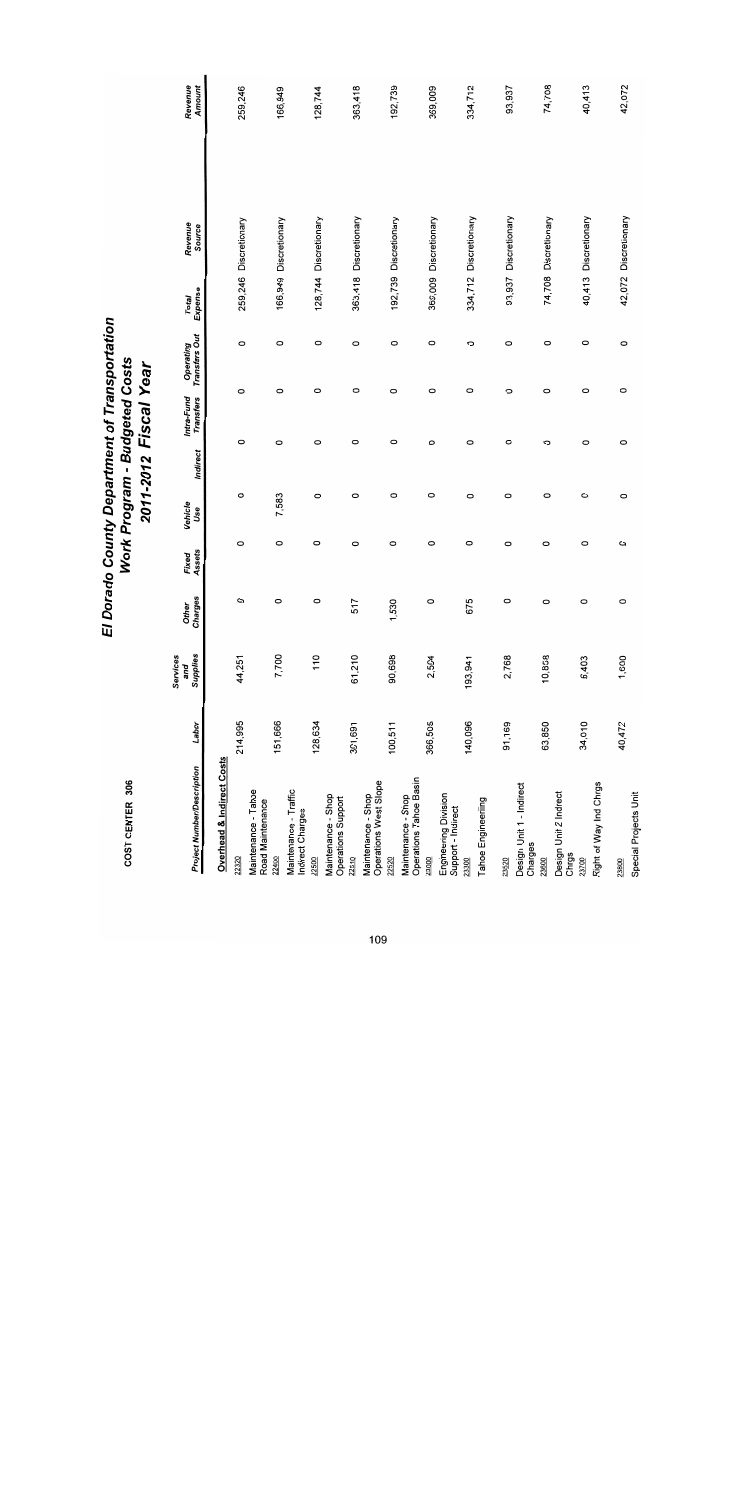# El Dorado County Department of Transportation
## Work Program - Budgeted Costs
## 2011-2012 Fiscal Year

COST CENTER 306

| Project Number/Description | Labor | Services and Supplies | Other Charges | Fixed Assets | Vehicle Use | Indirect | Intra-Fund Transfers | Operating Transfers Out | Total Expense | Revenue Source | Revenue Amount |
|---|---|---|---|---|---|---|---|---|---|---|---|
| **Overhead & Indirect Costs** | | | | | | | | | | | |
| 22320 Maintenance - Tahoe Road Maintenance | 214,995 | 44,251 | 0 | 0 | 0 | 0 | 0 | 0 | 259,246 | Discretionary | 259,246 |
| 22400 Maintenance - Traffic Indirect Charges | 151,666 | 7,700 | 0 | 0 | 7,583 | 0 | 0 | 0 | 166,949 | Discretionary | 166,949 |
| 22500 Maintenance - Shop Operations Support | 128,634 | 110 | 0 | 0 | 0 | 0 | 0 | 0 | 128,744 | Discretionary | 128,744 |
| 22510 Maintenance - Shop Operations West Slope | 301,691 | 61,210 | 517 | 0 | 0 | 0 | 0 | 0 | 363,418 | Discretionary | 363,418 |
| 22520 Maintenance - Shop Operations Tahoe Basin | 100,511 | 90,698 | 1,530 | 0 | 0 | 0 | 0 | 0 | 192,739 | Discretionary | 192,739 |
| 23000 Engineering Division Support - Indirect | 366,505 | 2,504 | 0 | 0 | 0 | 0 | 0 | 0 | 369,009 | Discretionary | 369,009 |
| 23300 Tahoe Engineering | 140,096 | 193,941 | 675 | 0 | 0 | 0 | 0 | 0 | 334,712 | Discretionary | 334,712 |
| 23520 Design Unit 1 - Indirect Charges | 91,169 | 2,768 | 0 | 0 | 0 | 0 | 0 | 0 | 93,937 | Discretionary | 93,937 |
| 23600 Design Unit 2 Indirect Chrgs | 63,850 | 10,858 | 0 | 0 | 0 | 0 | 0 | 0 | 74,708 | Discretionary | 74,708 |
| 23700 Right of Way Ind Chrgs | 34,010 | 6,403 | 0 | 0 | 0 | 0 | 0 | 0 | 40,413 | Discretionary | 40,413 |
| 23800 Special Projects Unit | 40,472 | 1,600 | 0 | 0 | 0 | 0 | 0 | 0 | 42,072 | Discretionary | 42,072 |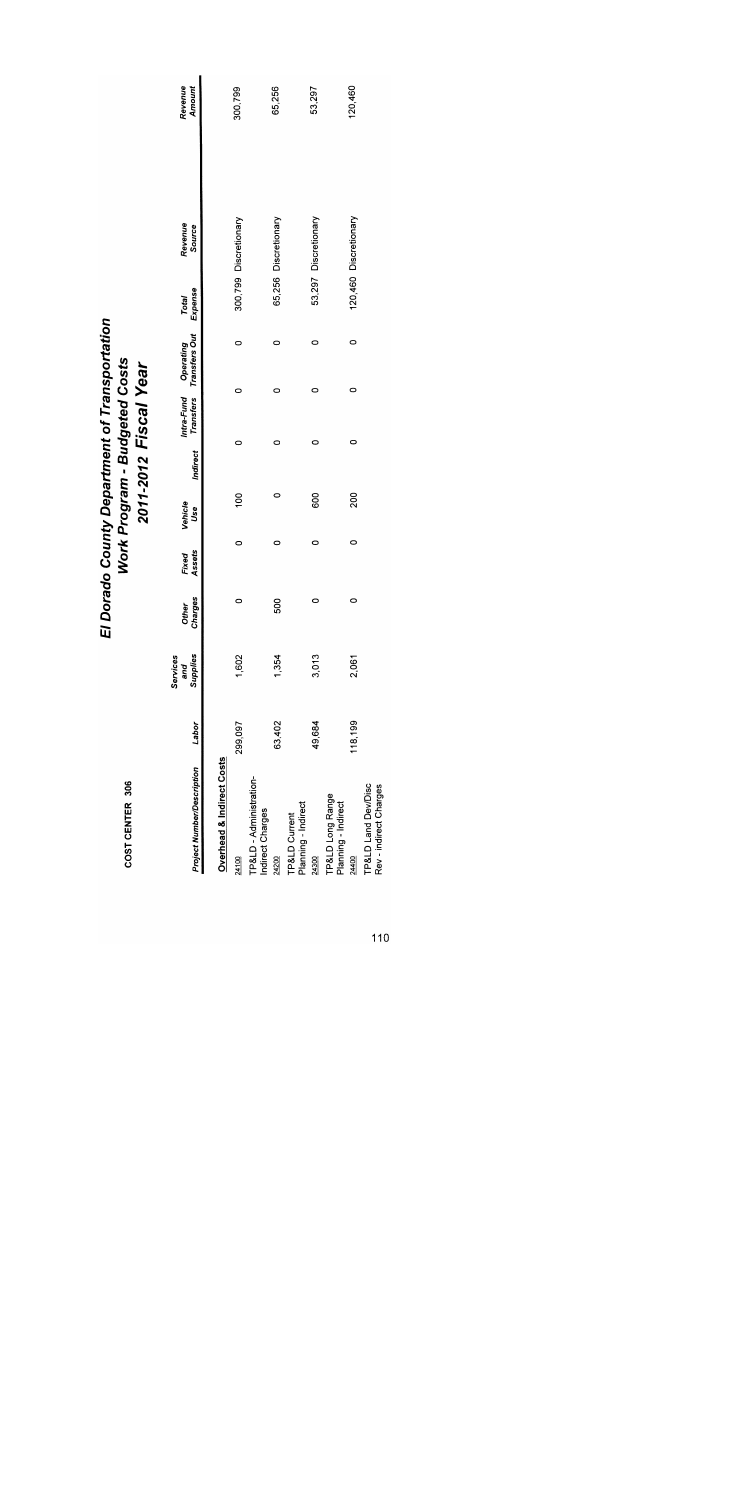# El Dorado County Department of Transportation

## Work Program - Budgeted Costs

## 2011-2012 Fiscal Year

**COST CENTER 306**

| Project Number/Description | Labor | Services and Supplies | Other Charges | Fixed Assets | Vehicle Use | Indirect | Intra-Fund Transfers | Operating Transfers Out | Total Expense | Revenue Source | Revenue Amount |
|---|---|---|---|---|---|---|---|---|---|---|---|
| **Overhead & Indirect Costs** | | | | | | | | | | | |
| 24100 TP&LD - Administration-Indirect Charges | 299,097 | 1,602 | 0 | 0 | 100 | 0 | 0 | 0 | 300,799 | Discretionary | 300,799 |
| 24200 TP&LD Current Planning - Indirect | 63,402 | 1,354 | 500 | 0 | 0 | 0 | 0 | 0 | 65,256 | Discretionary | 65,256 |
| 24300 TP&LD Long Range Planning - Indirect | 49,684 | 3,013 | 0 | 0 | 600 | 0 | 0 | 0 | 53,297 | Discretionary | 53,297 |
| 24400 TP&LD Land Dev/Disc Rev - Indirect Charges | 118,199 | 2,061 | 0 | 0 | 200 | 0 | 0 | 0 | 120,460 | Discretionary | 120,460 |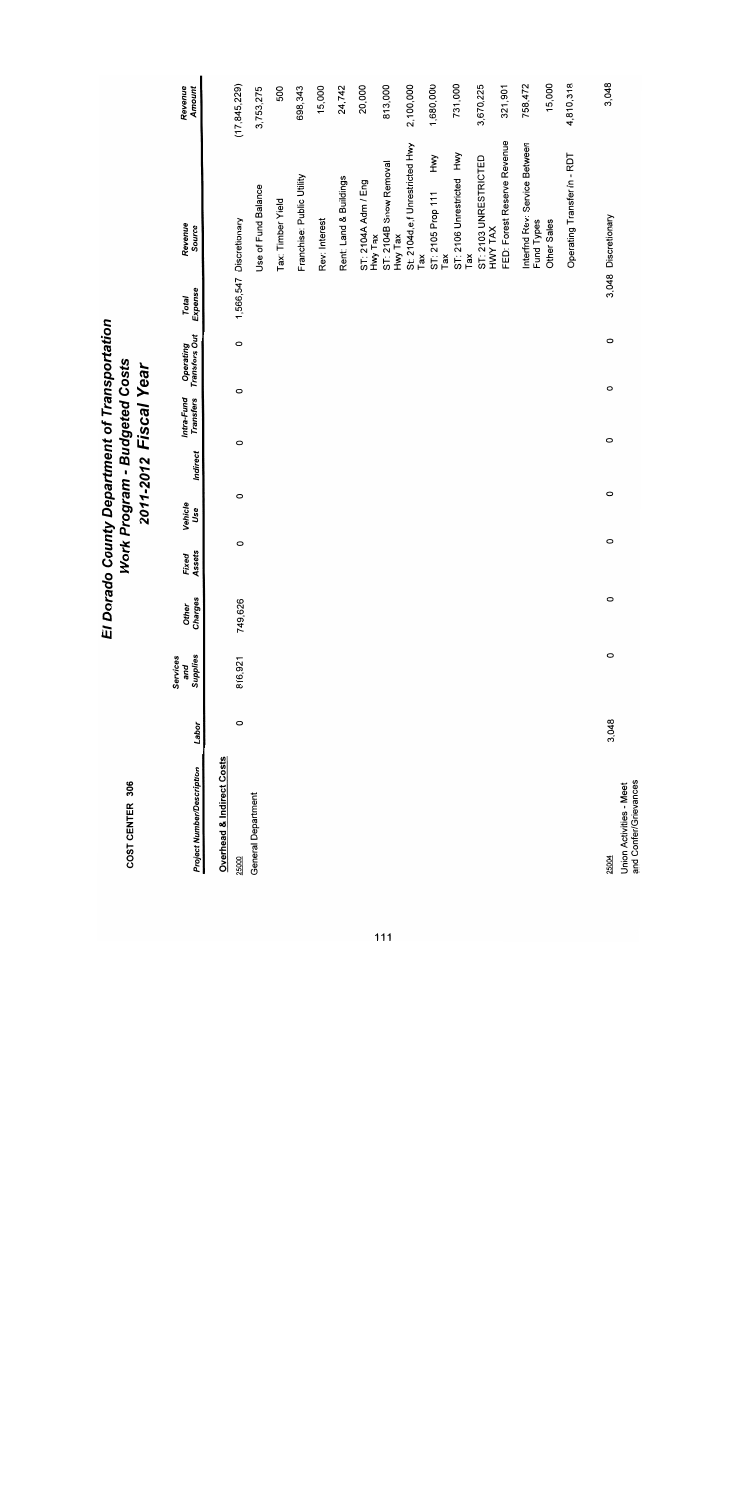# El Dorado County Department of Transportation
## Work Program - Budgeted Costs
## 2011-2012 Fiscal Year

COST CENTER 306

| Project Number/Description | Labor | Services and Supplies | Other Charges | Fixed Assets | Vehicle Use | Indirect | Intra-Fund Transfers | Operating Transfers Out | Total Expense | Revenue Source | Revenue Amount |
|---|---|---|---|---|---|---|---|---|---|---|---|
| **Overhead & Indirect Costs** | | | | | | | | | | | |
| 25000 General Department | 0 | 816,921 | 749,626 | 0 | 0 | 0 | 0 | 0 | 1,566,547 | Discretionary | (17,845,229) |
| | | | | | | | | | | Use of Fund Balance | 3,753,275 |
| | | | | | | | | | | Tax: Timber Yield | 500 |
| | | | | | | | | | | Franchise: Public Utility | 698,343 |
| | | | | | | | | | | Rev: Interest | 15,000 |
| | | | | | | | | | | Rent: Land & Buildings | 24,742 |
| | | | | | | | | | | ST: 2104A Adm / Eng Hwy Tax | 20,000 |
| | | | | | | | | | | ST: 2104B Snow Removal Hwy Tax | 813,000 |
| | | | | | | | | | | St: 2104d,e,f Unrestricted Hwy Tax | 2,100,000 |
| | | | | | | | | | | ST: 2105 Prop 111 Hwy Tax | 1,680,000 |
| | | | | | | | | | | ST: 2106 Unrestricted Hwy Tax | 731,000 |
| | | | | | | | | | | ST: 2103 UNRESTRICTED HWY TAX | 3,670,225 |
| | | | | | | | | | | FED: Forest Reserve Revenue | 321,901 |
| | | | | | | | | | | Interfnd Rev: Service Between Fund Types | 758,472 |
| | | | | | | | | | | Other Sales | 15,000 |
| | | | | | | | | | | Operating Transfer in - RDT | 4,810,318 |
| 25004 Union Activities - Meet and Confer/Grievances | 3,048 | 0 | 0 | 0 | 0 | 0 | 0 | 0 | 3,048 | Discretionary | 3,048 |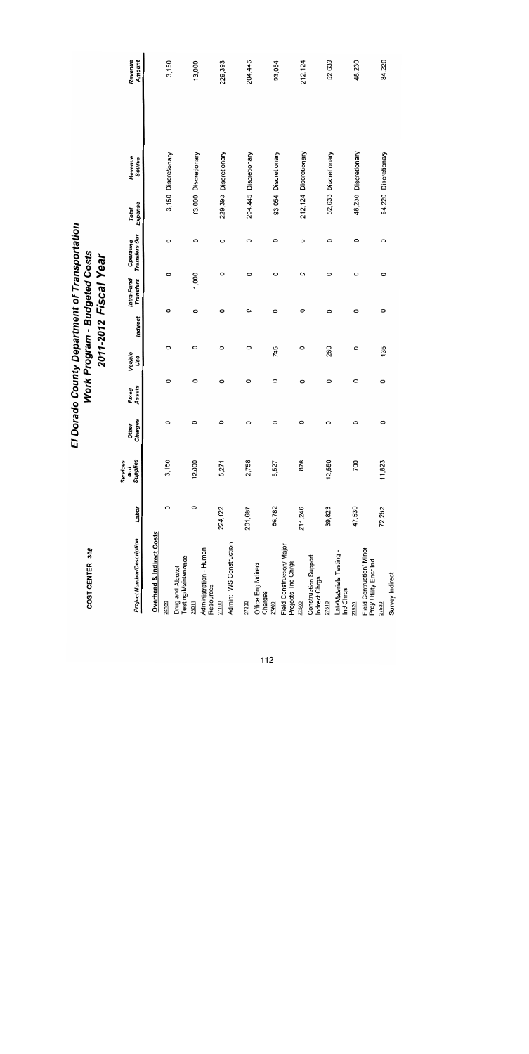# El Dorado County Department of Transportation
## Work Program - Budgeted Costs
## 2011-2012 Fiscal Year

COST CENTER 316

| Project Number/Description | Labor | Services and Supplies | Other Charges | Fixed Assets | Vehicle Use | Indirect | Intra-Fund Transfers | Operating Transfers Out | Total Expense | Revenue Source | Revenue Amount |
|---|---|---|---|---|---|---|---|---|---|---|---|
| **Overhead & Indirect Costs** | | | | | | | | | | | |
| 25009 Drug and Alcohol Testing/Maintenance | 0 | 3,150 | 0 | 0 | 0 | 0 | 0 | 0 | 3,150 | Discretionary | 3,150 |
| 25011 Administration - Human Resources | 0 | 12,000 | 0 | 0 | 0 | 0 | 1,000 | 0 | 13,000 | Discretionary | 13,000 |
| 27100 Admin. WS Construction | 224,122 | 5,271 | 0 | 0 | 0 | 0 | 0 | 0 | 229,393 | Discretionary | 229,393 |
| 27200 Office Eng Indirect Charges | 201,687 | 2,758 | 0 | 0 | 0 | 0 | 0 | 0 | 204,445 | Discretionary | 204,445 |
| 27400 Field Construction/ Major Projects Ind Chrgs | 86,782 | 5,527 | 0 | 0 | 745 | 0 | 0 | 0 | 93,054 | Discretionary | 93,054 |
| 27500 Construction Support Indirect Chrgs | 211,246 | 878 | 0 | 0 | 0 | 0 | 0 | 0 | 212,124 | Discretionary | 212,124 |
| 27510 Lab/Materials Testing - Ind Chrgs | 39,823 | 12,550 | 0 | 0 | 260 | 0 | 0 | 0 | 52,633 | Discretionary | 52,633 |
| 27520 Field Contruction/ Minor Proj/ Utility Encr Ind | 47,530 | 700 | 0 | 0 | 0 | 0 | 0 | 0 | 48,230 | Discretionary | 48,230 |
| 27530 Survey Indirect | 72,262 | 11,823 | 0 | 0 | 135 | 0 | 0 | 0 | 84,220 | Discretionary | 84,220 |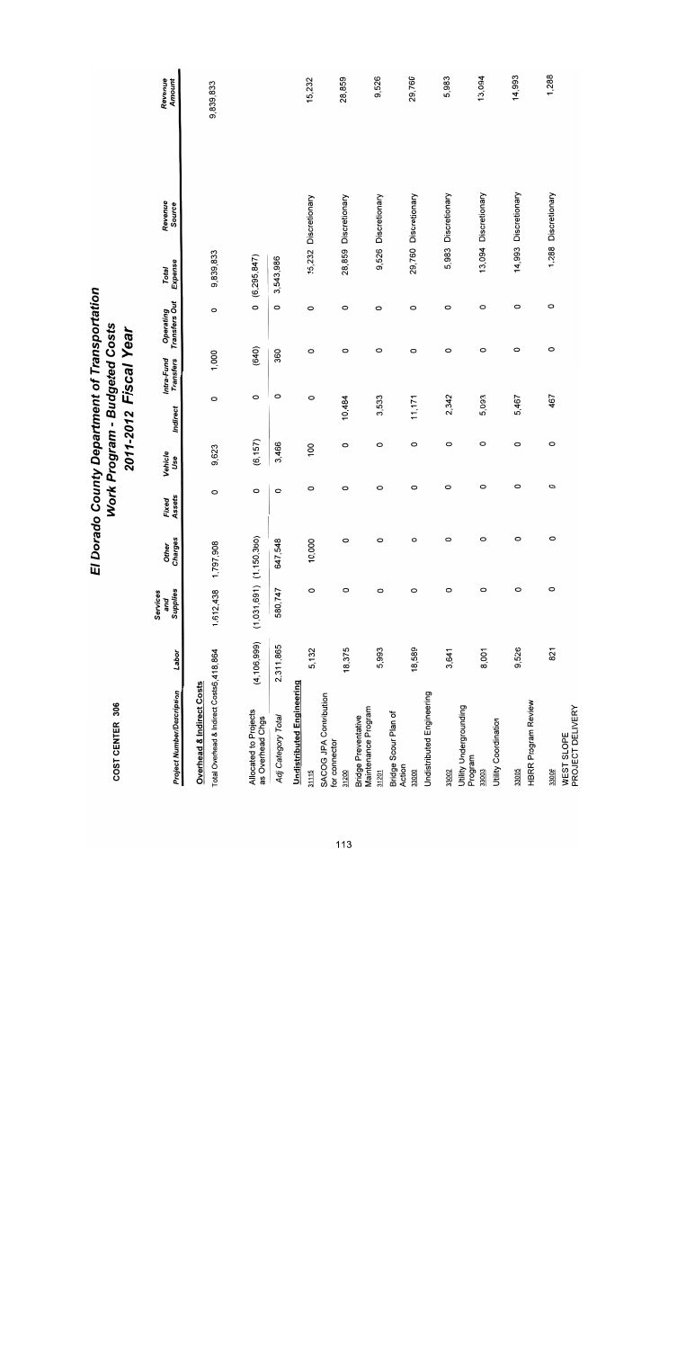# El Dorado County Department of Transportation
## Work Program - Budgeted Costs
### 2011-2012 Fiscal Year

COST CENTER 306

| Project Number/Description | Labor | Services and Supplies | Other Charges | Fixed Assets | Vehicle Use | Indirect | Intra-Fund Transfers | Operating Transfers Out | Total Expense | Revenue Source | Revenue Amount |
|---|---|---|---|---|---|---|---|---|---|---|---|
| **Overhead & Indirect Costs** | | | | | | | | | | | |
| Total Overhead & Indirect Costs | 6,418,864 | 1,612,438 | 1,797,908 | 0 | 9,623 | 0 | 1,000 | 0 | 9,839,833 | | 9,839,833 |
| Allocated to Projects as Overhead Chgs | (4,106,999) | (1,031,691) | (1,150,360) | 0 | (6,157) | 0 | (640) | 0 | (6,295,847) | | |
| *Adj Category Total* | 2,311,865 | 580,747 | 647,548 | 0 | 3,466 | 0 | 360 | 0 | 3,543,986 | | |
| **Undistributed Engineering** | | | | | | | | | | | |
| 31115 SACOG JPA Contribution for connector | 5,132 | 0 | 10,000 | 0 | 100 | 0 | 0 | 0 | 15,232 | Discretionary | 15,232 |
| 31200 Bridge Preventative Maintenance Program | 18,375 | 0 | 0 | 0 | 0 | 10,484 | 0 | 0 | 28,859 | Discretionary | 28,859 |
| 31201 Bridge Scour Plan of Action | 5,993 | 0 | 0 | 0 | 0 | 3,533 | 0 | 0 | 9,526 | Discretionary | 9,526 |
| 33000 Undistributed Engineering | 18,589 | 0 | 0 | 0 | 0 | 11,171 | 0 | 0 | 29,760 | Discretionary | 29,760 |
| 33002 Utility Undergrounding Program | 3,641 | 0 | 0 | 0 | 0 | 2,342 | 0 | 0 | 5,983 | Discretionary | 5,983 |
| 33003 Utility Coordination | 8,001 | 0 | 0 | 0 | 0 | 5,093 | 0 | 0 | 13,094 | Discretionary | 13,094 |
| 33005 HBRR Program Review | 9,526 | 0 | 0 | 0 | 0 | 5,467 | 0 | 0 | 14,993 | Discretionary | 14,993 |
| 3300F WEST SLOPE PROJECT DELIVERY | 821 | 0 | 0 | 0 | 0 | 467 | 0 | 0 | 1,288 | Discretionary | 1,288 |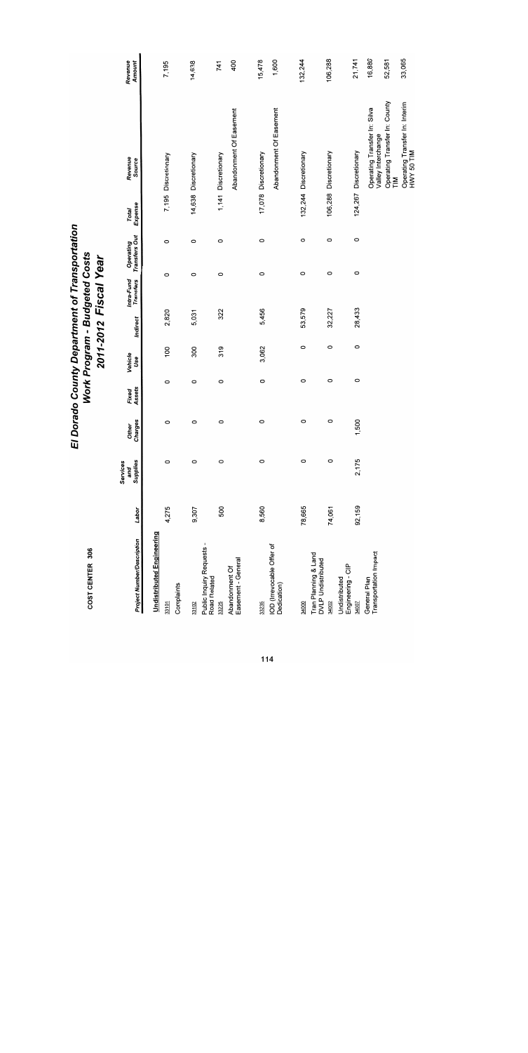# El Dorado County Department of Transportation
## Work Program - Budgeted Costs
## 2011-2012 Fiscal Year

**COST CENTER 306**

| Project Number/Description | Labor | Services and Supplies | Other Charges | Fixed Assets | Vehicle Use | Indirect | Intra-Fund Transfers | Operating Transfers Out | Total Expense | Revenue Source | Revenue Amount |
|---|---|---|---|---|---|---|---|---|---|---|---|
| **Undistributed Engineering** | | | | | | | | | | | |
| 33101 Complaints | 4,275 | 0 | 0 | 0 | 100 | 2,820 | 0 | 0 | 7,195 | Discretionary | 7,195 |
| 33102 Public Inquiry Requests - Road Related | 9,307 | 0 | 0 | 0 | 300 | 5,031 | 0 | 0 | 14,638 | Discretionary | 14,638 |
| 33225 Abandonment Of Easement - General | 500 | 0 | 0 | 0 | 319 | 322 | 0 | 0 | 1,141 | Discretionary | 741 |
| | | | | | | | | | | Abandonment Of Easement | 400 |
| 33235 IOD (Irrevocable Offer of Dedication) | 8,560 | 0 | 0 | 0 | 3,062 | 5,456 | 0 | 0 | 17,078 | Discretionary | 15,478 |
| | | | | | | | | | | Abandonment Of Easement | 1,600 |
| 34000 Tran Planning & Land DVLP Undistributed | 78,665 | 0 | 0 | 0 | 0 | 53,579 | 0 | 0 | 132,244 | Discretionary | 132,244 |
| 34002 Undistributed Engineering - CIP | 74,061 | 0 | 0 | 0 | 0 | 32,227 | 0 | 0 | 106,288 | Discretionary | 106,288 |
| 34007 General Plan Transportation Impact | 92,159 | 2,175 | 1,500 | 0 | 0 | 28,433 | 0 | 0 | 124,267 | Discretionary | 21,741 |
| | | | | | | | | | | Operating Transfer In: Silva Valley Interchange | 16,880 |
| | | | | | | | | | | Operating Transfer In: County TIM | 52,581 |
| | | | | | | | | | | Operating Transfer In: Interim HWY 50 TIM | 33,065 |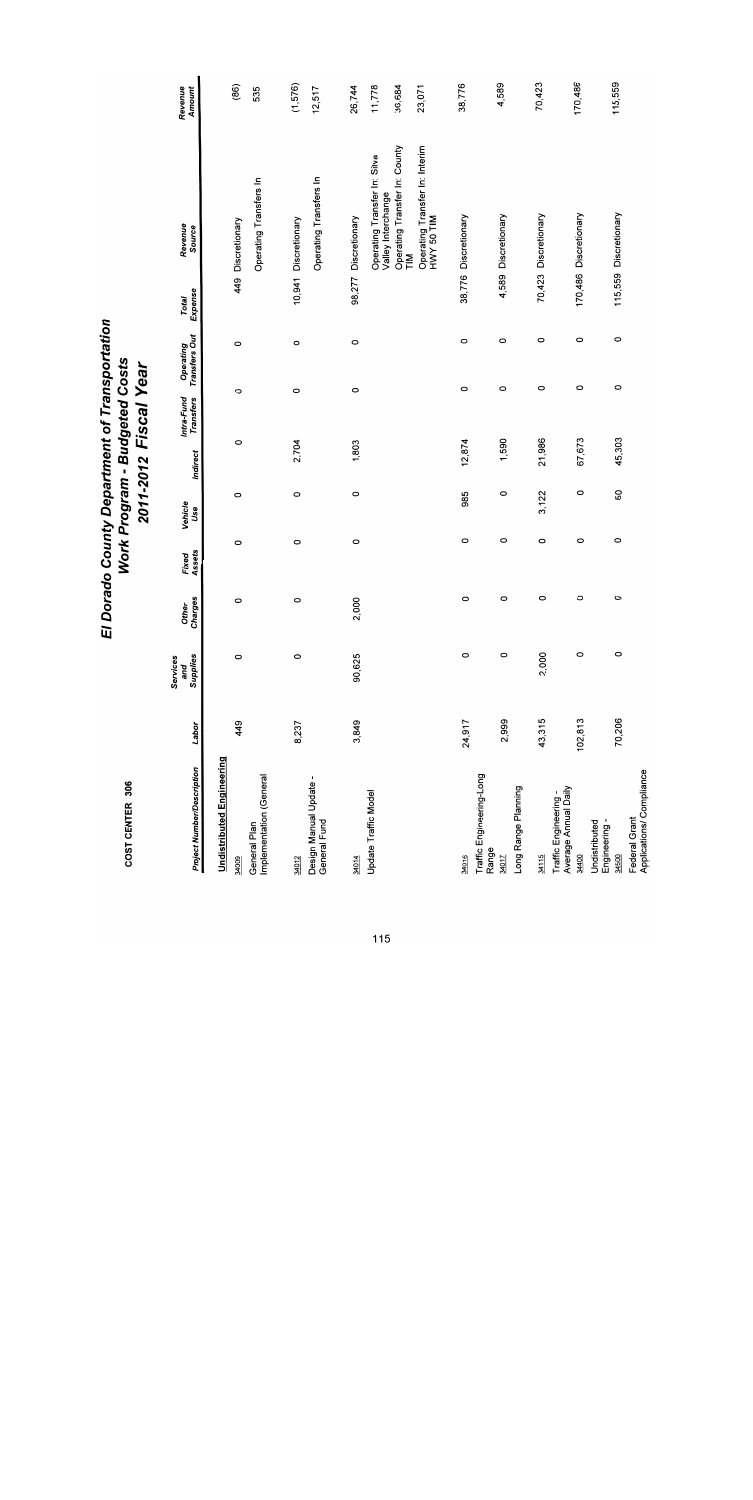# El Dorado County Department of Transportation
## Work Program - Budgeted Costs
## 2011-2012 Fiscal Year

**COST CENTER 306**

| Project Number/Description | Labor | Services and Supplies | Other Charges | Fixed Assets | Vehicle Use | Indirect | Intra-Fund Transfers | Operating Transfers Out | Total Expense | Revenue Source | Revenue Amount |
|---|---|---|---|---|---|---|---|---|---|---|---|
| **Undistributed Engineering** | | | | | | | | | | | |
| 34009 General Plan Implementation (General | 449 | 0 | 0 | 0 | 0 | 0 | 0 | 0 | 449 | Discretionary | (86) |
| | | | | | | | | | | Operating Transfers In | 535 |
| 34012 Design Manual Update - General Fund | 8,237 | 0 | 0 | 0 | 0 | 2,704 | 0 | 0 | 10,941 | Discretionary | (1,576) |
| | | | | | | | | | | Operating Transfers In | 12,517 |
| 34014 Update Traffic Model | 3,849 | 90,625 | 2,000 | 0 | 0 | 1,803 | 0 | 0 | 98,277 | Discretionary | 26,744 |
| | | | | | | | | | | Operating Transfer In: Silva Valley Interchange | 11,778 |
| | | | | | | | | | | Operating Transfer In: County TIM | 36,684 |
| | | | | | | | | | | Operating Transfer In: Interim HWY 50 TIM | 23,071 |
| 34016 Traffic Engineering-Long Range | 24,917 | 0 | 0 | 0 | 985 | 12,874 | 0 | 0 | 38,776 | Discretionary | 38,776 |
| 34017 Long Range Planning | 2,999 | 0 | 0 | 0 | 0 | 1,590 | 0 | 0 | 4,589 | Discretionary | 4,589 |
| 34115 Traffic Engineering - Average Annual Daily | 43,315 | 2,000 | 0 | 0 | 3,122 | 21,986 | 0 | 0 | 70,423 | Discretionary | 70,423 |
| 34400 Undistributed Engineering - | 102,813 | 0 | 0 | 0 | 0 | 67,673 | 0 | 0 | 170,486 | Discretionary | 170,486 |
| 34500 Federal Grant Applications/ Compliance | 70,206 | 0 | 0 | 0 | 50 | 45,303 | 0 | 0 | 115,559 | Discretionary | 115,559 |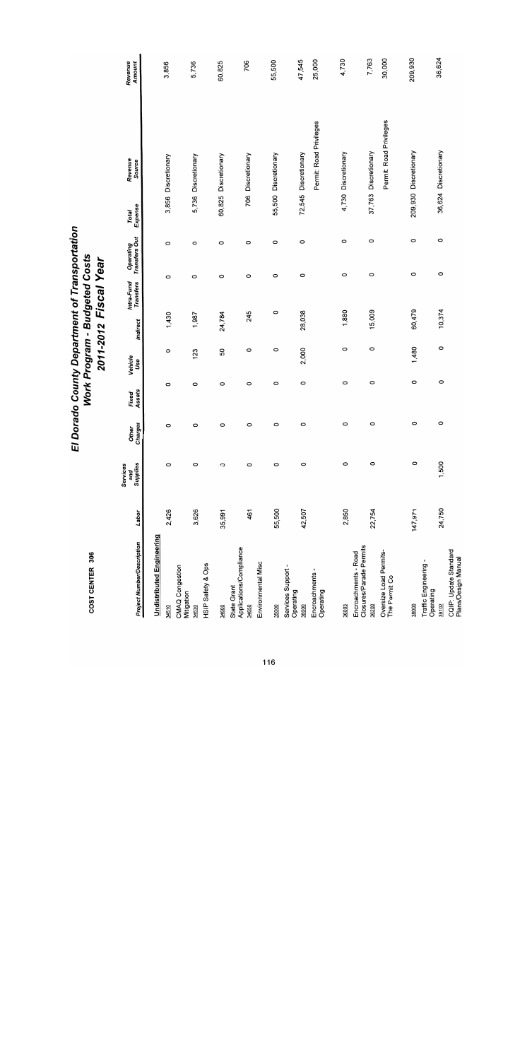# El Dorado County Department of Transportation
## Work Program - Budgeted Costs
## 2011-2012 Fiscal Year

**COST CENTER 306**

| Project Number/Description | Labor | Services and Supplies | Other Charges | Fixed Assets | Vehicle Use | Indirect | Intra-Fund Transfers | Operating Transfers Out | Total Expense | Revenue Source | Revenue Amount |
|---|---|---|---|---|---|---|---|---|---|---|---|
| **Undistributed Engineering** | | | | | | | | | | | |
| 34510 CMAQ Congestion Mitigation | 2,426 | 0 | 0 | 0 | 0 | 1,430 | 0 | 0 | 3,856 | Discretionary | 3,856 |
| 34530 HSIP Safety & Ops | 3,626 | 0 | 0 | 0 | 123 | 1,987 | 0 | 0 | 5,736 | Discretionary | 5,736 |
| 34600 State Grant Applications/Compliance | 35,991 | 0 | 0 | 0 | 50 | 24,784 | 0 | 0 | 60,825 | Discretionary | 60,825 |
| 34650 Environmental Misc | 461 | 0 | 0 | 0 | 0 | 245 | 0 | 0 | 706 | Discretionary | 706 |
| 35000 Services Support - Operating | 55,500 | 0 | 0 | 0 | 0 | 0 | 0 | 0 | 55,500 | Discretionary | 55,500 |
| 36000 Encroachments - Operating | 42,507 | 0 | 0 | 0 | 2,000 | 28,038 | 0 | 0 | 72,545 | Discretionary | 47,545 |
| | | | | | | | | | | Permit: Road Privileges | 25,000 |
| 36003 Encroachments - Road Closures/Parade Permits | 2,850 | 0 | 0 | 0 | 0 | 1,880 | 0 | 0 | 4,730 | Discretionary | 4,730 |
| 36200 Oversize Load Permits- The Permit Co | 22,754 | 0 | 0 | 0 | 0 | 15,009 | 0 | 0 | 37,763 | Discretionary | 7,763 |
| | | | | | | | | | | Permit: Road Privileges | 30,000 |
| 38000 Traffic Engineering - Operating | 147,971 | 0 | 0 | 0 | 1,480 | 60,479 | 0 | 0 | 209,930 | Discretionary | 209,930 |
| 39102 CQIP: Update Standard Plans/Design Manual | 24,750 | 1,500 | 0 | 0 | 0 | 10,374 | 0 | 0 | 36,624 | Discretionary | 36,624 |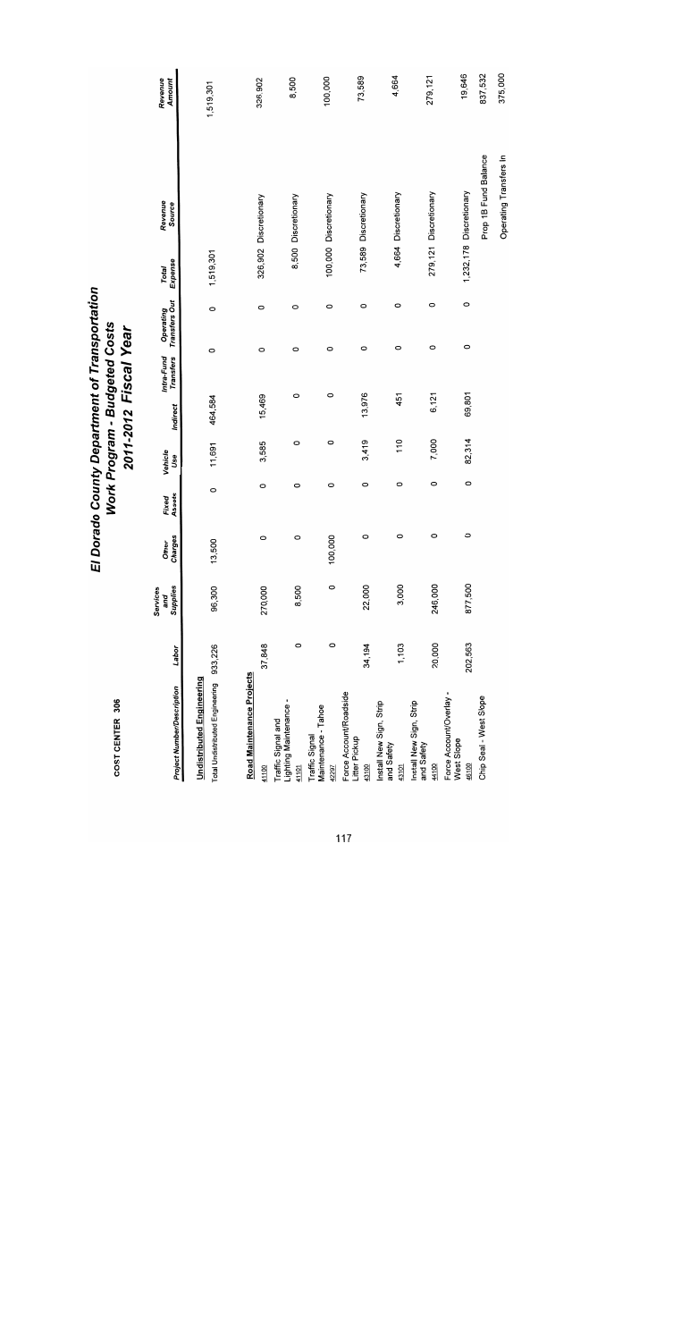COST CENTER 306

# El Dorado County Department of Transportation
## Work Program - Budgeted Costs
## 2011-2012 Fiscal Year

| Project Number/Description | Labor | Services and Supplies | Other Charges | Fixed Assets | Vehicle Use | Indirect | Intra-Fund Transfers | Operating Transfers Out | Total Expense | Revenue Source | Revenue Amount |
|---|---|---|---|---|---|---|---|---|---|---|---|
| **Undistributed Engineering** | | | | | | | | | | | |
| Total Undistributed Engineering | 933,226 | 96,300 | 13,500 | 0 | 11,691 | 464,584 | 0 | 0 | 1,519,301 | | 1,519,301 |
| **Road Maintenance Projects** | | | | | | | | | | | |
| 41100 | 37,848 | 270,000 | 0 | 0 | 3,585 | 15,469 | 0 | 0 | 326,902 | Discretionary | 326,902 |
| Traffic Signal and Lighting Maintenance - 41101 | 0 | 8,500 | 0 | 0 | 0 | 0 | 0 | 0 | 8,500 | Discretionary | 8,500 |
| Traffic Signal Maintenance - Tahoe 40297 | 0 | 0 | 100,000 | 0 | 0 | 0 | 0 | 0 | 100,000 | Discretionary | 100,000 |
| Force Account/Roadside Litter Pickup 43100 | 34,194 | 22,000 | 0 | 0 | 3,419 | 13,976 | 0 | 0 | 73,589 | Discretionary | 73,589 |
| Install New Sign, Strip and Safety 42100 | 1,103 | 3,000 | 0 | 0 | 110 | 451 | 0 | 0 | 4,664 | Discretionary | 4,664 |
| Install New Sign, Strip and Safety 44100 | 20,000 | 246,000 | 0 | 0 | 7,000 | 6,121 | 0 | 0 | 279,121 | Discretionary | 279,121 |
| Force Account/Overlay - West Slope 46100 | 202,563 | 877,500 | 0 | 0 | 82,314 | 69,801 | 0 | 0 | 1,232,178 | Discretionary | 19,646 |
| | | | | | | | | | | Prop 1B Fund Balance | 837,532 |
| | | | | | | | | | | Operating Transfers In | 375,000 |
| Chip Seal - West Slope | | | | | | | | | | | |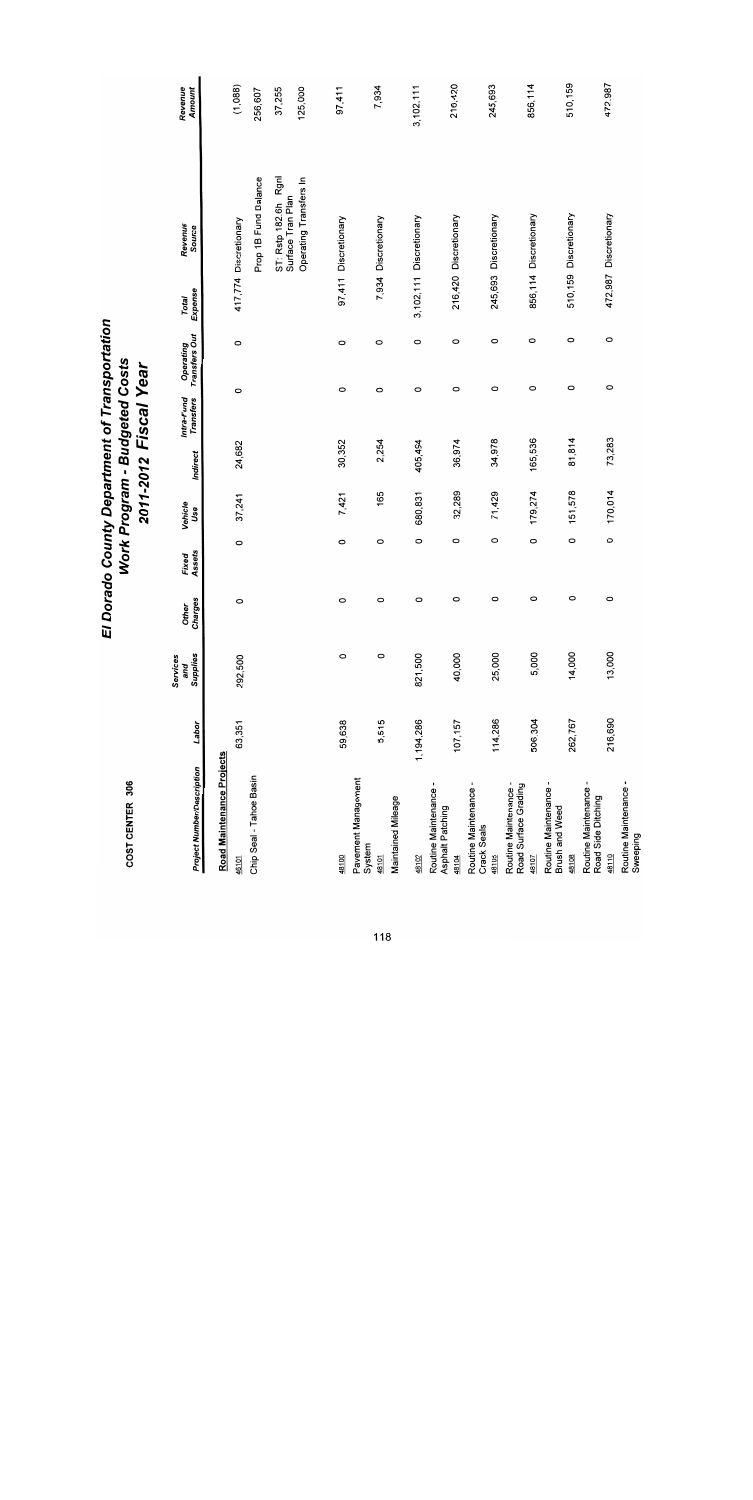# El Dorado County Department of Transportation
## Work Program - Budgeted Costs
## 2011-2012 Fiscal Year

COST CENTER 306

| Project Number/Description | Labor | Services and Supplies | Other Charges | Fixed Assets | Vehicle Use | Indirect | Intra-Fund Transfers | Operating Transfers Out | Total Expense | Revenue Source | Revenue Amount |
|---|---|---|---|---|---|---|---|---|---|---|---|
| **Road Maintenance Projects** | | | | | | | | | | | |
| 46101 Chip Seal - Tahoe Basin | 63,351 | 292,500 | 0 | 0 | 37,241 | 24,682 | 0 | 0 | 417,774 | Discretionary | (1,088) |
| | | | | | | | | | | Prop 1B Fund Balance | 256,607 |
| | | | | | | | | | | ST: Rstp 182.6h Rgnl Surface Tran Plan | 37,255 |
| | | | | | | | | | | Operating Transfers In | 125,000 |
| 46100 Pavement Management System | 59,638 | 0 | 0 | 0 | 7,421 | 30,352 | 0 | 0 | 97,411 | Discretionary | 97,411 |
| 46101 Maintained Mileage | 5,515 | 0 | 0 | 0 | 165 | 2,254 | 0 | 0 | 7,934 | Discretionary | 7,934 |
| 46102 Routine Maintenance - Asphalt Patching | 1,194,286 | 821,500 | 0 | 0 | 680,831 | 405,494 | 0 | 0 | 3,102,111 | Discretionary | 3,102,111 |
| 46104 Routine Maintenance - Crack Seals | 107,157 | 40,000 | 0 | 0 | 32,289 | 36,974 | 0 | 0 | 216,420 | Discretionary | 216,420 |
| 46105 Routine Maintenance - Road Surface Grading | 114,286 | 25,000 | 0 | 0 | 71,429 | 34,978 | 0 | 0 | 245,693 | Discretionary | 245,693 |
| 46107 Routine Maintenance - Brush and Weed | 506,304 | 5,000 | 0 | 0 | 179,274 | 165,536 | 0 | 0 | 856,114 | Discretionary | 856,114 |
| 46108 Routine Maintenance - Road Side Ditching | 262,767 | 14,000 | 0 | 0 | 151,578 | 81,814 | 0 | 0 | 510,159 | Discretionary | 510,159 |
| 46110 Routine Maintenance - Sweeping | 216,690 | 13,000 | 0 | 0 | 170,014 | 73,283 | 0 | 0 | 472,987 | Discretionary | 472,987 |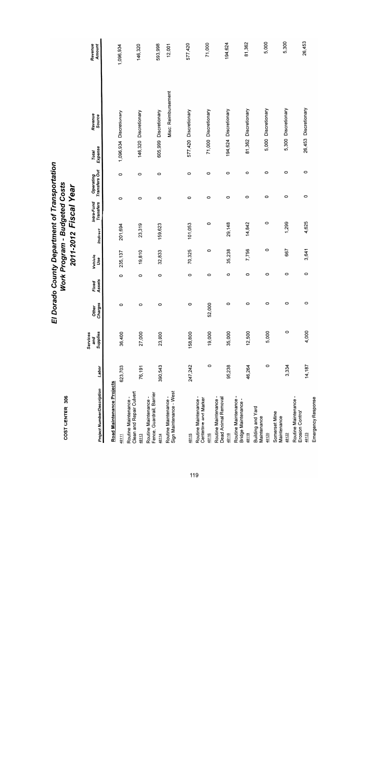COST CENTER 306

# El Dorado County Department of Transportation
## Work Program - Budgeted Costs
## 2011-2012 Fiscal Year

| Project Number/Description | Labor | Services and Supplies | Other Charges | Fixed Assets | Vehicle Use | Indirect | Intra-Fund Transfers | Operating Transfers Out | Total Expense | Revenue Source | Revenue Amount |
|---|---|---|---|---|---|---|---|---|---|---|---|
| **Road Maintenance Projects** | | | | | | | | | | | |
| 48111 | 623,703 | 36,400 | 0 | 0 | 235,137 | 201,694 | 0 | 0 | 1,096,934 | Discretionary | 1,096,934 |
| Routine Maintenance - Clean and Repair Culvert 48113 | 76,191 | 27,000 | 0 | 0 | 19,810 | 23,319 | 0 | 0 | 146,320 | Discretionary | 146,320 |
| Routine Maintenance - Fence, Guardrail, Barrier 48114 | 390,543 | 23,000 | 0 | 0 | 32,833 | 159,623 | 0 | 0 | 605,999 | Discretionary | 593,998 |
| Routine Maintenance - Sign Maintenance - West | | | | | | | | | | Misc. Reimbursement | 12,001 |
| 48115 | 247,242 | 158,800 | 0 | 0 | 70,325 | 101,053 | 0 | 0 | 577,420 | Discretionary | 577,420 |
| Routine Maintenance - Centerline and Marker 48116 | 0 | 19,000 | 52,000 | 0 | 0 | 0 | 0 | 0 | 71,000 | Discretionary | 71,000 |
| Routine Maintenance - Dead Animal Removal 48118 | 95,238 | 35,000 | 0 | 0 | 35,238 | 29,148 | 0 | 0 | 194,624 | Discretionary | 194,624 |
| Routine Maintenance - Bridge Maintenance - 48119 | 46,264 | 12,500 | 0 | 0 | 7,756 | 14,842 | 0 | 0 | 81,362 | Discretionary | 81,362 |
| Building and Yard Maintenance 48120 | 0 | 5,000 | 0 | 0 | 0 | 0 | 0 | 0 | 5,000 | Discretionary | 5,000 |
| Somerset Mine Maintenance 48122 | 3,334 | 0 | 0 | 0 | 667 | 1,299 | 0 | 0 | 5,300 | Discretionary | 5,300 |
| Routine Maintenance - Erosion Control 48123 | 14,187 | 4,000 | 0 | 0 | 3,641 | 4,625 | 0 | 0 | 26,453 | Discretionary | 26,453 |
| Emergency Response | | | | | | | | | | | |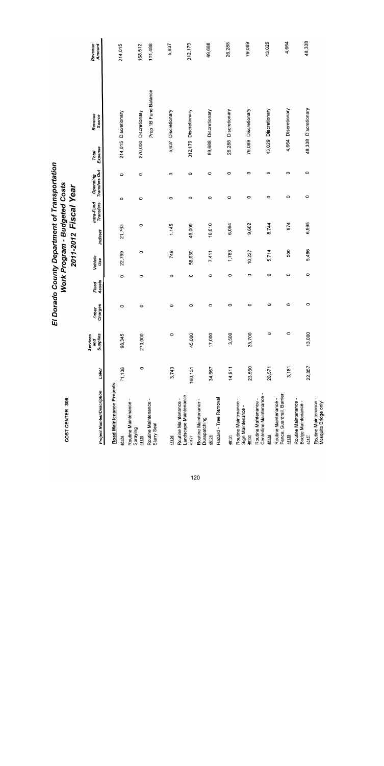COST CENTER 306

# El Dorado County Department of Transportation
## Work Program - Budgeted Costs
## 2011-2012 Fiscal Year

| Project Number/Description | Labor | Services and Supplies | Other Charges | Fixed Assets | Vehicle Use | Indirect | Intra-Fund Transfers | Operating Transfers Out | Total Expense | Revenue Source | Revenue Amount |
|---|---|---|---|---|---|---|---|---|---|---|---|
| **Road Maintenance Projects** | | | | | | | | | | | |
| 48124 | 71,108 | 98,345 | 0 | 0 | 22,799 | 21,763 | 0 | 0 | 214,015 | Discretionary | 214,015 |
| Routine Maintenance - Spraying 48125 | 0 | 270,000 | 0 | 0 | 0 | 0 | 0 | 0 | 270,000 | Discretionary | 168,512 |
| Routine Maintenance - Slurry Seal | | | | | | | | | | Prop 1B Fund Balance | 101,488 |
| 48126 | 3,743 | 0 | 0 | 0 | 749 | 1,145 | 0 | 0 | 5,637 | Discretionary | 5,637 |
| Routine Maintenance - Landscape Maintenance 48127 | 160,131 | 45,000 | 0 | 0 | 58,039 | 49,009 | 0 | 0 | 312,179 | Discretionary | 312,179 |
| Routine Maintenance - Durapatching 48128 | 34,667 | 17,000 | 0 | 0 | 7,411 | 10,610 | 0 | 0 | 69,688 | Discretionary | 69,688 |
| Hazard - Tree Removal 48131 | 14,911 | 3,500 | 0 | 0 | 1,783 | 6,094 | 0 | 0 | 26,288 | Discretionary | 26,288 |
| Routine Maintenance - Sign Maintenance - 48132 | 23,560 | 35,700 | 0 | 0 | 10,227 | 9,602 | 0 | 0 | 79,089 | Discretionary | 79,089 |
| Routine Maintenance - Centerline Maintenance - 48134 | 28,571 | 0 | 0 | 0 | 5,714 | 8,744 | 0 | 0 | 43,029 | Discretionary | 43,029 |
| Routine Maintenance - Fence, Guardrail, Barrier 48135 | 3,181 | 0 | 0 | 0 | 509 | 974 | 0 | 0 | 4,664 | Discretionary | 4,664 |
| Routine Maintenance - Bridge Maintenance - 48137 | 22,857 | 13,000 | 0 | 0 | 5,486 | 6,995 | 0 | 0 | 48,338 | Discretionary | 48,338 |
| Routine Maintenance - Mosquito Bridge only | | | | | | | | | | | |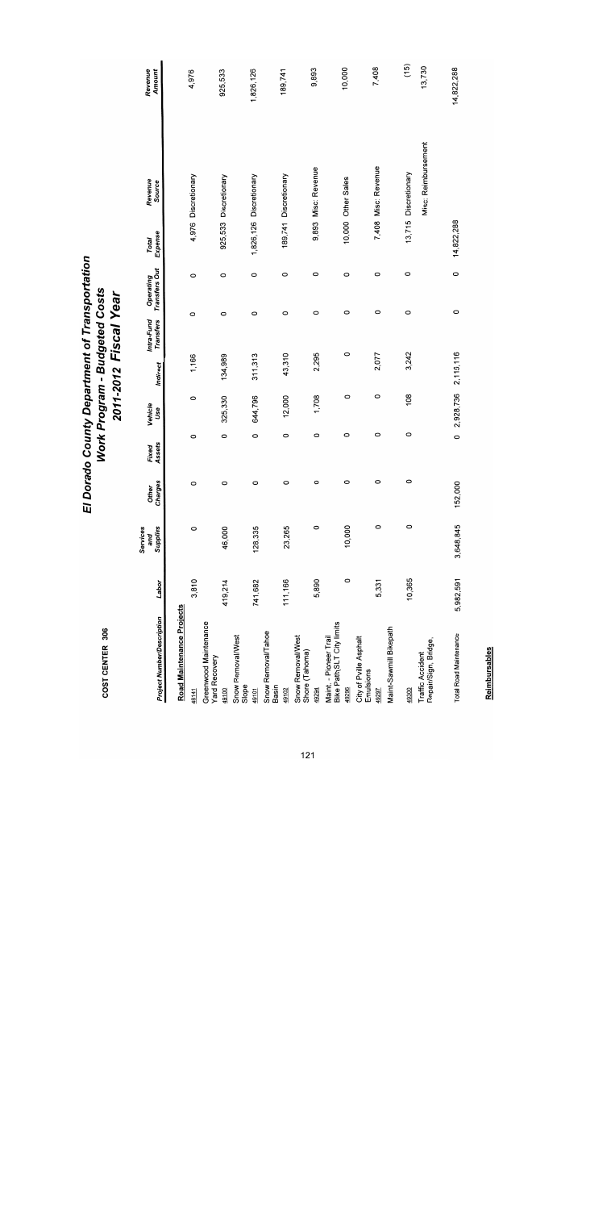# El Dorado County Department of Transportation
## Work Program - Budgeted Costs
## 2011-2012 Fiscal Year

COST CENTER 306

| Project Number/Description | Labor | Services and Supplies | Other Charges | Fixed Assets | Vehicle Use | Indirect | Intra-Fund Transfers | Operating Transfers Out | Total Expense | Revenue Source | Revenue Amount |
|---|---|---|---|---|---|---|---|---|---|---|---|
| **Road Maintenance Projects** | | | | | | | | | | | |
| 46141 | 3,810 | 0 | 0 | 0 | 0 | 1,166 | 0 | 0 | 4,976 | Discretionary | 4,976 |
| Greenwood Maintenance Yard Recovery 49100 | 419,214 | 46,000 | 0 | 0 | 325,330 | 134,989 | 0 | 0 | 925,533 | Discretionary | 925,533 |
| Snow Removal/West Slope 49101 | 741,682 | 128,335 | 0 | 0 | 644,796 | 311,313 | 0 | 0 | 1,826,126 | Discretionary | 1,826,126 |
| Snow Removal/Tahoe Basin 49102 | 111,166 | 23,265 | 0 | 0 | 12,000 | 43,310 | 0 | 0 | 189,741 | Discretionary | 189,741 |
| Snow Removal/West Shore (Tahoma) 49294 | 5,890 | 0 | 0 | 0 | 1,708 | 2,295 | 0 | 0 | 9,893 | Misc. Revenue | 9,893 |
| Maint. - Pioneer Trail Bike Path(SLT City limits 49296 | 0 | 10,000 | 0 | 0 | 0 | 0 | 0 | 0 | 10,000 | Other Sales | 10,000 |
| City of Pville Asphalt Emulsions 49297 | 5,331 | 0 | 0 | 0 | 0 | 2,077 | 0 | 0 | 7,408 | Misc. Revenue | 7,408 |
| Maint-Sawmill Bikepath 49300 | 10,365 | 0 | 0 | 0 | 108 | 3,242 | 0 | 0 | 13,715 | Discretionary | (15) |
| Traffic Accident Repair/Sign, Bridge, | | | | | | | | | | Misc. Reimbursement | 13,730 |
| Total Road Maintenance | 5,982,591 | 3,648,845 | 152,000 | 0 | 2,928,736 | 2,110,116 | 0 | 0 | 14,822,288 | | 14,822,288 |

**Reimbursables**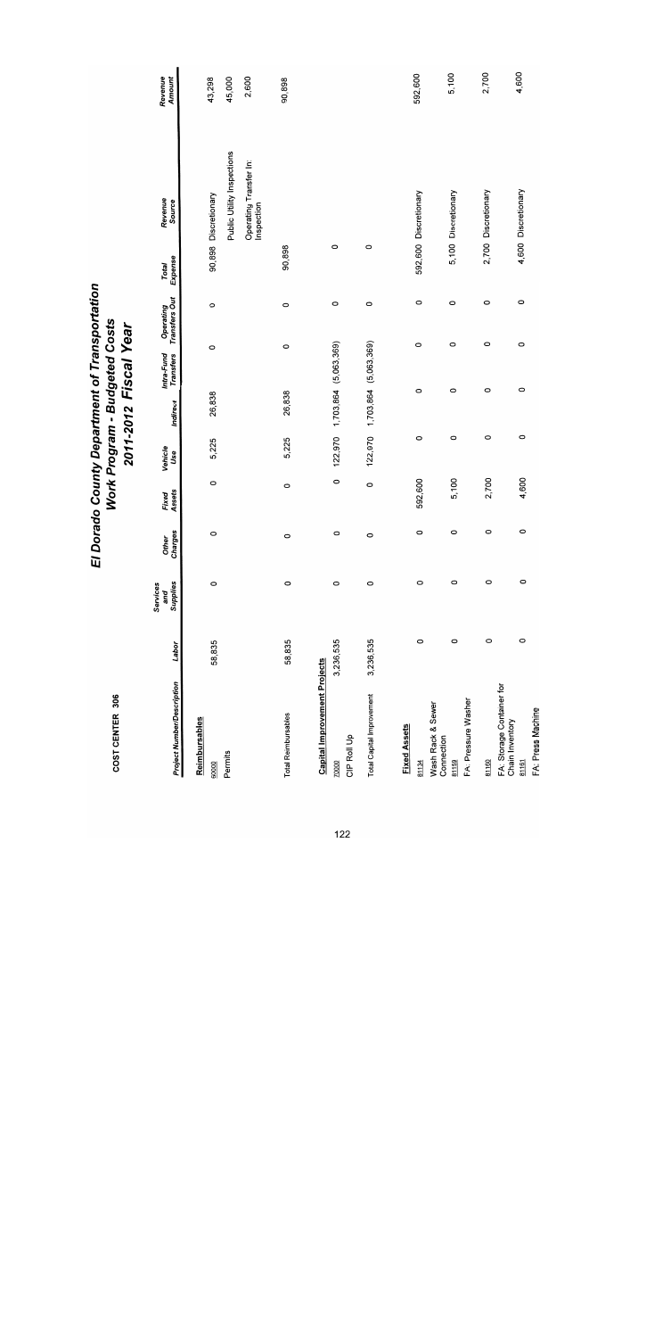# El Dorado County Department of Transportation
## Work Program - Budgeted Costs
## 2011-2012 Fiscal Year

COST CENTER 306

| Project Number/Description | Labor | Services and Supplies | Other Charges | Fixed Assets | Vehicle Use | Indirect | Intra-Fund Transfers | Operating Transfers Out | Total Expense | Revenue Source | Revenue Amount |
|---|---|---|---|---|---|---|---|---|---|---|---|
| **Reimbursables** | | | | | | | | | | | |
| 60000 Permits | 58,835 | 0 | 0 | 0 | 5,225 | 26,838 | 0 | 0 | 90,898 | Discretionary | 43,298 |
| | | | | | | | | | | Public Utility Inspections | 45,000 |
| | | | | | | | | | | Operating Transfer In: Inspection | 2,600 |
| Total Reimbursables | 58,835 | 0 | 0 | 0 | 5,225 | 26,838 | 0 | 0 | 90,898 | | 90,898 |
| **Capital Improvement Projects** | | | | | | | | | | | |
| 70000 CIP Roll Up | 3,236,535 | 0 | 0 | 0 | 122,970 | 1,703,864 | (5,063,369) | 0 | 0 | | |
| Total Capital Improvement | 3,236,535 | 0 | 0 | 0 | 122,970 | 1,703,864 | (5,063,369) | 0 | 0 | | |
| **Fixed Assets** | | | | | | | | | | | |
| 81134 Wash Rack & Sewer Connection | 0 | 0 | 0 | 592,600 | 0 | 0 | 0 | 0 | 592,600 | Discretionary | 592,600 |
| 81159 FA: Pressure Washer | 0 | 0 | 0 | 5,100 | 0 | 0 | 0 | 0 | 5,100 | Discretionary | 5,100 |
| 81160 FA: Storage Container for Chain Inventory | 0 | 0 | 0 | 2,700 | 0 | 0 | 0 | 0 | 2,700 | Discretionary | 2,700 |
| 81161 FA: Press Machine | 0 | 0 | 0 | 4,600 | 0 | 0 | 0 | 0 | 4,600 | Discretionary | 4,600 |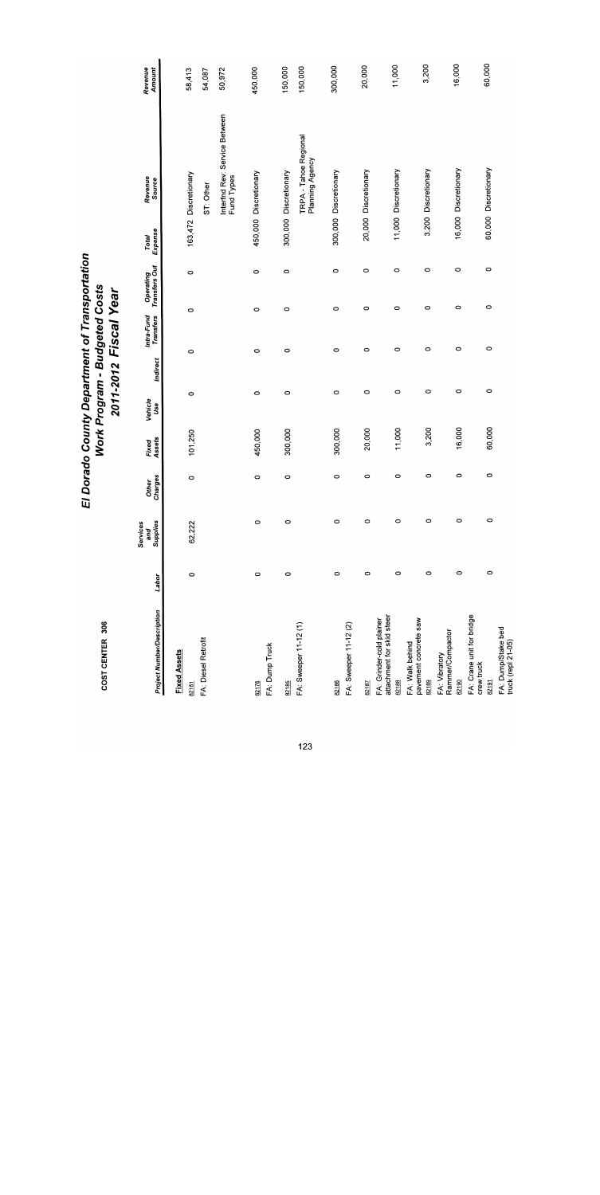# El Dorado County Department of Transportation
## Work Program - Budgeted Costs
## 2011-2012 Fiscal Year

COST CENTER 306

| Project Number/Description | Labor | Services and Supplies | Other Charges | Fixed Assets | Vehicle Use | Indirect | Intra-Fund Transfers | Operating Transfers Out | Total Expense | Revenue Source | Revenue Amount |
|---|---|---|---|---|---|---|---|---|---|---|---|
| **Fixed Assets** | | | | | | | | | | | |
| 82161 FA: Diesel Retrofit | 0 | 62,222 | 0 | 101,250 | 0 | 0 | 0 | 0 | 163,472 | Discretionary | 58,413 |
| | | | | | | | | | | ST: Other | 54,087 |
| | | | | | | | | | | Interfnd Rev: Service Between Fund Types | 50,972 |
| 82176 FA: Dump Truck | 0 | 0 | 0 | 450,000 | 0 | 0 | 0 | 0 | 450,000 | Discretionary | 450,000 |
| 82185 FA: Sweeper 11-12 (1) | 0 | 0 | 0 | 300,000 | 0 | 0 | 0 | 0 | 300,000 | Discretionary | 150,000 |
| | | | | | | | | | | TRPA - Tahoe Regional Planning Agency | 150,000 |
| 82186 FA: Sweeper 11-12 (2) | 0 | 0 | 0 | 300,000 | 0 | 0 | 0 | 0 | 300,000 | Discretionary | 300,000 |
| 82187 FA: Grinder-cold plainer attachment for skid steer | 0 | 0 | 0 | 20,000 | 0 | 0 | 0 | 0 | 20,000 | Discretionary | 20,000 |
| 82188 FA: Walk behind pavement concrete saw | 0 | 0 | 0 | 11,000 | 0 | 0 | 0 | 0 | 11,000 | Discretionary | 11,000 |
| 82189 FA: Vibratory Rammer/Compactor | 0 | 0 | 0 | 3,200 | 0 | 0 | 0 | 0 | 3,200 | Discretionary | 3,200 |
| 82190 FA: Crane unit for bridge crew truck | 0 | 0 | 0 | 16,000 | 0 | 0 | 0 | 0 | 16,000 | Discretionary | 16,000 |
| 82191 FA: Dump/Stake bed truck (repl 21-05) | 0 | 0 | 0 | 60,000 | 0 | 0 | 0 | 0 | 60,000 | Discretionary | 60,000 |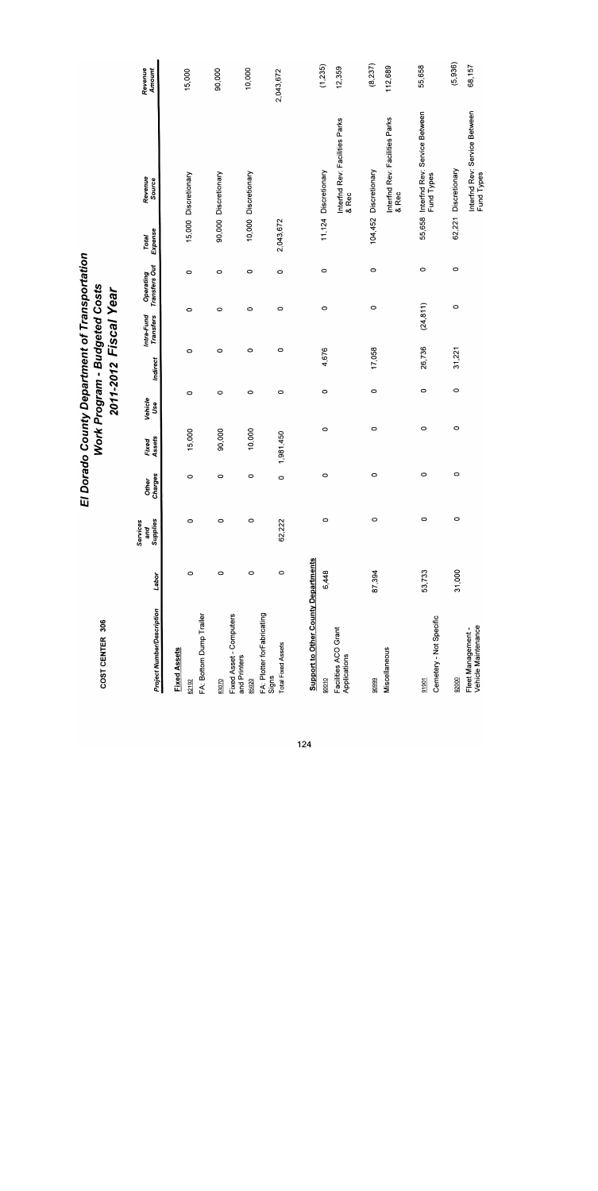# El Dorado County Department of Transportation
## Work Program - Budgeted Costs
## 2011-2012 Fiscal Year

COST CENTER 306

| Project Number/Description | Labor | Services and Supplies | Other Charges | Fixed Assets | Vehicle Use | Indirect | Intra-Fund Transfers | Operating Transfers Out | Total Expense | Revenue Source | Revenue Amount |
|---|---|---|---|---|---|---|---|---|---|---|---|
| **Fixed Assets** | | | | | | | | | | | |
| 82162 FA: Bottom Dump Trailer | 0 | 0 | 0 | 15,000 | 0 | 0 | 0 | 0 | 15,000 | Discretionary | 15,000 |
| 83070 Fixed Asset - Computers and Printers | 0 | 0 | 0 | 90,000 | 0 | 0 | 0 | 0 | 90,000 | Discretionary | 90,000 |
| 85020 FA: Plotter forFabricating Signs | 0 | 0 | 0 | 10,000 | 0 | 0 | 0 | 0 | 10,000 | Discretionary | 10,000 |
| Total Fixed Assets | 0 | 62,222 | 0 | 1,981,450 | 0 | 0 | 0 | 0 | 2,043,672 | | 2,043,672 |
| **Support to Other County Departments** | | | | | | | | | | | |
| 90010 Facilities ACO Grant Applications | 6,448 | 0 | 0 | 0 | 0 | 4,676 | 0 | 0 | 11,124 | Discretionary | (1,235) |
| | | | | | | | | | | Interfnd Rev: Facilities Parks & Rec | 12,359 |
| 90999 Miscellaneous | 87,394 | 0 | 0 | 0 | 0 | 17,058 | 0 | 0 | 104,452 | Discretionary | (8,237) |
| | | | | | | | | | | Interfnd Rev: Facilities Parks & Rec | 112,689 |
| 91001 Cemetery - Not Specific | 53,733 | 0 | 0 | 0 | 0 | 26,736 | (24,811) | 0 | 55,658 | Interfnd Rev: Service Between Fund Types | 55,658 |
| 92000 Fleet Management - Vehicle Maintenance | 31,000 | 0 | 0 | 0 | 0 | 31,221 | 0 | 0 | 62,221 | Discretionary | (5,936) |
| | | | | | | | | | | Interfnd Rev: Service Between Fund Types | 68,157 |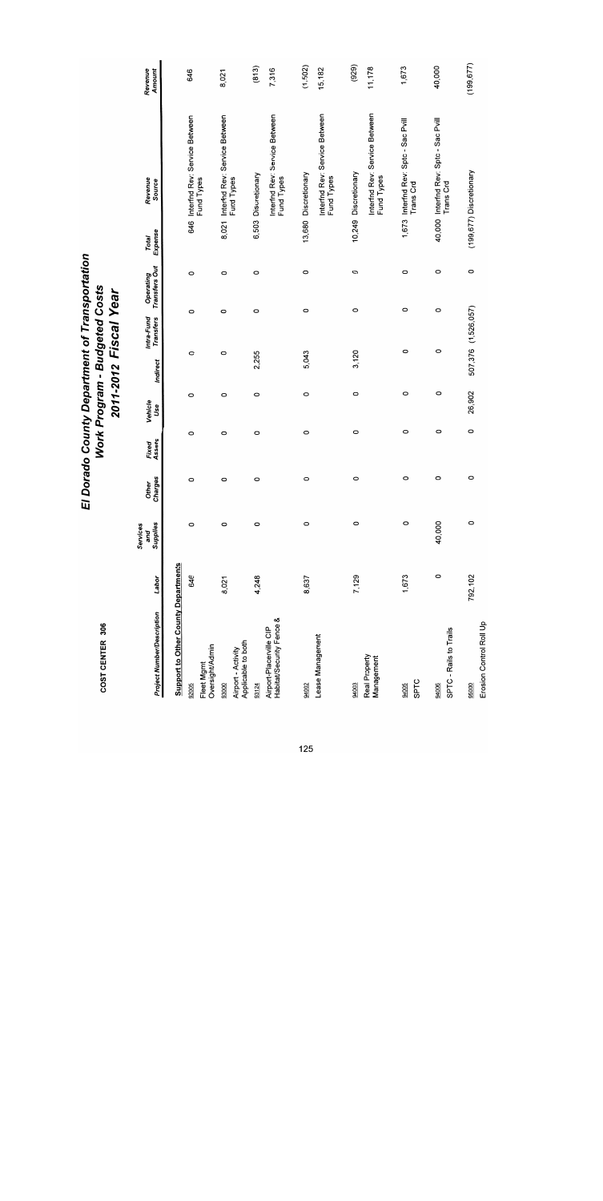# El Dorado County Department of Transportation

## Work Program - Budgeted Costs

## 2011-2012 Fiscal Year

COST CENTER 306

| Project Number/Description | Labor | Services and Supplies | Other Charges | Fixed Assets | Vehicle Use | Indirect | Intra-Fund Transfers | Operating Transfers Out | Total Expense | Revenue Source | Revenue Amount |
|---|---|---|---|---|---|---|---|---|---|---|---|
| **Support to Other County Departments** | | | | | | | | | | | |
| 82005 Fleet Mgmt Oversight/Admin | 646 | 0 | 0 | 0 | 0 | 0 | 0 | 0 | 646 | Interfnd Rev: Service Between Fund Types | 646 |
| 83000 Airport - Activity Applicable to both | 8,021 | 0 | 0 | 0 | 0 | 0 | 0 | 0 | 8,021 | Interfnd Rev: Service Between Fund Types | 8,021 |
| 83124 Airport-Placerville CIP Habitat/Security Fence & | 4,248 | 0 | 0 | 0 | 0 | 2,255 | 0 | 0 | 6,503 | Discretionary | (813) |
| | | | | | | | | | | Interfnd Rev: Service Between Fund Types | 7,316 |
| 94002 Lease Management | 8,637 | 0 | 0 | 0 | 0 | 5,043 | 0 | 0 | 13,680 | Discretionary | (1,502) |
| | | | | | | | | | | Interfnd Rev: Service Between Fund Types | 15,182 |
| 94003 Real Property Management | 7,129 | 0 | 0 | 0 | 0 | 3,120 | 0 | 0 | 10,249 | Discretionary | (929) |
| | | | | | | | | | | Interfnd Rev: Service Between Fund Types | 11,178 |
| 94005 SPTC | 1,673 | 0 | 0 | 0 | 0 | 0 | 0 | 0 | 1,673 | Interfnd Rev: Sptc - Sac Pvill Trans Crd | 1,673 |
| 94006 SPTC - Rails to Trails | 0 | 40,000 | 0 | 0 | 0 | 0 | 0 | 0 | 40,000 | Interfnd Rev: Sptc - Sac Pvill Trans Crd | 40,000 |
| 95000 Erosion Control Roll Up | 792,102 | 0 | 0 | 0 | 26,902 | 507,376 | (1,526,057) | 0 | (199,677) | Discretionary | (199,677) |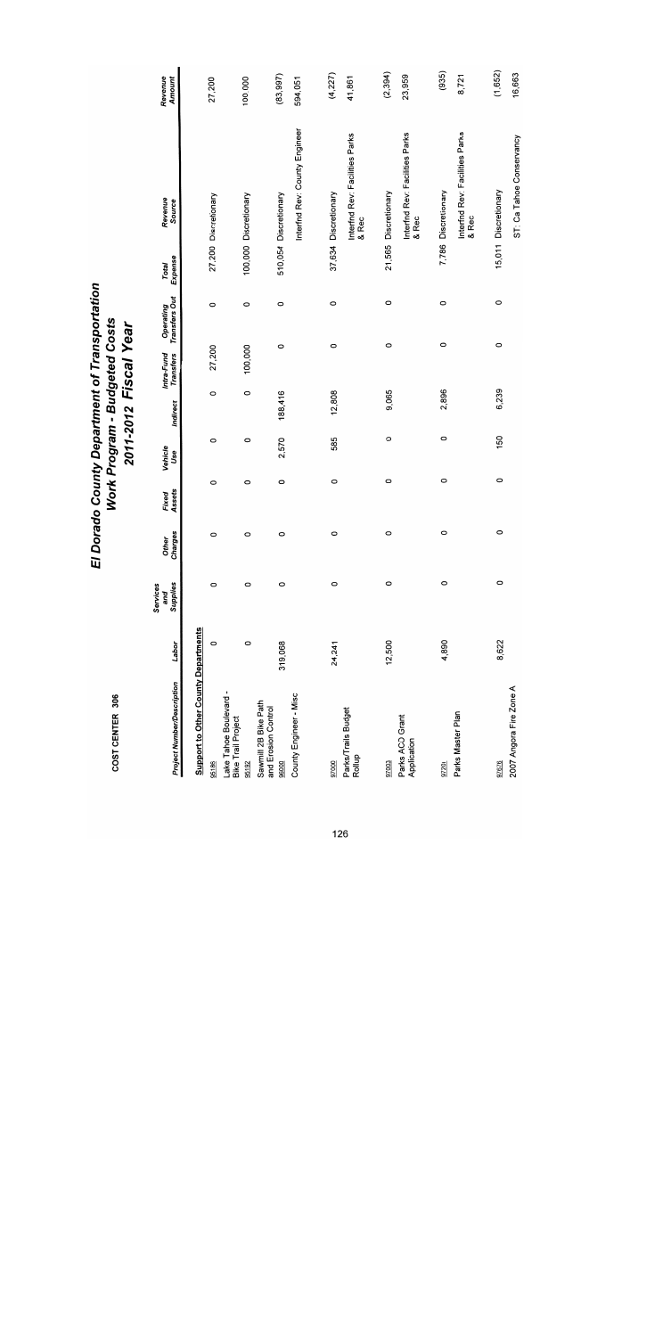# El Dorado County Department of Transportation
## Work Program - Budgeted Costs
### 2011-2012 Fiscal Year

COST CENTER 306

| Project Number/Description | Labor | Services and Supplies | Other Charges | Fixed Assets | Vehicle Use | Indirect | Intra-Fund Transfers | Operating Transfers Out | Total Expense | Revenue Source | Revenue Amount |
|---|---|---|---|---|---|---|---|---|---|---|---|
| **Support to Other County Departments** | | | | | | | | | | | |
| 95186 Lake Tahoe Boulevard - Bike Trail Project | 0 | 0 | 0 | 0 | 0 | 0 | 27,200 | 0 | 27,200 | Discretionary | 27,200 |
| 95192 Sawmill 2B Bike Path and Erosion Control | 0 | 0 | 0 | 0 | 0 | 0 | 100,000 | 0 | 100,000 | Discretionary | 100,000 |
| 96000 County Engineer - Misc | 319,068 | 0 | 0 | 0 | 2,570 | 188,416 | 0 | 0 | 510,054 | Discretionary | (83,997) |
| | | | | | | | | | | Interfnd Rev: County Engineer | 594,051 |
| 97000 Parks/Trails Budget Rollup | 24,241 | 0 | 0 | 0 | 585 | 12,808 | 0 | 0 | 37,634 | Discretionary | (4,227) |
| | | | | | | | | | | Interfnd Rev: Facilities Parks & Rec | 41,861 |
| 97003 Parks ACO Grant Application | 12,500 | 0 | 0 | 0 | 0 | 9,065 | 0 | 0 | 21,565 | Discretionary | (2,394) |
| | | | | | | | | | | Interfnd Rev: Facilities Parks & Rec | 23,959 |
| 97205 Parks Master Plan | 4,890 | 0 | 0 | 0 | 0 | 2,896 | 0 | 0 | 7,786 | Discretionary | (935) |
| | | | | | | | | | | Interfnd Rev: Facilities Parks & Rec | 8,721 |
| 97626 2007 Angora Fire Zone A | 8,622 | 0 | 0 | 0 | 150 | 6,239 | 0 | 0 | 15,011 | Discretionary | (1,652) |
| | | | | | | | | | | ST: Ca Tahoe Conservancy | 16,663 |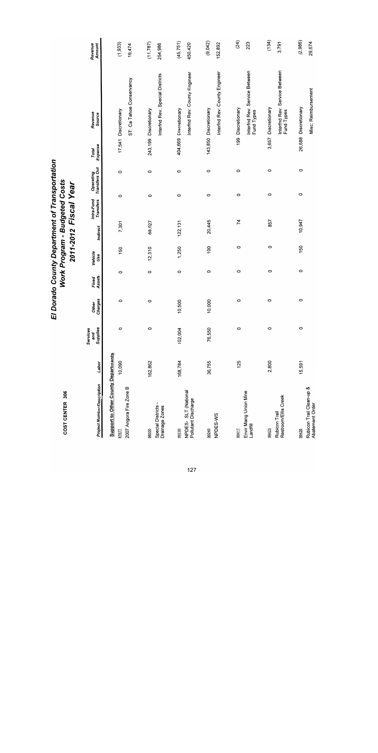# El Dorado County Department of Transportation

## Work Program - Budgeted Costs

## 2011-2012 Fiscal Year

COST CENTER 306

| Project Number/Description | Labor | Services and Supplies | Other Charges | Fixed Assets | Vehicle Use | Indirect | Intra-Fund Transfers | Operating Transfers Out | Total Expense | Revenue Source | Revenue Amount |
|---|---|---|---|---|---|---|---|---|---|---|---|
| **Support to Other County Departments** | | | | | | | | | | | |
| 97677 2007 Angora Fire Zone B | 10,090 | 0 | 0 | 0 | 150 | 7,301 | 0 | 0 | 17,541 | Discretionary | (1,933) |
| | | | | | | | | | | ST: Ca Tahoe Conservancy | 19,474 |
| 98000 Special Districts - Drainage Zones | 162,862 | 0 | 0 | 0 | 12,310 | 68,027 | 0 | 0 | 243,199 | Discretionary | (11,787) |
| | | | | | | | | | | Interfnd Rev: Special Districts | 254,986 |
| 99230 NPDES- SLT (National Pollutant Discharge | 168,784 | 102,004 | 10,500 | 0 | 1,250 | 122,131 | 0 | 0 | 404,669 | Discretionary | (45,751) |
| | | | | | | | | | | Interfnd Rev: County Engineer | 450,420 |
| 99240 NPDES-WS | 36,755 | 76,550 | 10,000 | 0 | 100 | 20,445 | 0 | 0 | 143,850 | Discretionary | (9,042) |
| | | | | | | | | | | Interfnd Rev: County Engineer | 152,892 |
| 99417 Envir Mang Union Mine Landfill | 125 | 0 | 0 | 0 | 0 | 74 | 0 | 0 | 199 | Discretionary | (24) |
| | | | | | | | | | | Interfnd Rev: Service Between Fund Types | 223 |
| 99423 Rubicon Trail Restroom/Ellis Creek | 2,800 | 0 | 0 | 0 | 0 | 857 | 0 | 0 | 3,657 | Discretionary | (134) |
| | | | | | | | | | | Interfnd Rev: Service Between Fund Types | 3,791 |
| 99426 Rubicon Trail Clean-up & Abatement Order | 15,591 | 0 | 0 | 0 | 150 | 10,947 | 0 | 0 | 26,688 | Discretionary | (2,986) |
| | | | | | | | | | | Misc: Reimbursement | 29,674 |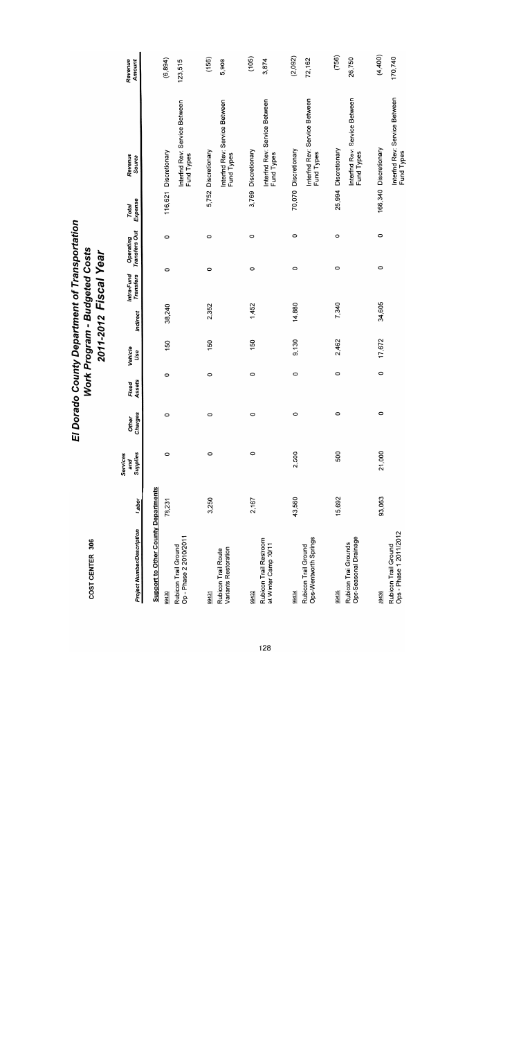COST CENTER 306

# El Dorado County Department of Transportation
## Work Program - Budgeted Costs
## 2011-2012 Fiscal Year

| Project Number/Description | Labor | Services and Supplies | Other Charges | Fixed Assets | Vehicle Use | Indirect | Intra-Fund Transfers | Operating Transfers Out | Total Expense | Revenue Source | Revenue Amount |
|---|---|---|---|---|---|---|---|---|---|---|---|
| **Support to Other County Departments** | | | | | | | | | | | |
| 99430 | 78,231 | 0 | 0 | 0 | 150 | 38,240 | 0 | 0 | 116,621 | Discretionary | (6,894) |
| Rubicon Trail Ground Op - Phase 2 2010/2011 | | | | | | | | | | Interfnd Rev: Service Between Fund Types | 123,515 |
| 99431 | 3,250 | 0 | 0 | 0 | 150 | 2,352 | 0 | 0 | 5,752 | Discretionary | (156) |
| Rubicon Trail Route Variants Restoration | | | | | | | | | | Interfnd Rev: Service Between Fund Types | 5,908 |
| 99432 | 2,167 | 0 | 0 | 0 | 150 | 1,452 | 0 | 0 | 3,769 | Discretionary | (105) |
| Rubicon Trail Restroom at Winter Camp 10/11 | | | | | | | | | | Interfnd Rev: Service Between Fund Types | 3,874 |
| 99434 | 43,560 | 2,500 | 0 | 0 | 9,130 | 14,880 | 0 | 0 | 70,070 | Discretionary | (2,092) |
| Rubicon Trail Ground Ops-Wentworth Springs | | | | | | | | | | Interfnd Rev: Service Between Fund Types | 72,162 |
| 99435 | 15,692 | 500 | 0 | 0 | 2,462 | 7,340 | 0 | 0 | 25,994 | Discretionary | (756) |
| Rubicon Trai Grounds Ops-Seasonal Drainage | | | | | | | | | | Interfnd Rev: Service Between Fund Types | 26,750 |
| 99436 | 93,063 | 21,000 | 0 | 0 | 17,672 | 34,605 | 0 | 0 | 166,340 | Discretionary | (4,400) |
| Rubicon Trail Ground Ops - Phase 1 2011/2012 | | | | | | | | | | Interfnd Rev: Service Between Fund Types | 170,740 |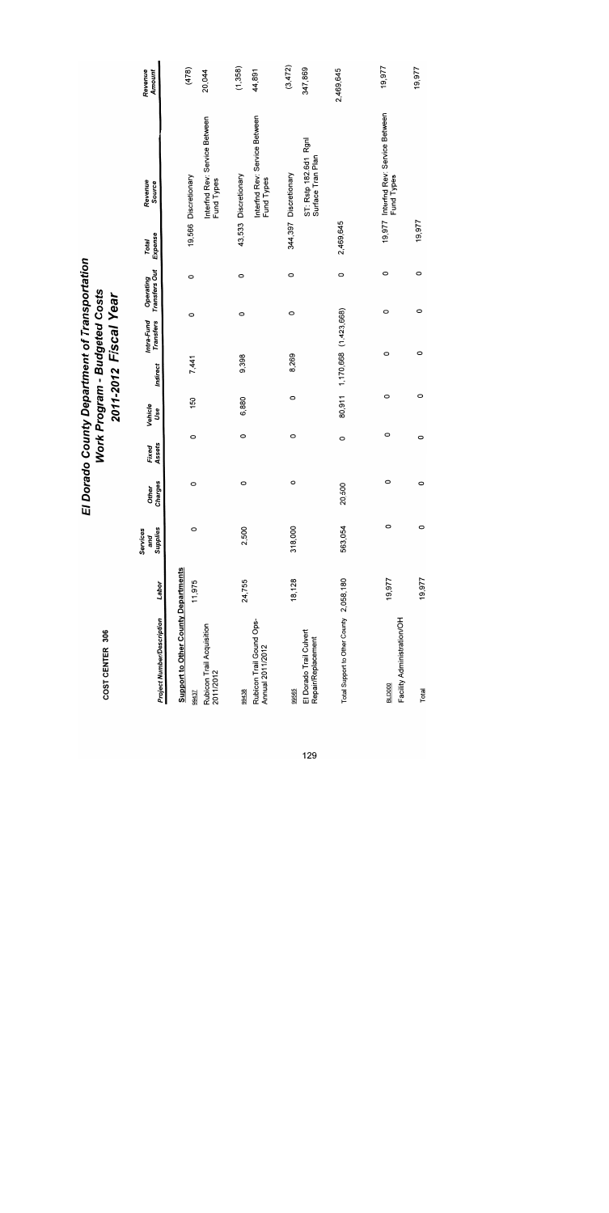# El Dorado County Department of Transportation
## Work Program - Budgeted Costs
### 2011-2012 Fiscal Year

COST CENTER 306

| Project Number/Description | Labor | Services and Supplies | Other Charges | Fixed Assets | Vehicle Use | Indirect | Intra-Fund Transfers | Operating Transfers Out | Total Expense | Revenue Source | Revenue Amount |
|---|---|---|---|---|---|---|---|---|---|---|---|
| **Support to Other County Departments** | | | | | | | | | | | |
| 99437 Rubicon Trail Acquisition 2011/2012 | 11,975 | 0 | 0 | 0 | 150 | 7,441 | 0 | 0 | 19,566 | Discretionary | (478) |
| | | | | | | | | | | Interfnd Rev: Service Between Fund Types | 20,044 |
| 99438 Rubicon Trail Gound Ops-Annual 2011/2012 | 24,755 | 2,500 | 0 | 0 | 6,880 | 9,398 | 0 | 0 | 43,533 | Discretionary | (1,358) |
| | | | | | | | | | | Interfnd Rev: Service Between Fund Types | 44,891 |
| 99565 El Dorado Trail Culvert Repair/Replacement | 18,128 | 318,000 | 0 | 0 | 0 | 8,269 | 0 | 0 | 344,397 | Discretionary | (3,472) |
| | | | | | | | | | | ST: Rstp 182.6d1 Rgnl Surface Tran Plan | 347,869 |
| Total Support to Other County | 2,058,180 | 563,054 | 20,500 | 0 | 80,911 | 1,170,668 | (1,423,668) | 0 | 2,469,645 | | 2,469,645 |
| BLD000 Facility Administration/OH | 19,977 | 0 | 0 | 0 | 0 | 0 | 0 | 0 | 19,977 | Interfnd Rev: Service Between Fund Types | 19,977 |
| Total | 19,977 | 0 | 0 | 0 | 0 | 0 | 0 | 0 | 19,977 | | 19,977 |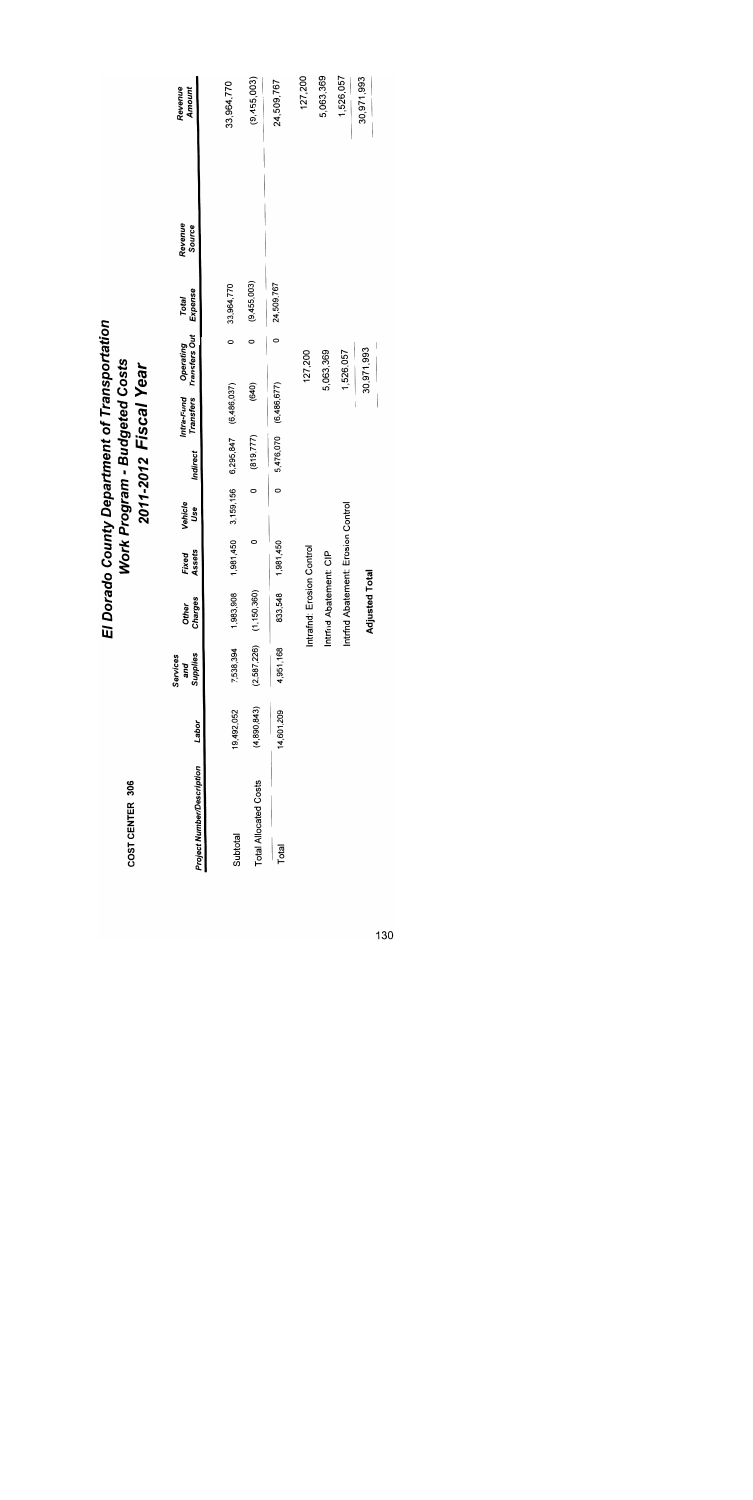# El Dorado County Department of Transportation

## Work Program - Budgeted Costs

## 2011-2012 Fiscal Year

**COST CENTER 306**

| Project Number/Description | Labor | Services and Supplies | Other Charges | Fixed Assets | Vehicle Use | Indirect | Intra-Fund Transfers | Operating Transfers Out | Total Expense | Revenue Source | Revenue Amount |
|---|---|---|---|---|---|---|---|---|---|---|---|
| Subtotal | 19,492,052 | 7,538,394 | 1,983,908 | 1,981,450 | 3,159,156 | 6,295,847 | (6,486,037) | 0 | 33,964,770 | | 33,964,770 |
| Total Allocated Costs | (4,890,843) | (2,587,226) | (1,150,360) | 0 | 0 | (819,777) | (640) | 0 | (9,455,003) | | (9,455,003) |
| Total | 14,601,209 | 4,951,168 | 833,548 | 1,981,450 | 0 | 5,476,070 | (6,486,677) | 0 | 24,509,767 | | 24,509,767 |
| | | | Intrafnd: Erosion Control | | | | 127,200 | | | | 127,200 |
| | | | Intrfnd Abatement: CIP | | | | 5,063,369 | | | | 5,063,369 |
| | | | Intrfnd Abatement: Erosion Control | | | | 1,526,057 | | | | 1,526,057 |
| | | | **Adjusted Total** | | | | 30,971,993 | | | | 30,971,993 |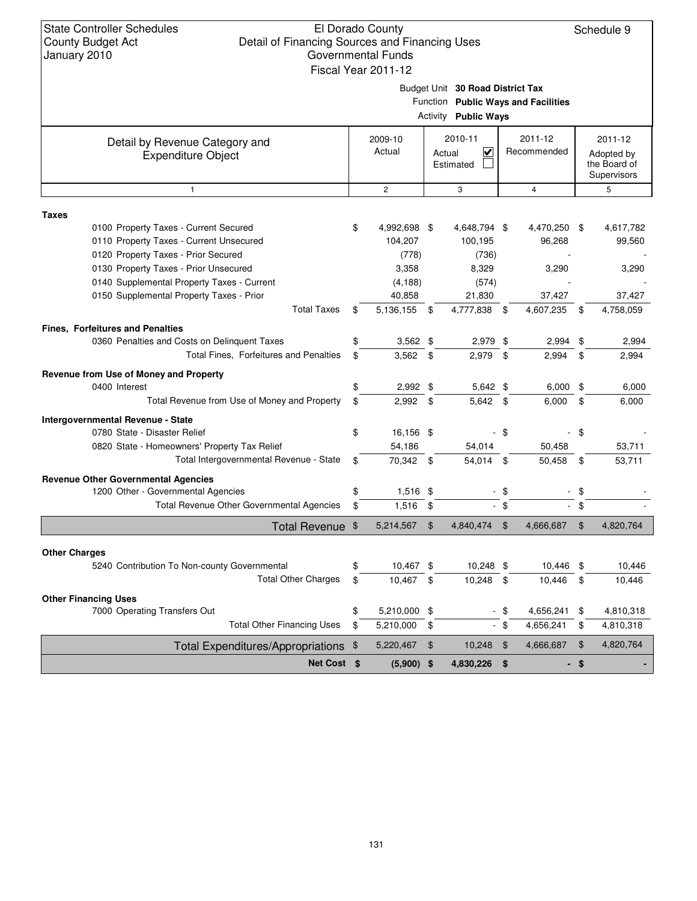State Controller Schedules
County Budget Act
January 2010

El Dorado County
Detail of Financing Sources and Financing Uses
Governmental Funds
Fiscal Year 2011-12

Schedule 9

Budget Unit **30 Road District Tax**
Function **Public Ways and Facilities**
Activity **Public Ways**

| Detail by Revenue Category and Expenditure Object | 2009-10 Actual | 2010-11 Actual ☑ Estimated ☐ | 2011-12 Recommended | 2011-12 Adopted by the Board of Supervisors |
|---|---|---|---|---|
| 1 | 2 | 3 | 4 | 5 |
| **Taxes** | | | | |
| 0100 Property Taxes - Current Secured | $ 4,992,698 | $ 4,648,794 | $ 4,470,250 | $ 4,617,782 |
| 0110 Property Taxes - Current Unsecured | 104,207 | 100,195 | 96,268 | 99,560 |
| 0120 Property Taxes - Prior Secured | (778) | (736) | - | - |
| 0130 Property Taxes - Prior Unsecured | 3,358 | 8,329 | 3,290 | 3,290 |
| 0140 Supplemental Property Taxes - Current | (4,188) | (574) | - | - |
| 0150 Supplemental Property Taxes - Prior | 40,858 | 21,830 | 37,427 | 37,427 |
| Total Taxes | $ 5,136,155 | $ 4,777,838 | $ 4,607,235 | $ 4,758,059 |
| **Fines, Forfeitures and Penalties** | | | | |
| 0360 Penalties and Costs on Delinquent Taxes | $ 3,562 | $ 2,979 | $ 2,994 | $ 2,994 |
| Total Fines, Forfeitures and Penalties | $ 3,562 | $ 2,979 | $ 2,994 | $ 2,994 |
| **Revenue from Use of Money and Property** | | | | |
| 0400 Interest | $ 2,992 | $ 5,642 | $ 6,000 | $ 6,000 |
| Total Revenue from Use of Money and Property | $ 2,992 | $ 5,642 | $ 6,000 | $ 6,000 |
| **Intergovernmental Revenue - State** | | | | |
| 0780 State - Disaster Relief | $ 16,156 | $ - | $ - | $ - |
| 0820 State - Homeowners' Property Tax Relief | 54,186 | 54,014 | 50,458 | 53,711 |
| Total Intergovernmental Revenue - State | $ 70,342 | $ 54,014 | $ 50,458 | $ 53,711 |
| **Revenue Other Governmental Agencies** | | | | |
| 1200 Other - Governmental Agencies | $ 1,516 | $ - | $ - | $ - |
| Total Revenue Other Governmental Agencies | $ 1,516 | $ - | $ - | $ - |
| **Total Revenue** | $ 5,214,567 | $ 4,840,474 | $ 4,666,687 | $ 4,820,764 |
| **Other Charges** | | | | |
| 5240 Contribution To Non-county Governmental | $ 10,467 | $ 10,248 | $ 10,446 | $ 10,446 |
| Total Other Charges | $ 10,467 | $ 10,248 | $ 10,446 | $ 10,446 |
| **Other Financing Uses** | | | | |
| 7000 Operating Transfers Out | $ 5,210,000 | $ - | $ 4,656,241 | $ 4,810,318 |
| Total Other Financing Uses | $ 5,210,000 | $ - | $ 4,656,241 | $ 4,810,318 |
| **Total Expenditures/Appropriations** | $ 5,220,467 | $ 10,248 | $ 4,666,687 | $ 4,820,764 |
| **Net Cost** | **$ (5,900)** | **$ 4,830,226** | **$ -** | **$ -** |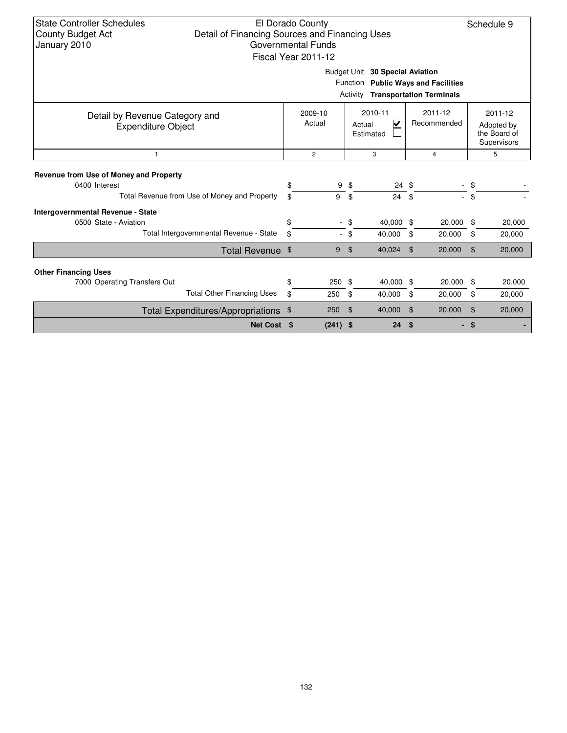State Controller Schedules
County Budget Act
January 2010

El Dorado County
Detail of Financing Sources and Financing Uses
Governmental Funds
Fiscal Year 2011-12

Schedule 9

Budget Unit **30 Special Aviation**
Function **Public Ways and Facilities**
Activity **Transportation Terminals**

| Detail by Revenue Category and Expenditure Object | 2009-10 Actual | 2010-11 Actual ☑ Estimated ☐ | 2011-12 Recommended | 2011-12 Adopted by the Board of Supervisors |
|---|---|---|---|---|
| 1 | 2 | 3 | 4 | 5 |
| **Revenue from Use of Money and Property** | | | | |
| 0400 Interest | $ 9 | $ 24 | $ - | $ - |
| Total Revenue from Use of Money and Property | $ 9 | $ 24 | $ - | $ - |
| **Intergovernmental Revenue - State** | | | | |
| 0500 State - Aviation | $ - | $ 40,000 | $ 20,000 | $ 20,000 |
| Total Intergovernmental Revenue - State | $ - | $ 40,000 | $ 20,000 | $ 20,000 |
| Total Revenue | $ 9 | $ 40,024 | $ 20,000 | $ 20,000 |
| **Other Financing Uses** | | | | |
| 7000 Operating Transfers Out | $ 250 | $ 40,000 | $ 20,000 | $ 20,000 |
| Total Other Financing Uses | $ 250 | $ 40,000 | $ 20,000 | $ 20,000 |
| Total Expenditures/Appropriations | $ 250 | $ 40,000 | $ 20,000 | $ 20,000 |
| **Net Cost** | **$ (241)** | **$ 24** | **$ -** | **$ -** |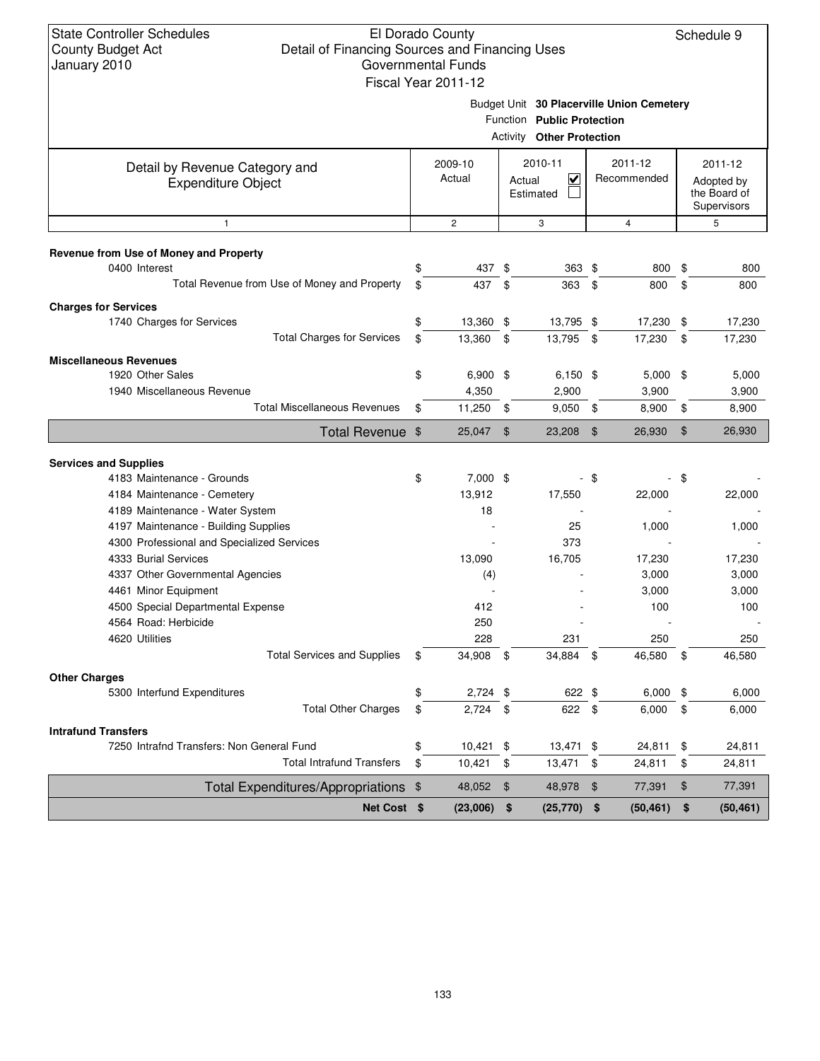State Controller Schedules
County Budget Act
January 2010

El Dorado County
Detail of Financing Sources and Financing Uses
Governmental Funds
Fiscal Year 2011-12

Schedule 9

Budget Unit **30 Placerville Union Cemetery**
Function **Public Protection**
Activity **Other Protection**

| Detail by Revenue Category and Expenditure Object | 2009-10 Actual | 2010-11 Actual ☑ Estimated ☐ | 2011-12 Recommended | 2011-12 Adopted by the Board of Supervisors |
|---|---|---|---|---|
| 1 | 2 | 3 | 4 | 5 |
| **Revenue from Use of Money and Property** | | | | |
| 0400 Interest | $ 437 | $ 363 | $ 800 | $ 800 |
| Total Revenue from Use of Money and Property | $ 437 | $ 363 | $ 800 | $ 800 |
| **Charges for Services** | | | | |
| 1740 Charges for Services | $ 13,360 | $ 13,795 | $ 17,230 | $ 17,230 |
| Total Charges for Services | $ 13,360 | $ 13,795 | $ 17,230 | $ 17,230 |
| **Miscellaneous Revenues** | | | | |
| 1920 Other Sales | $ 6,900 | $ 6,150 | $ 5,000 | $ 5,000 |
| 1940 Miscellaneous Revenue | 4,350 | 2,900 | 3,900 | 3,900 |
| Total Miscellaneous Revenues | $ 11,250 | $ 9,050 | $ 8,900 | $ 8,900 |
| **Total Revenue** | $ 25,047 | $ 23,208 | $ 26,930 | $ 26,930 |
| **Services and Supplies** | | | | |
| 4183 Maintenance - Grounds | $ 7,000 | $ - | $ - | $ - |
| 4184 Maintenance - Cemetery | 13,912 | 17,550 | 22,000 | 22,000 |
| 4189 Maintenance - Water System | 18 | - | - | - |
| 4197 Maintenance - Building Supplies | - | 25 | 1,000 | 1,000 |
| 4300 Professional and Specialized Services | - | 373 | - | - |
| 4333 Burial Services | 13,090 | 16,705 | 17,230 | 17,230 |
| 4337 Other Governmental Agencies | (4) | - | 3,000 | 3,000 |
| 4461 Minor Equipment | - | - | 3,000 | 3,000 |
| 4500 Special Departmental Expense | 412 | - | 100 | 100 |
| 4564 Road: Herbicide | 250 | - | - | - |
| 4620 Utilities | 228 | 231 | 250 | 250 |
| Total Services and Supplies | $ 34,908 | $ 34,884 | $ 46,580 | $ 46,580 |
| **Other Charges** | | | | |
| 5300 Interfund Expenditures | $ 2,724 | $ 622 | $ 6,000 | $ 6,000 |
| Total Other Charges | $ 2,724 | $ 622 | $ 6,000 | $ 6,000 |
| **Intrafund Transfers** | | | | |
| 7250 Intrafnd Transfers: Non General Fund | $ 10,421 | $ 13,471 | $ 24,811 | $ 24,811 |
| Total Intrafund Transfers | $ 10,421 | $ 13,471 | $ 24,811 | $ 24,811 |
| **Total Expenditures/Appropriations** | $ 48,052 | $ 48,978 | $ 77,391 | $ 77,391 |
| **Net Cost** | **$ (23,006)** | **$ (25,770)** | **$ (50,461)** | **$ (50,461)** |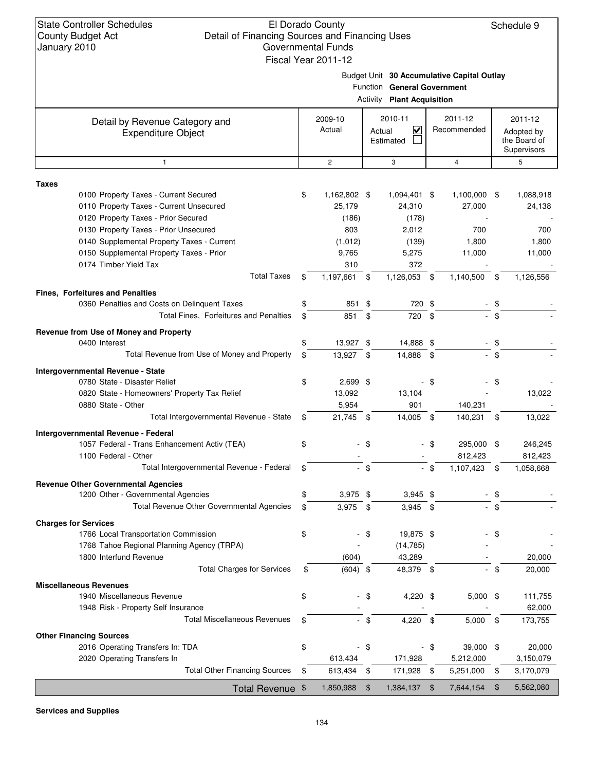State Controller Schedules
County Budget Act
January 2010

El Dorado County
Detail of Financing Sources and Financing Uses
Governmental Funds
Fiscal Year 2011-12

Schedule 9

Budget Unit **30 Accumulative Capital Outlay**
Function **General Government**
Activity **Plant Acquisition**

| Detail by Revenue Category and Expenditure Object | 2009-10 Actual | 2010-11 Actual ☑ Estimated ☐ | 2011-12 Recommended | 2011-12 Adopted by the Board of Supervisors |
|---|---|---|---|---|
| 1 | 2 | 3 | 4 | 5 |
| **Taxes** | | | | |
| 0100 Property Taxes - Current Secured | $ 1,162,802 | $ 1,094,401 | $ 1,100,000 | $ 1,088,918 |
| 0110 Property Taxes - Current Unsecured | 25,179 | 24,310 | 27,000 | 24,138 |
| 0120 Property Taxes - Prior Secured | (186) | (178) | - | - |
| 0130 Property Taxes - Prior Unsecured | 803 | 2,012 | 700 | 700 |
| 0140 Supplemental Property Taxes - Current | (1,012) | (139) | 1,800 | 1,800 |
| 0150 Supplemental Property Taxes - Prior | 9,765 | 5,275 | 11,000 | 11,000 |
| 0174 Timber Yield Tax | 310 | 372 | - | - |
| Total Taxes | $ 1,197,661 | $ 1,126,053 | $ 1,140,500 | $ 1,126,556 |
| **Fines, Forfeitures and Penalties** | | | | |
| 0360 Penalties and Costs on Delinquent Taxes | $ 851 | $ 720 | $ - | $ - |
| Total Fines, Forfeitures and Penalties | $ 851 | $ 720 | $ - | $ - |
| **Revenue from Use of Money and Property** | | | | |
| 0400 Interest | $ 13,927 | $ 14,888 | $ - | $ - |
| Total Revenue from Use of Money and Property | $ 13,927 | $ 14,888 | $ - | $ - |
| **Intergovernmental Revenue - State** | | | | |
| 0780 State - Disaster Relief | $ 2,699 | $ - | $ - | $ - |
| 0820 State - Homeowners' Property Tax Relief | 13,092 | 13,104 | - | 13,022 |
| 0880 State - Other | 5,954 | 901 | 140,231 | - |
| Total Intergovernmental Revenue - State | $ 21,745 | $ 14,005 | $ 140,231 | $ 13,022 |
| **Intergovernmental Revenue - Federal** | | | | |
| 1057 Federal - Trans Enhancement Activ (TEA) | $ - | $ - | $ 295,000 | $ 246,245 |
| 1100 Federal - Other | - | - | 812,423 | 812,423 |
| Total Intergovernmental Revenue - Federal | $ - | $ - | $ 1,107,423 | $ 1,058,668 |
| **Revenue Other Governmental Agencies** | | | | |
| 1200 Other - Governmental Agencies | $ 3,975 | $ 3,945 | $ - | $ - |
| Total Revenue Other Governmental Agencies | $ 3,975 | $ 3,945 | $ - | $ - |
| **Charges for Services** | | | | |
| 1766 Local Transportation Commission | $ - | $ 19,875 | $ - | $ - |
| 1768 Tahoe Regional Planning Agency (TRPA) | - | (14,785) | - | - |
| 1800 Interfund Revenue | (604) | 43,289 | - | 20,000 |
| Total Charges for Services | $ (604) | $ 48,379 | $ - | $ 20,000 |
| **Miscellaneous Revenues** | | | | |
| 1940 Miscellaneous Revenue | $ - | $ 4,220 | $ 5,000 | $ 111,755 |
| 1948 Risk - Property Self Insurance | - | - | - | 62,000 |
| Total Miscellaneous Revenues | $ - | $ 4,220 | $ 5,000 | $ 173,755 |
| **Other Financing Sources** | | | | |
| 2016 Operating Transfers In: TDA | $ - | $ - | $ 39,000 | $ 20,000 |
| 2020 Operating Transfers In | 613,434 | 171,928 | 5,212,000 | 3,150,079 |
| Total Other Financing Sources | $ 613,434 | $ 171,928 | $ 5,251,000 | $ 3,170,079 |
| **Total Revenue** | $ 1,850,988 | $ 1,384,137 | $ 7,644,154 | $ 5,562,080 |

**Services and Supplies**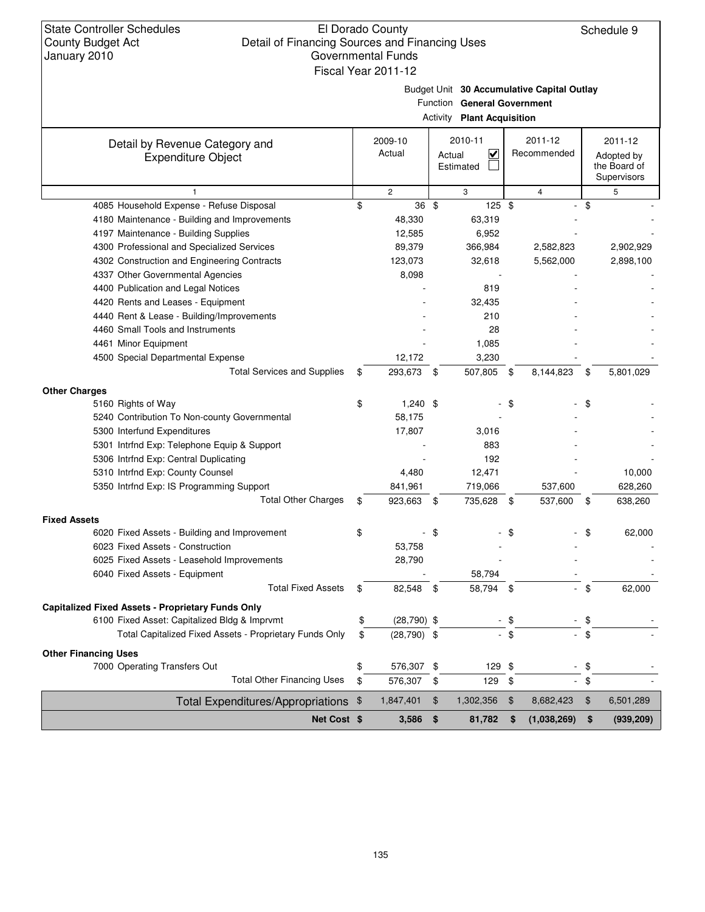State Controller Schedules
County Budget Act
January 2010

El Dorado County
Detail of Financing Sources and Financing Uses
Governmental Funds
Fiscal Year 2011-12

Schedule 9

Budget Unit **30 Accumulative Capital Outlay**
Function **General Government**
Activity **Plant Acquisition**

| Detail by Revenue Category and Expenditure Object | 2009-10 Actual | 2010-11 Actual ☑ Estimated ☐ | 2011-12 Recommended | 2011-12 Adopted by the Board of Supervisors |
|---|---|---|---|---|
| 1 | 2 | 3 | 4 | 5 |
| 4085 Household Expense - Refuse Disposal | $ 36 | $ 125 | $ - | $ - |
| 4180 Maintenance - Building and Improvements | 48,330 | 63,319 | - | - |
| 4197 Maintenance - Building Supplies | 12,585 | 6,952 | - | - |
| 4300 Professional and Specialized Services | 89,379 | 366,984 | 2,582,823 | 2,902,929 |
| 4302 Construction and Engineering Contracts | 123,073 | 32,618 | 5,562,000 | 2,898,100 |
| 4337 Other Governmental Agencies | 8,098 | - | - | - |
| 4400 Publication and Legal Notices | - | 819 | - | - |
| 4420 Rents and Leases - Equipment | - | 32,435 | - | - |
| 4440 Rent & Lease - Building/Improvements | - | 210 | - | - |
| 4460 Small Tools and Instruments | - | 28 | - | - |
| 4461 Minor Equipment | - | 1,085 | - | - |
| 4500 Special Departmental Expense | 12,172 | 3,230 | - | - |
| Total Services and Supplies | $ 293,673 | $ 507,805 | $ 8,144,823 | $ 5,801,029 |
| **Other Charges** | | | | |
| 5160 Rights of Way | $ 1,240 | $ - | $ - | $ - |
| 5240 Contribution To Non-county Governmental | 58,175 | - | - | - |
| 5300 Interfund Expenditures | 17,807 | 3,016 | - | - |
| 5301 Intrfnd Exp: Telephone Equip & Support | - | 883 | - | - |
| 5306 Intrfnd Exp: Central Duplicating | - | 192 | - | - |
| 5310 Intrfnd Exp: County Counsel | 4,480 | 12,471 | - | 10,000 |
| 5350 Intrfnd Exp: IS Programming Support | 841,961 | 719,066 | 537,600 | 628,260 |
| Total Other Charges | $ 923,663 | $ 735,628 | $ 537,600 | $ 638,260 |
| **Fixed Assets** | | | | |
| 6020 Fixed Assets - Building and Improvement | $ - | $ - | $ - | $ 62,000 |
| 6023 Fixed Assets - Construction | 53,758 | - | - | - |
| 6025 Fixed Assets - Leasehold Improvements | 28,790 | - | - | - |
| 6040 Fixed Assets - Equipment | - | 58,794 | - | - |
| Total Fixed Assets | $ 82,548 | $ 58,794 | $ - | $ 62,000 |
| **Capitalized Fixed Assets - Proprietary Funds Only** | | | | |
| 6100 Fixed Asset: Capitalized Bldg & Imprvmt | $ (28,790) | $ - | $ - | $ - |
| Total Capitalized Fixed Assets - Proprietary Funds Only | $ (28,790) | $ - | $ - | $ - |
| **Other Financing Uses** | | | | |
| 7000 Operating Transfers Out | $ 576,307 | $ 129 | $ - | $ - |
| Total Other Financing Uses | $ 576,307 | $ 129 | $ - | $ - |
| Total Expenditures/Appropriations | $ 1,847,401 | $ 1,302,356 | $ 8,682,423 | $ 6,501,289 |
| **Net Cost** | **$ 3,586** | **$ 81,782** | **$ (1,038,269)** | **$ (939,209)** |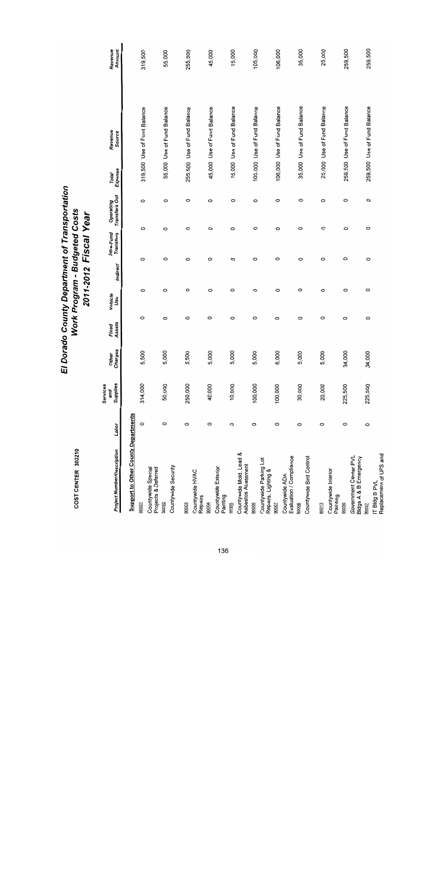# El Dorado County Department of Transportation
## Work Program - Budgeted Costs
## 2011-2012 Fiscal Year

COST CENTER 303210

| Project Number/Description | Labor | Services and Supplies | Other Charges | Fixed Assets | Vehicle Use | Indirect | Intra-Fund Transfers | Operating Transfers Out | Total Expense | Revenue Source | Revenue Amount |
|---|---|---|---|---|---|---|---|---|---|---|---|
| **Support to Other County Departments** | | | | | | | | | | | |
| 90001 Countywide Special Projects & Deferred | 0 | 314,000 | 5,500 | 0 | 0 | 0 | 0 | 0 | 319,500 | Use of Fund Balance | 319,500 |
| 90002 Countywide Security | 0 | 50,000 | 5,000 | 0 | 0 | 0 | 0 | 0 | 55,000 | Use of Fund Balance | 55,000 |
| 90003 Countywide HVAC Repairs | 0 | 250,000 | 5,500 | 0 | 0 | 0 | 0 | 0 | 255,500 | Use of Fund Balance | 255,500 |
| 90004 Countywide Exterior Painting | 0 | 40,000 | 5,000 | 0 | 0 | 0 | 0 | 0 | 45,000 | Use of Fund Balance | 45,000 |
| 90005 Countywide Mold, Lead & Asbestos Abatement | 0 | 10,000 | 5,000 | 0 | 0 | 0 | 0 | 0 | 15,000 | Use of Fund Balance | 15,000 |
| 90006 Countywide Parking Lot Repairs, Lighting & | 0 | 100,000 | 5,000 | 0 | 0 | 0 | 0 | 0 | 105,000 | Use of Fund Balance | 105,000 |
| 90007 Countywide ADA Evaluation / Compliance | 0 | 100,000 | 6,000 | 0 | 0 | 0 | 0 | 0 | 106,000 | Use of Fund Balance | 106,000 |
| 90008 Countywide Bird Control | 0 | 30,000 | 5,000 | 0 | 0 | 0 | 0 | 0 | 35,000 | Use of Fund Balance | 35,000 |
| 90013 Countywide Interior Painting | 0 | 20,000 | 5,000 | 0 | 0 | 0 | 0 | 0 | 25,000 | Use of Fund Balance | 25,000 |
| 90056 Government Center PVL Bldgs A & B Emergency | 0 | 225,500 | 34,000 | 0 | 0 | 0 | 0 | 0 | 259,500 | Use of Fund Balance | 259,500 |
| 90057 IT Bldg B PVL Replacement of UPS and | 0 | 225,500 | 34,000 | 0 | 0 | 0 | 0 | 0 | 259,500 | Use of Fund Balance | 259,500 |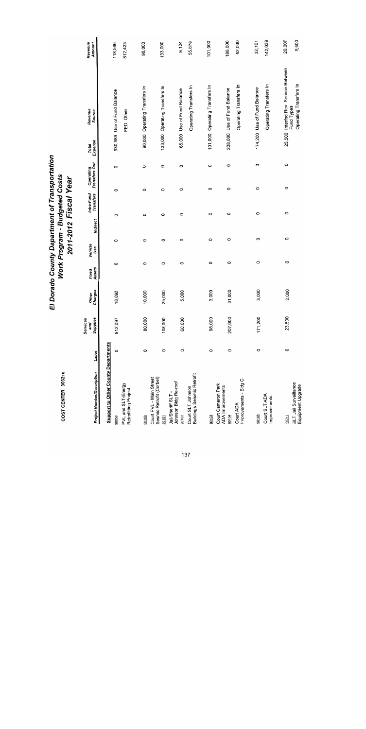# El Dorado County Department of Transportation
## Work Program - Budgeted Costs
## 2011-2012 Fiscal Year

COST CENTER 303210

| Project Number/Description | Labor | Services and Supplies | Other Charges | Fixed Assets | Vehicle Use | Indirect | Intra-Fund Transfers | Operating Transfers Out | Total Expense | Revenue Source | Revenue Amount |
|---|---|---|---|---|---|---|---|---|---|---|---|
| **Support to Other County Departments** | | | | | | | | | | | |
| 90098 PVL and SLT-Energy Retrofitting Project | 0 | 912,097 | 18,892 | 0 | 0 | 0 | 0 | 0 | 930,989 | Use of Fund Balance | 118,566 |
| | | | | | | | | | | FED: Other | 812,423 |
| 90100 Court PVL - Main Street Seismic Retrofit (Corbel) | 0 | 80,000 | 10,000 | 0 | 0 | 0 | 0 | 0 | 90,000 | Operating Transfers In | 90,000 |
| 90101 Jail/Sheriff SLT - Johnson Bldg Re-roof | 0 | 108,000 | 25,000 | 0 | 0 | 0 | 0 | 0 | 133,000 | Operating Transfers In | 133,000 |
| 90102 Court SLT Johnson Buildings Seismic Retrofit | 0 | 60,000 | 5,000 | 0 | 0 | 0 | 0 | 0 | 65,000 | Use of Fund Balance | 9,124 |
| | | | | | | | | | | Operating Transfers In | 55,876 |
| 90103 Court Cameron Park ADA Improvements | 0 | 98,000 | 3,000 | 0 | 0 | 0 | 0 | 0 | 101,000 | Operating Transfers In | 101,000 |
| 90104 Court ADA Improvements - Bldg C | 0 | 207,000 | 31,000 | 0 | 0 | 0 | 0 | 0 | 238,000 | Use of Fund Balance | 186,000 |
| | | | | | | | | | | Operating Transfers In | 52,000 |
| 90108 Court SLT ADA Improvements | 0 | 171,200 | 3,000 | 0 | 0 | 0 | 0 | 0 | 174,200 | Use of Fund Balance | 32,161 |
| | | | | | | | | | | Operating Transfers In | 142,039 |
| 90211 SLT Jail Surveillance Equipment Upgrade | 0 | 23,500 | 2,000 | 0 | 0 | 0 | 0 | 0 | 25,500 | Interfnd Rev: Service Between Fund Types | 20,000 |
| | | | | | | | | | | Operating Transfers In | 5,500 |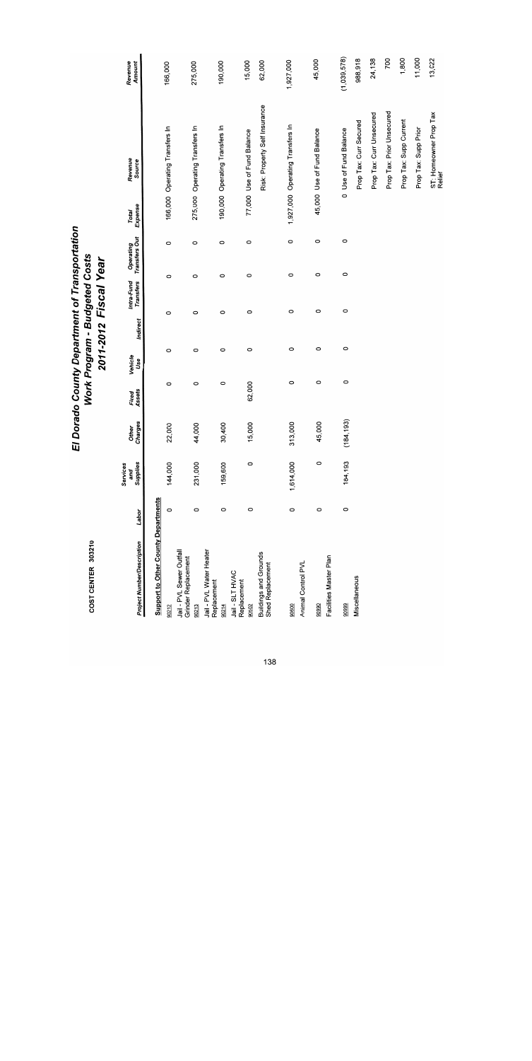# El Dorado County Department of Transportation
## Work Program - Budgeted Costs
## 2011-2012 Fiscal Year

COST CENTER 30321o

| Project Number/Description | Labor | Services and Supplies | Other Charges | Fixed Assets | Vehicle Use | Indirect | Intra-Fund Transfers | Operating Transfers Out | Total Expense | Revenue Source | Revenue Amount |
|---|---|---|---|---|---|---|---|---|---|---|---|
| **Support to Other County Departments** | | | | | | | | | | | |
| 90212 Jail - PVL Sewer Outfall Grinder Replacement | 0 | 144,000 | 22,000 | 0 | 0 | 0 | 0 | 0 | 166,000 | Operating Transfers In | 166,000 |
| 90213 Jail - PVL Water Heater Replacement | 0 | 231,000 | 44,000 | 0 | 0 | 0 | 0 | 0 | 275,000 | Operating Transfers In | 275,000 |
| 90214 Jail - SLT HVAC Replacement | 0 | 159,600 | 30,400 | 0 | 0 | 0 | 0 | 0 | 190,000 | Operating Transfers In | 190,000 |
| 90502 Buildings and Grounds Shed Replacement | 0 | 0 | 15,000 | 62,000 | 0 | 0 | 0 | 0 | 77,000 | Use of Fund Balance | 15,000 |
| | | | | | | | | | | Risk: Property Self Insurance | 62,000 |
| 90600 Animal Control PVL | 0 | 1,614,000 | 313,000 | 0 | 0 | 0 | 0 | 0 | 1,927,000 | Operating Transfers In | 1,927,000 |
| 90990 Facilities Master Plan | 0 | 0 | 45,000 | 0 | 0 | 0 | 0 | 0 | 45,000 | Use of Fund Balance | 45,000 |
| 90999 Miscellaneous | 0 | 184,193 | (184,193) | 0 | 0 | 0 | 0 | 0 | 0 | Use of Fund Balance | (1,039,578) |
| | | | | | | | | | | Prop Tax: Curr Secured | 988,918 |
| | | | | | | | | | | Prop Tax: Curr Unsecured | 24,138 |
| | | | | | | | | | | Prop Tax: Prior Unsecured | 700 |
| | | | | | | | | | | Prop Tax: Supp Current | 1,800 |
| | | | | | | | | | | Prop Tax: Supp Prior | 11,000 |
| | | | | | | | | | | ST: Homeowner Prop Tax Relief | 13,022 |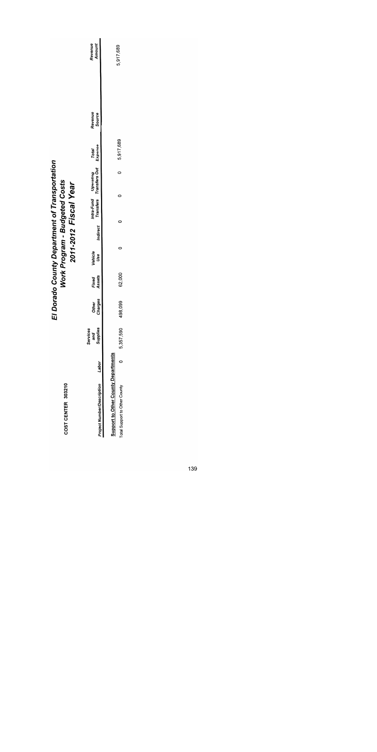COST CENTER 303210

# El Dorado County Department of Transportation
## Work Program - Budgeted Costs
## 2011-2012 Fiscal Year

| Project Number/Description | Labor | Services and Supplies | Other Charges | Fixed Assets | Vehicle Use | Indirect | Intra-Fund Transfers | Operating Transfers Out | Total Expense | Revenue Source | Revenue Amount |
|---|---|---|---|---|---|---|---|---|---|---|---|
| **Support to Other County Departments** | | | | | | | | | | | |
| Total Support to Other County | 0 | 5,357,590 | 498,099 | 62,000 | 0 | 0 | 0 | 0 | 5,917,689 | | 5,917,689 |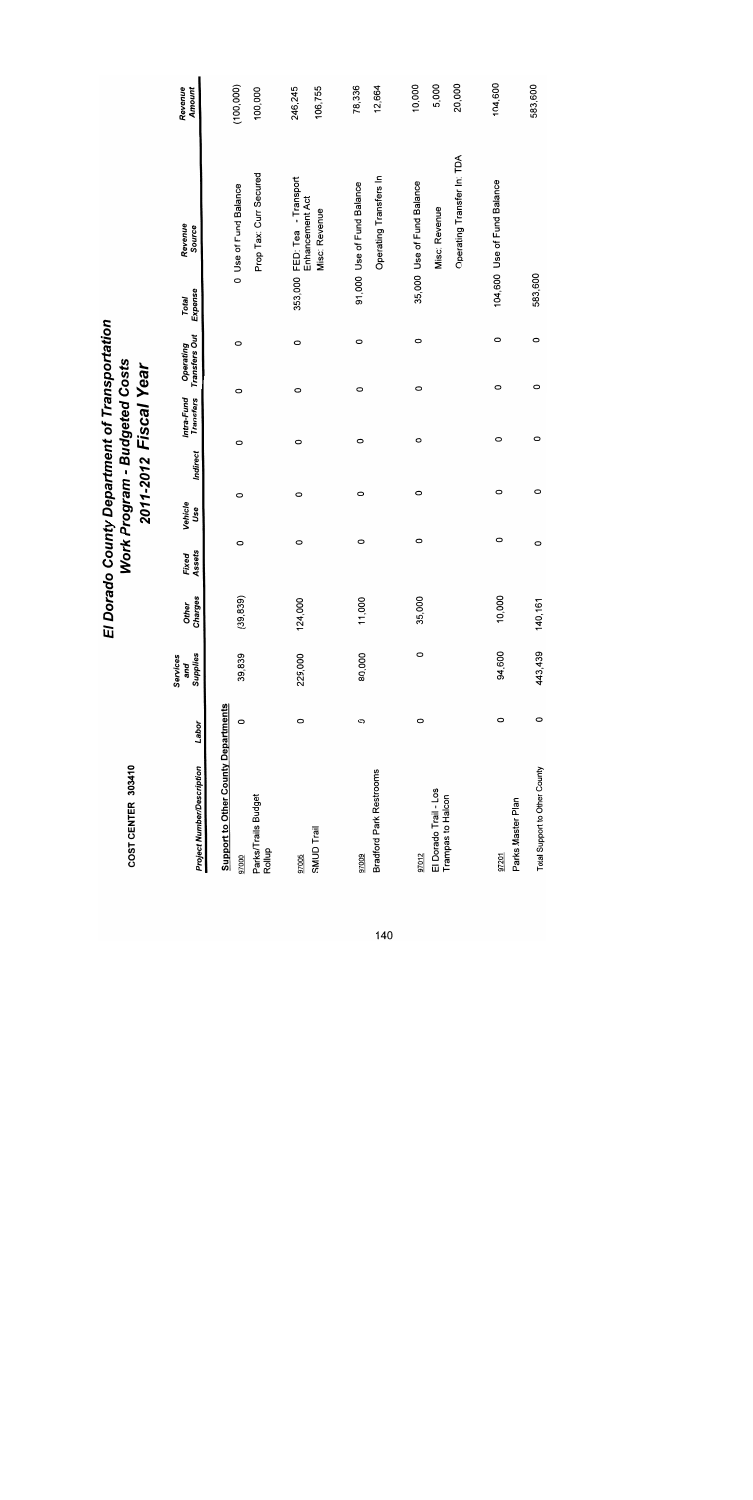# El Dorado County Department of Transportation

## Work Program - Budgeted Costs

## 2011-2012 Fiscal Year

COST CENTER 303410

| Project Number/Description | Labor | Services and Supplies | Other Charges | Fixed Assets | Vehicle Use | Indirect | Intra-Fund Transfers | Operating Transfers Out | Total Expense | Revenue Source | Revenue Amount |
|---|---|---|---|---|---|---|---|---|---|---|---|
| **Support to Other County Departments** | | | | | | | | | | | |
| 97000 Parks/Trails Budget Rollup | 0 | 39,839 | (39,839) | 0 | 0 | 0 | 0 | 0 | 0 | Use of Fund Balance | (100,000) |
| | | | | | | | | | | Prop Tax: Curr Secured | 100,000 |
| 97005 SMUD Trail | 0 | 229,000 | 124,000 | 0 | 0 | 0 | 0 | 0 | 353,000 | FED: Tea - Transport Enhancement Act | 246,245 |
| | | | | | | | | | | Misc. Revenue | 106,755 |
| 97009 Bradford Park Restrooms | 0 | 80,000 | 11,000 | 0 | 0 | 0 | 0 | 0 | 91,000 | Use of Fund Balance | 78,336 |
| | | | | | | | | | | Operating Transfers In | 12,664 |
| 97012 El Dorado Trail - Los Trampas to Halcon | 0 | 0 | 35,000 | 0 | 0 | 0 | 0 | 0 | 35,000 | Use of Fund Balance | 10,000 |
| | | | | | | | | | | Misc. Revenue | 5,000 |
| | | | | | | | | | | Operating Transfer In: TDA | 20,000 |
| 97201 Parks Master Plan | 0 | 94,600 | 10,000 | 0 | 0 | 0 | 0 | 0 | 104,600 | Use of Fund Balance | 104,600 |
| Total Support to Other County | 0 | 443,439 | 140,161 | 0 | 0 | 0 | 0 | 0 | 583,600 | | 583,600 |